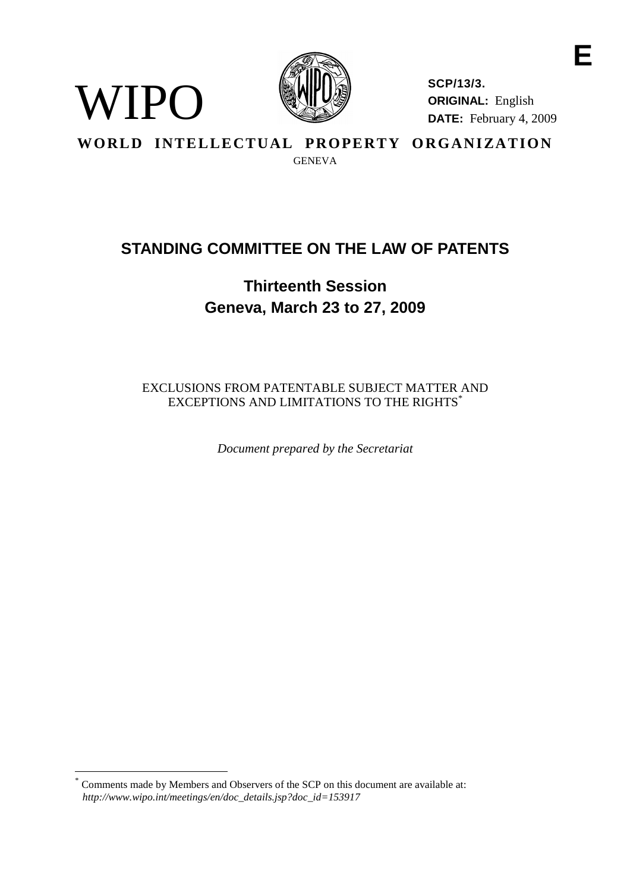E

WIPO

**SCP/13/3.**
**ORIGINAL:** English
**DATE:** February 4, 2009

**WORLD INTELLECTUAL PROPERTY ORGANIZATION**
GENEVA

# STANDING COMMITTEE ON THE LAW OF PATENTS

## Thirteenth Session
## Geneva, March 23 to 27, 2009

EXCLUSIONS FROM PATENTABLE SUBJECT MATTER AND EXCEPTIONS AND LIMITATIONS TO THE RIGHTS[*]

*Document prepared by the Secretariat*

---

[*] Comments made by Members and Observers of the SCP on this document are available at: *http://www.wipo.int/meetings/en/doc_details.jsp?doc_id=153917*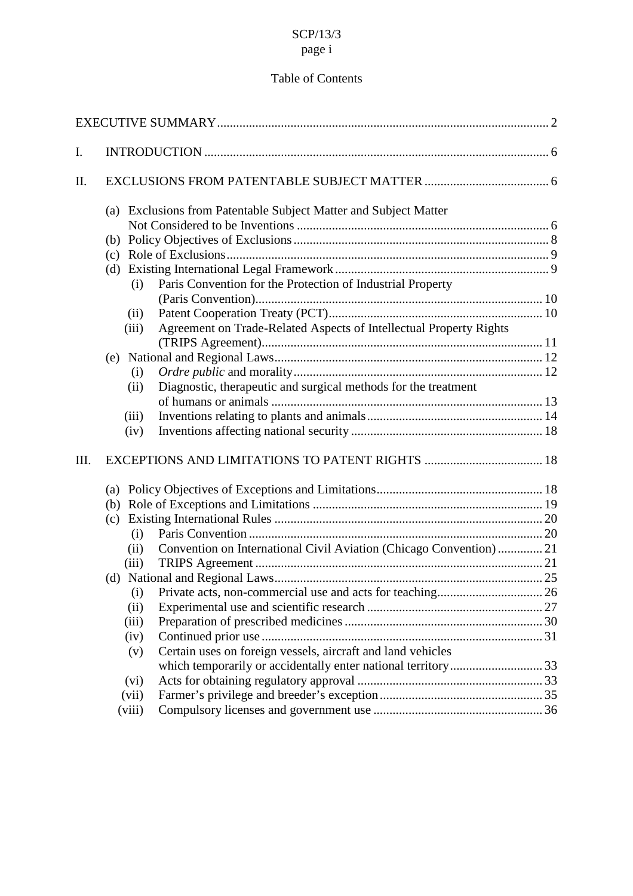# Table of Contents

EXECUTIVE SUMMARY ........ 2

I. INTRODUCTION ........ 6

II. EXCLUSIONS FROM PATENTABLE SUBJECT MATTER ........ 6

- (a) Exclusions from Patentable Subject Matter and Subject Matter Not Considered to be Inventions ........ 6
- (b) Policy Objectives of Exclusions ........ 8
- (c) Role of Exclusions ........ 9
- (d) Existing International Legal Framework ........ 9
  - (i) Paris Convention for the Protection of Industrial Property (Paris Convention) ........ 10
  - (ii) Patent Cooperation Treaty (PCT) ........ 10
  - (iii) Agreement on Trade-Related Aspects of Intellectual Property Rights (TRIPS Agreement) ........ 11
- (e) National and Regional Laws ........ 12
  - (i) *Ordre public* and morality ........ 12
  - (ii) Diagnostic, therapeutic and surgical methods for the treatment of humans or animals ........ 13
  - (iii) Inventions relating to plants and animals ........ 14
  - (iv) Inventions affecting national security ........ 18

III. EXCEPTIONS AND LIMITATIONS TO PATENT RIGHTS ........ 18

- (a) Policy Objectives of Exceptions and Limitations ........ 18
- (b) Role of Exceptions and Limitations ........ 19
- (c) Existing International Rules ........ 20
  - (i) Paris Convention ........ 20
  - (ii) Convention on International Civil Aviation (Chicago Convention) ........ 21
  - (iii) TRIPS Agreement ........ 21
- (d) National and Regional Laws ........ 25
  - (i) Private acts, non-commercial use and acts for teaching ........ 26
  - (ii) Experimental use and scientific research ........ 27
  - (iii) Preparation of prescribed medicines ........ 30
  - (iv) Continued prior use ........ 31
  - (v) Certain uses on foreign vessels, aircraft and land vehicles which temporarily or accidentally enter national territory ........ 33
  - (vi) Acts for obtaining regulatory approval ........ 33
  - (vii) Farmer's privilege and breeder's exception ........ 35
  - (viii) Compulsory licenses and government use ........ 36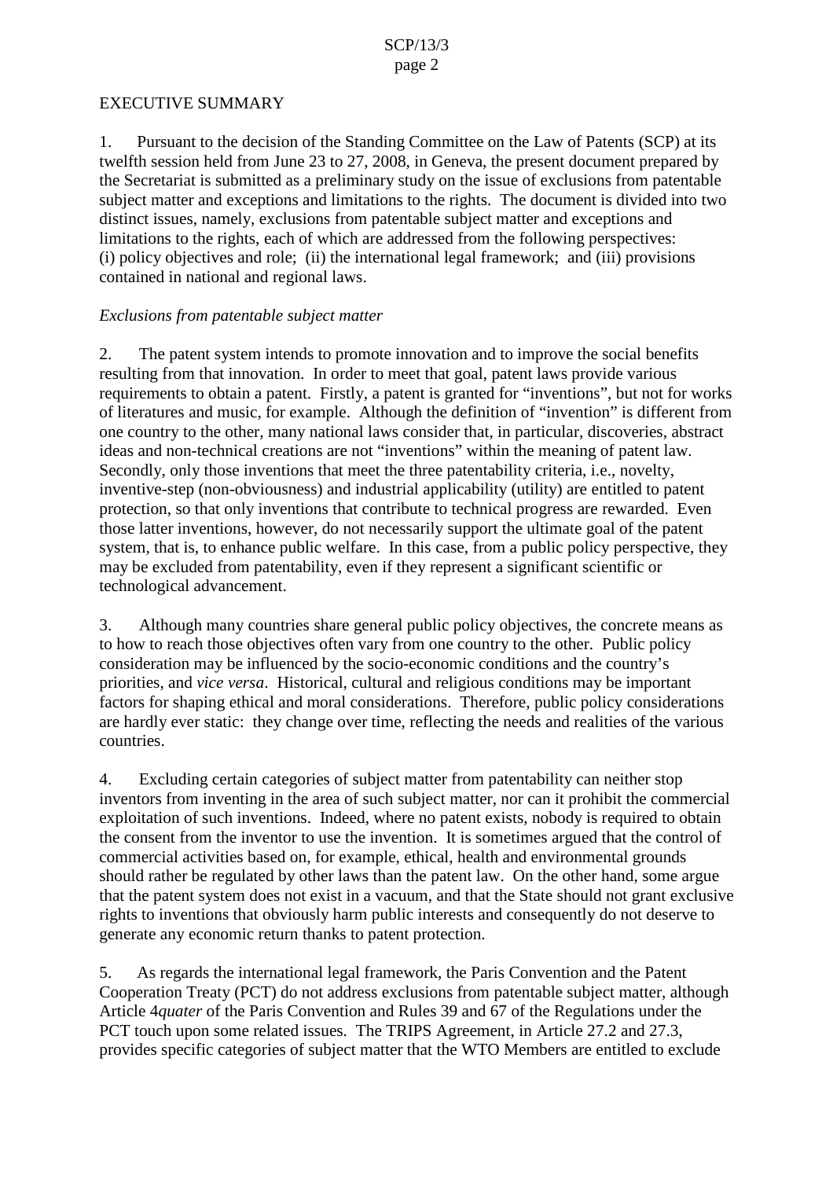EXECUTIVE SUMMARY

1. Pursuant to the decision of the Standing Committee on the Law of Patents (SCP) at its twelfth session held from June 23 to 27, 2008, in Geneva, the present document prepared by the Secretariat is submitted as a preliminary study on the issue of exclusions from patentable subject matter and exceptions and limitations to the rights. The document is divided into two distinct issues, namely, exclusions from patentable subject matter and exceptions and limitations to the rights, each of which are addressed from the following perspectives: (i) policy objectives and role; (ii) the international legal framework; and (iii) provisions contained in national and regional laws.

*Exclusions from patentable subject matter*

2. The patent system intends to promote innovation and to improve the social benefits resulting from that innovation. In order to meet that goal, patent laws provide various requirements to obtain a patent. Firstly, a patent is granted for "inventions", but not for works of literatures and music, for example. Although the definition of "invention" is different from one country to the other, many national laws consider that, in particular, discoveries, abstract ideas and non-technical creations are not "inventions" within the meaning of patent law. Secondly, only those inventions that meet the three patentability criteria, i.e., novelty, inventive-step (non-obviousness) and industrial applicability (utility) are entitled to patent protection, so that only inventions that contribute to technical progress are rewarded. Even those latter inventions, however, do not necessarily support the ultimate goal of the patent system, that is, to enhance public welfare. In this case, from a public policy perspective, they may be excluded from patentability, even if they represent a significant scientific or technological advancement.

3. Although many countries share general public policy objectives, the concrete means as to how to reach those objectives often vary from one country to the other. Public policy consideration may be influenced by the socio-economic conditions and the country's priorities, and *vice versa*. Historical, cultural and religious conditions may be important factors for shaping ethical and moral considerations. Therefore, public policy considerations are hardly ever static: they change over time, reflecting the needs and realities of the various countries.

4. Excluding certain categories of subject matter from patentability can neither stop inventors from inventing in the area of such subject matter, nor can it prohibit the commercial exploitation of such inventions. Indeed, where no patent exists, nobody is required to obtain the consent from the inventor to use the invention. It is sometimes argued that the control of commercial activities based on, for example, ethical, health and environmental grounds should rather be regulated by other laws than the patent law. On the other hand, some argue that the patent system does not exist in a vacuum, and that the State should not grant exclusive rights to inventions that obviously harm public interests and consequently do not deserve to generate any economic return thanks to patent protection.

5. As regards the international legal framework, the Paris Convention and the Patent Cooperation Treaty (PCT) do not address exclusions from patentable subject matter, although Article 4*quater* of the Paris Convention and Rules 39 and 67 of the Regulations under the PCT touch upon some related issues. The TRIPS Agreement, in Article 27.2 and 27.3, provides specific categories of subject matter that the WTO Members are entitled to exclude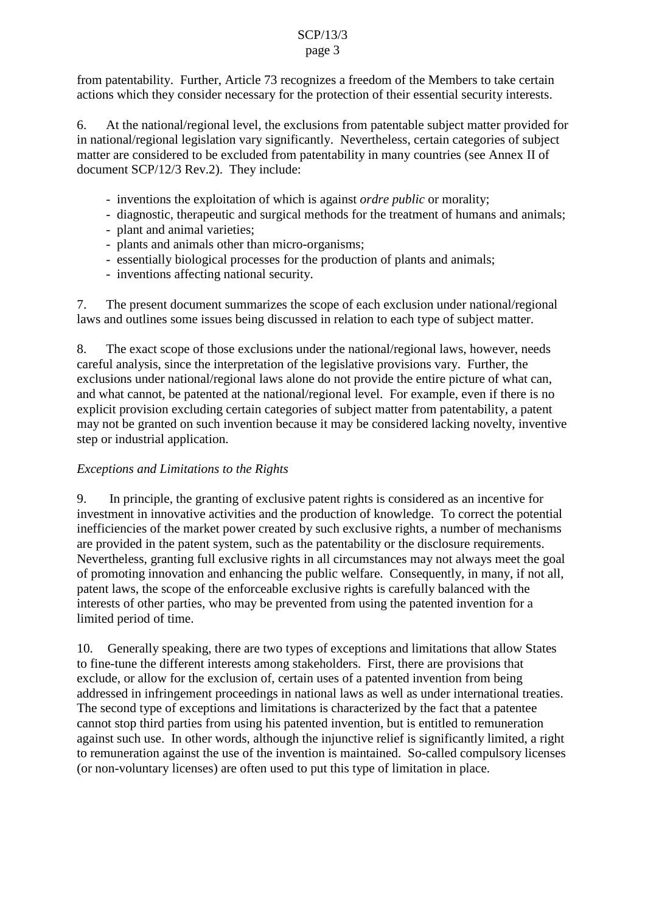from patentability. Further, Article 73 recognizes a freedom of the Members to take certain actions which they consider necessary for the protection of their essential security interests.

6. At the national/regional level, the exclusions from patentable subject matter provided for in national/regional legislation vary significantly. Nevertheless, certain categories of subject matter are considered to be excluded from patentability in many countries (see Annex II of document SCP/12/3 Rev.2). They include:

- inventions the exploitation of which is against *ordre public* or morality;
- diagnostic, therapeutic and surgical methods for the treatment of humans and animals;
- plant and animal varieties;
- plants and animals other than micro-organisms;
- essentially biological processes for the production of plants and animals;
- inventions affecting national security.

7. The present document summarizes the scope of each exclusion under national/regional laws and outlines some issues being discussed in relation to each type of subject matter.

8. The exact scope of those exclusions under the national/regional laws, however, needs careful analysis, since the interpretation of the legislative provisions vary. Further, the exclusions under national/regional laws alone do not provide the entire picture of what can, and what cannot, be patented at the national/regional level. For example, even if there is no explicit provision excluding certain categories of subject matter from patentability, a patent may not be granted on such invention because it may be considered lacking novelty, inventive step or industrial application.

*Exceptions and Limitations to the Rights*

9. In principle, the granting of exclusive patent rights is considered as an incentive for investment in innovative activities and the production of knowledge. To correct the potential inefficiencies of the market power created by such exclusive rights, a number of mechanisms are provided in the patent system, such as the patentability or the disclosure requirements. Nevertheless, granting full exclusive rights in all circumstances may not always meet the goal of promoting innovation and enhancing the public welfare. Consequently, in many, if not all, patent laws, the scope of the enforceable exclusive rights is carefully balanced with the interests of other parties, who may be prevented from using the patented invention for a limited period of time.

10. Generally speaking, there are two types of exceptions and limitations that allow States to fine-tune the different interests among stakeholders. First, there are provisions that exclude, or allow for the exclusion of, certain uses of a patented invention from being addressed in infringement proceedings in national laws as well as under international treaties. The second type of exceptions and limitations is characterized by the fact that a patentee cannot stop third parties from using his patented invention, but is entitled to remuneration against such use. In other words, although the injunctive relief is significantly limited, a right to remuneration against the use of the invention is maintained. So-called compulsory licenses (or non-voluntary licenses) are often used to put this type of limitation in place.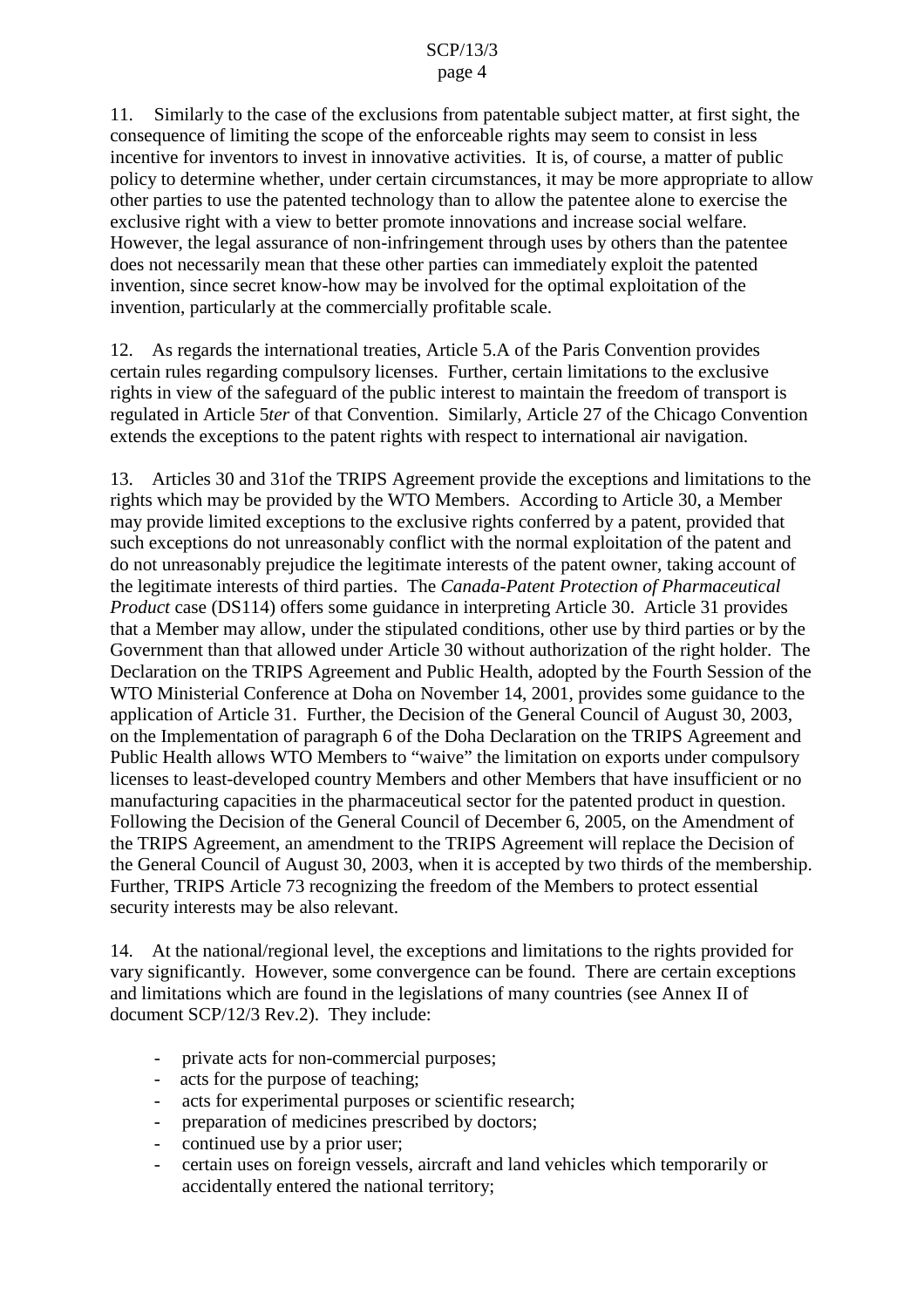11. Similarly to the case of the exclusions from patentable subject matter, at first sight, the consequence of limiting the scope of the enforceable rights may seem to consist in less incentive for inventors to invest in innovative activities. It is, of course, a matter of public policy to determine whether, under certain circumstances, it may be more appropriate to allow other parties to use the patented technology than to allow the patentee alone to exercise the exclusive right with a view to better promote innovations and increase social welfare. However, the legal assurance of non-infringement through uses by others than the patentee does not necessarily mean that these other parties can immediately exploit the patented invention, since secret know-how may be involved for the optimal exploitation of the invention, particularly at the commercially profitable scale.

12. As regards the international treaties, Article 5.A of the Paris Convention provides certain rules regarding compulsory licenses. Further, certain limitations to the exclusive rights in view of the safeguard of the public interest to maintain the freedom of transport is regulated in Article 5*ter* of that Convention. Similarly, Article 27 of the Chicago Convention extends the exceptions to the patent rights with respect to international air navigation.

13. Articles 30 and 31of the TRIPS Agreement provide the exceptions and limitations to the rights which may be provided by the WTO Members. According to Article 30, a Member may provide limited exceptions to the exclusive rights conferred by a patent, provided that such exceptions do not unreasonably conflict with the normal exploitation of the patent and do not unreasonably prejudice the legitimate interests of the patent owner, taking account of the legitimate interests of third parties. The *Canada-Patent Protection of Pharmaceutical Product* case (DS114) offers some guidance in interpreting Article 30. Article 31 provides that a Member may allow, under the stipulated conditions, other use by third parties or by the Government than that allowed under Article 30 without authorization of the right holder. The Declaration on the TRIPS Agreement and Public Health, adopted by the Fourth Session of the WTO Ministerial Conference at Doha on November 14, 2001, provides some guidance to the application of Article 31. Further, the Decision of the General Council of August 30, 2003, on the Implementation of paragraph 6 of the Doha Declaration on the TRIPS Agreement and Public Health allows WTO Members to "waive" the limitation on exports under compulsory licenses to least-developed country Members and other Members that have insufficient or no manufacturing capacities in the pharmaceutical sector for the patented product in question. Following the Decision of the General Council of December 6, 2005, on the Amendment of the TRIPS Agreement, an amendment to the TRIPS Agreement will replace the Decision of the General Council of August 30, 2003, when it is accepted by two thirds of the membership. Further, TRIPS Article 73 recognizing the freedom of the Members to protect essential security interests may be also relevant.

14. At the national/regional level, the exceptions and limitations to the rights provided for vary significantly. However, some convergence can be found. There are certain exceptions and limitations which are found in the legislations of many countries (see Annex II of document SCP/12/3 Rev.2). They include:

- private acts for non-commercial purposes;
- acts for the purpose of teaching;
- acts for experimental purposes or scientific research;
- preparation of medicines prescribed by doctors;
- continued use by a prior user;
- certain uses on foreign vessels, aircraft and land vehicles which temporarily or accidentally entered the national territory;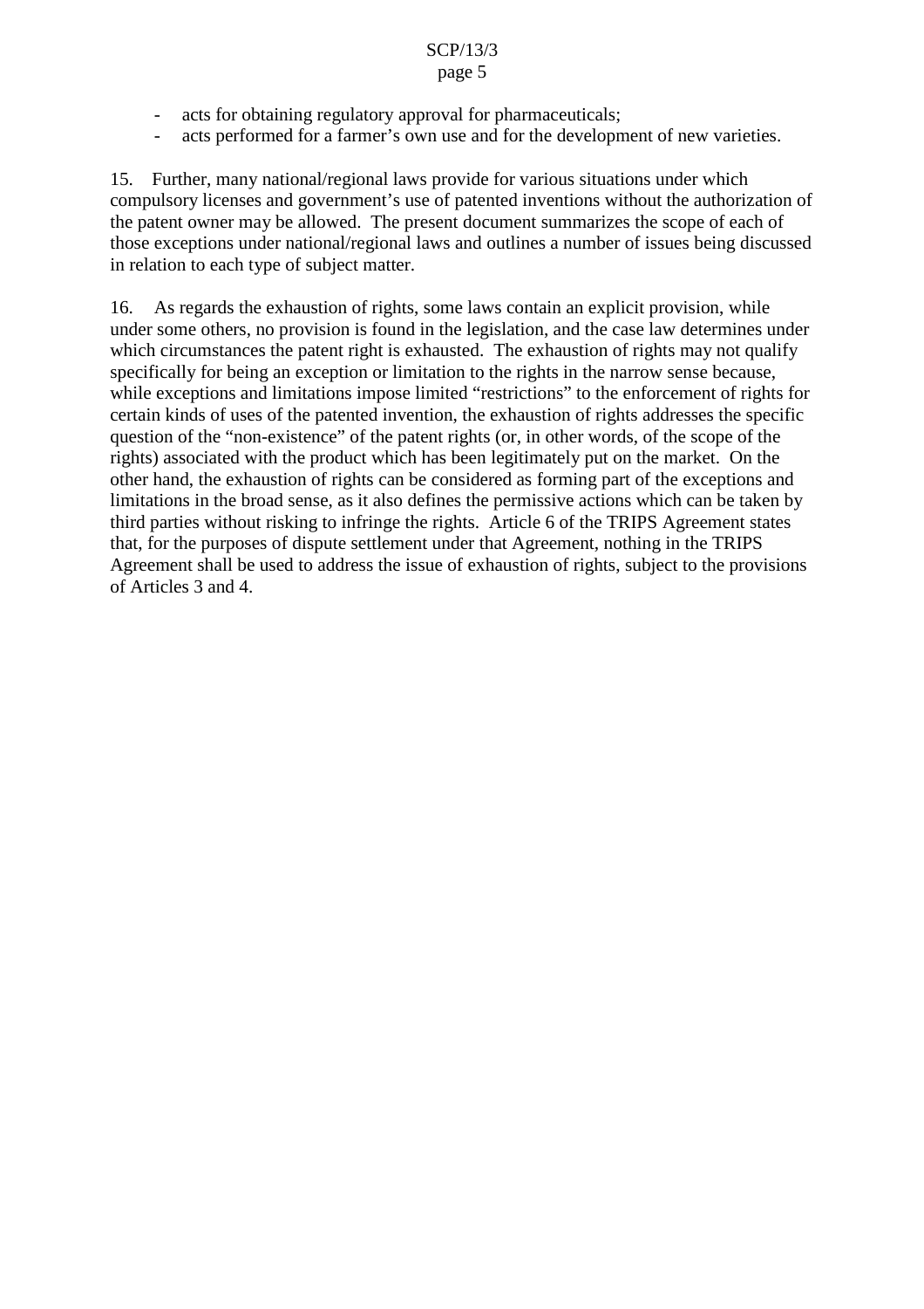- acts for obtaining regulatory approval for pharmaceuticals;
- acts performed for a farmer's own use and for the development of new varieties.

15. Further, many national/regional laws provide for various situations under which compulsory licenses and government's use of patented inventions without the authorization of the patent owner may be allowed. The present document summarizes the scope of each of those exceptions under national/regional laws and outlines a number of issues being discussed in relation to each type of subject matter.

16. As regards the exhaustion of rights, some laws contain an explicit provision, while under some others, no provision is found in the legislation, and the case law determines under which circumstances the patent right is exhausted. The exhaustion of rights may not qualify specifically for being an exception or limitation to the rights in the narrow sense because, while exceptions and limitations impose limited "restrictions" to the enforcement of rights for certain kinds of uses of the patented invention, the exhaustion of rights addresses the specific question of the "non-existence" of the patent rights (or, in other words, of the scope of the rights) associated with the product which has been legitimately put on the market. On the other hand, the exhaustion of rights can be considered as forming part of the exceptions and limitations in the broad sense, as it also defines the permissive actions which can be taken by third parties without risking to infringe the rights. Article 6 of the TRIPS Agreement states that, for the purposes of dispute settlement under that Agreement, nothing in the TRIPS Agreement shall be used to address the issue of exhaustion of rights, subject to the provisions of Articles 3 and 4.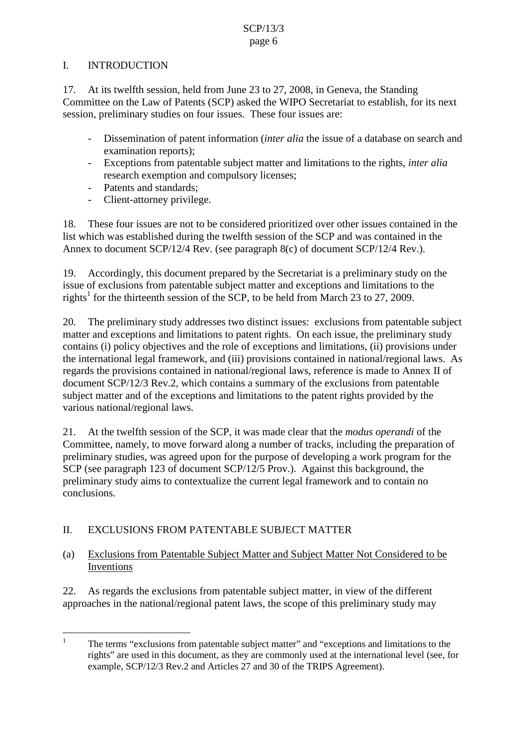## I. INTRODUCTION

17. At its twelfth session, held from June 23 to 27, 2008, in Geneva, the Standing Committee on the Law of Patents (SCP) asked the WIPO Secretariat to establish, for its next session, preliminary studies on four issues. These four issues are:

- Dissemination of patent information (*inter alia* the issue of a database on search and examination reports);
- Exceptions from patentable subject matter and limitations to the rights, *inter alia* research exemption and compulsory licenses;
- Patents and standards;
- Client-attorney privilege.

18. These four issues are not to be considered prioritized over other issues contained in the list which was established during the twelfth session of the SCP and was contained in the Annex to document SCP/12/4 Rev. (see paragraph 8(c) of document SCP/12/4 Rev.).

19. Accordingly, this document prepared by the Secretariat is a preliminary study on the issue of exclusions from patentable subject matter and exceptions and limitations to the rights[1] for the thirteenth session of the SCP, to be held from March 23 to 27, 2009.

20. The preliminary study addresses two distinct issues: exclusions from patentable subject matter and exceptions and limitations to patent rights. On each issue, the preliminary study contains (i) policy objectives and the role of exceptions and limitations, (ii) provisions under the international legal framework, and (iii) provisions contained in national/regional laws. As regards the provisions contained in national/regional laws, reference is made to Annex II of document SCP/12/3 Rev.2, which contains a summary of the exclusions from patentable subject matter and of the exceptions and limitations to the patent rights provided by the various national/regional laws.

21. At the twelfth session of the SCP, it was made clear that the *modus operandi* of the Committee, namely, to move forward along a number of tracks, including the preparation of preliminary studies, was agreed upon for the purpose of developing a work program for the SCP (see paragraph 123 of document SCP/12/5 Prov.). Against this background, the preliminary study aims to contextualize the current legal framework and to contain no conclusions.

## II. EXCLUSIONS FROM PATENTABLE SUBJECT MATTER

### (a) Exclusions from Patentable Subject Matter and Subject Matter Not Considered to be Inventions

22. As regards the exclusions from patentable subject matter, in view of the different approaches in the national/regional patent laws, the scope of this preliminary study may

---

[1] The terms "exclusions from patentable subject matter" and "exceptions and limitations to the rights" are used in this document, as they are commonly used at the international level (see, for example, SCP/12/3 Rev.2 and Articles 27 and 30 of the TRIPS Agreement).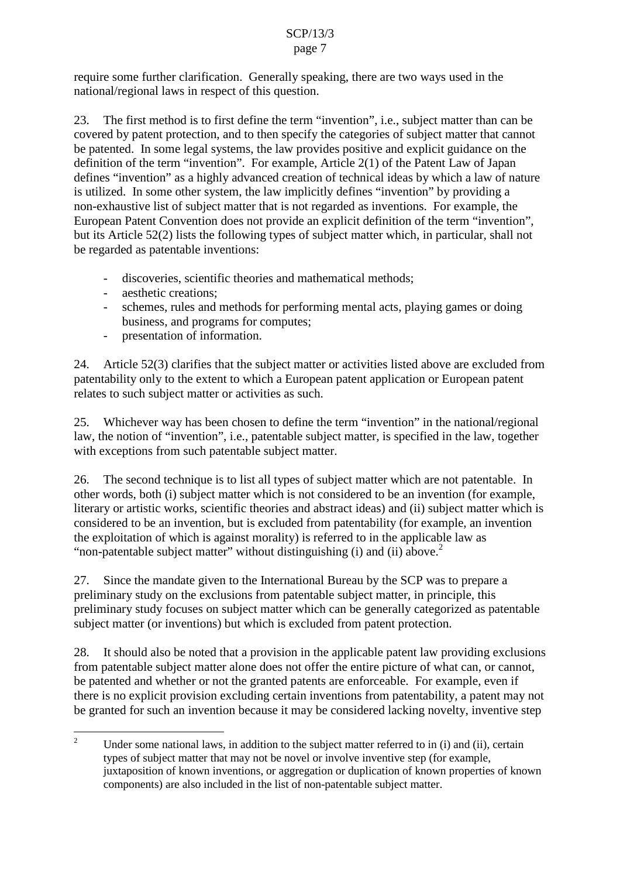require some further clarification. Generally speaking, there are two ways used in the national/regional laws in respect of this question.

23. The first method is to first define the term “invention”, i.e., subject matter than can be covered by patent protection, and to then specify the categories of subject matter that cannot be patented. In some legal systems, the law provides positive and explicit guidance on the definition of the term “invention”. For example, Article 2(1) of the Patent Law of Japan defines “invention” as a highly advanced creation of technical ideas by which a law of nature is utilized. In some other system, the law implicitly defines “invention” by providing a non-exhaustive list of subject matter that is not regarded as inventions. For example, the European Patent Convention does not provide an explicit definition of the term “invention”, but its Article 52(2) lists the following types of subject matter which, in particular, shall not be regarded as patentable inventions:

- discoveries, scientific theories and mathematical methods;
- aesthetic creations;
- schemes, rules and methods for performing mental acts, playing games or doing business, and programs for computes;
- presentation of information.

24. Article 52(3) clarifies that the subject matter or activities listed above are excluded from patentability only to the extent to which a European patent application or European patent relates to such subject matter or activities as such.

25. Whichever way has been chosen to define the term “invention” in the national/regional law, the notion of “invention”, i.e., patentable subject matter, is specified in the law, together with exceptions from such patentable subject matter.

26. The second technique is to list all types of subject matter which are not patentable. In other words, both (i) subject matter which is not considered to be an invention (for example, literary or artistic works, scientific theories and abstract ideas) and (ii) subject matter which is considered to be an invention, but is excluded from patentability (for example, an invention the exploitation of which is against morality) is referred to in the applicable law as “non-patentable subject matter” without distinguishing (i) and (ii) above.[2]

27. Since the mandate given to the International Bureau by the SCP was to prepare a preliminary study on the exclusions from patentable subject matter, in principle, this preliminary study focuses on subject matter which can be generally categorized as patentable subject matter (or inventions) but which is excluded from patent protection.

28. It should also be noted that a provision in the applicable patent law providing exclusions from patentable subject matter alone does not offer the entire picture of what can, or cannot, be patented and whether or not the granted patents are enforceable. For example, even if there is no explicit provision excluding certain inventions from patentability, a patent may not be granted for such an invention because it may be considered lacking novelty, inventive step

---

[2] Under some national laws, in addition to the subject matter referred to in (i) and (ii), certain types of subject matter that may not be novel or involve inventive step (for example, juxtaposition of known inventions, or aggregation or duplication of known properties of known components) are also included in the list of non-patentable subject matter.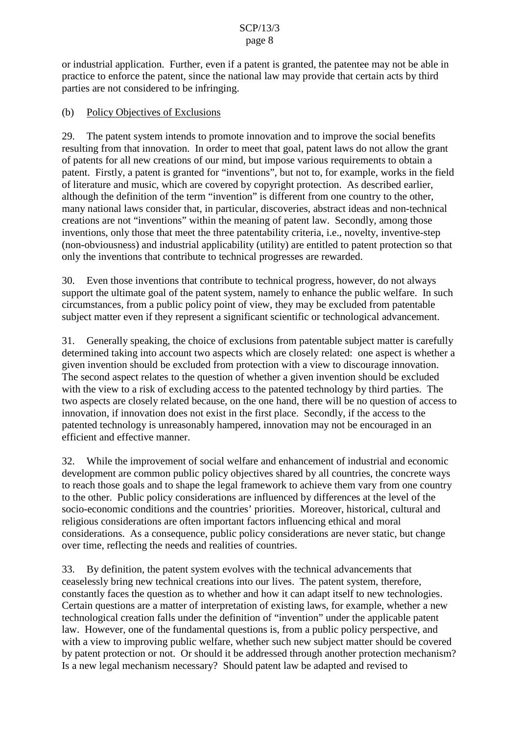or industrial application. Further, even if a patent is granted, the patentee may not be able in practice to enforce the patent, since the national law may provide that certain acts by third parties are not considered to be infringing.

(b) Policy Objectives of Exclusions

29. The patent system intends to promote innovation and to improve the social benefits resulting from that innovation. In order to meet that goal, patent laws do not allow the grant of patents for all new creations of our mind, but impose various requirements to obtain a patent. Firstly, a patent is granted for "inventions", but not to, for example, works in the field of literature and music, which are covered by copyright protection. As described earlier, although the definition of the term "invention" is different from one country to the other, many national laws consider that, in particular, discoveries, abstract ideas and non-technical creations are not "inventions" within the meaning of patent law. Secondly, among those inventions, only those that meet the three patentability criteria, i.e., novelty, inventive-step (non-obviousness) and industrial applicability (utility) are entitled to patent protection so that only the inventions that contribute to technical progresses are rewarded.

30. Even those inventions that contribute to technical progress, however, do not always support the ultimate goal of the patent system, namely to enhance the public welfare. In such circumstances, from a public policy point of view, they may be excluded from patentable subject matter even if they represent a significant scientific or technological advancement.

31. Generally speaking, the choice of exclusions from patentable subject matter is carefully determined taking into account two aspects which are closely related: one aspect is whether a given invention should be excluded from protection with a view to discourage innovation. The second aspect relates to the question of whether a given invention should be excluded with the view to a risk of excluding access to the patented technology by third parties. The two aspects are closely related because, on the one hand, there will be no question of access to innovation, if innovation does not exist in the first place. Secondly, if the access to the patented technology is unreasonably hampered, innovation may not be encouraged in an efficient and effective manner.

32. While the improvement of social welfare and enhancement of industrial and economic development are common public policy objectives shared by all countries, the concrete ways to reach those goals and to shape the legal framework to achieve them vary from one country to the other. Public policy considerations are influenced by differences at the level of the socio-economic conditions and the countries' priorities. Moreover, historical, cultural and religious considerations are often important factors influencing ethical and moral considerations. As a consequence, public policy considerations are never static, but change over time, reflecting the needs and realities of countries.

33. By definition, the patent system evolves with the technical advancements that ceaselessly bring new technical creations into our lives. The patent system, therefore, constantly faces the question as to whether and how it can adapt itself to new technologies. Certain questions are a matter of interpretation of existing laws, for example, whether a new technological creation falls under the definition of "invention" under the applicable patent law. However, one of the fundamental questions is, from a public policy perspective, and with a view to improving public welfare, whether such new subject matter should be covered by patent protection or not. Or should it be addressed through another protection mechanism? Is a new legal mechanism necessary? Should patent law be adapted and revised to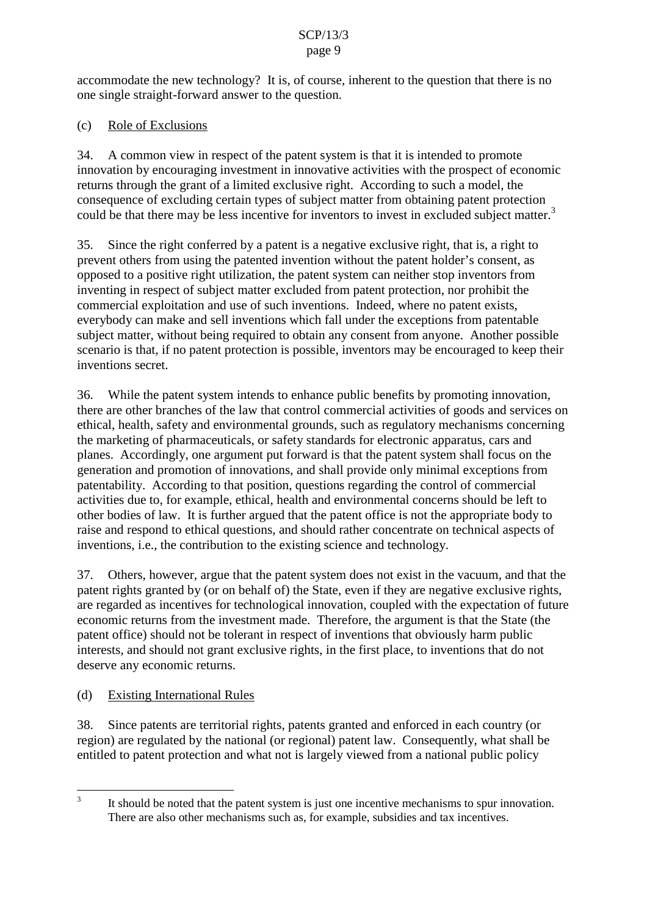accommodate the new technology? It is, of course, inherent to the question that there is no one single straight-forward answer to the question.

(c) Role of Exclusions

34. A common view in respect of the patent system is that it is intended to promote innovation by encouraging investment in innovative activities with the prospect of economic returns through the grant of a limited exclusive right. According to such a model, the consequence of excluding certain types of subject matter from obtaining patent protection could be that there may be less incentive for inventors to invest in excluded subject matter.[3]

35. Since the right conferred by a patent is a negative exclusive right, that is, a right to prevent others from using the patented invention without the patent holder's consent, as opposed to a positive right utilization, the patent system can neither stop inventors from inventing in respect of subject matter excluded from patent protection, nor prohibit the commercial exploitation and use of such inventions. Indeed, where no patent exists, everybody can make and sell inventions which fall under the exceptions from patentable subject matter, without being required to obtain any consent from anyone. Another possible scenario is that, if no patent protection is possible, inventors may be encouraged to keep their inventions secret.

36. While the patent system intends to enhance public benefits by promoting innovation, there are other branches of the law that control commercial activities of goods and services on ethical, health, safety and environmental grounds, such as regulatory mechanisms concerning the marketing of pharmaceuticals, or safety standards for electronic apparatus, cars and planes. Accordingly, one argument put forward is that the patent system shall focus on the generation and promotion of innovations, and shall provide only minimal exceptions from patentability. According to that position, questions regarding the control of commercial activities due to, for example, ethical, health and environmental concerns should be left to other bodies of law. It is further argued that the patent office is not the appropriate body to raise and respond to ethical questions, and should rather concentrate on technical aspects of inventions, i.e., the contribution to the existing science and technology.

37. Others, however, argue that the patent system does not exist in the vacuum, and that the patent rights granted by (or on behalf of) the State, even if they are negative exclusive rights, are regarded as incentives for technological innovation, coupled with the expectation of future economic returns from the investment made. Therefore, the argument is that the State (the patent office) should not be tolerant in respect of inventions that obviously harm public interests, and should not grant exclusive rights, in the first place, to inventions that do not deserve any economic returns.

(d) Existing International Rules

38. Since patents are territorial rights, patents granted and enforced in each country (or region) are regulated by the national (or regional) patent law. Consequently, what shall be entitled to patent protection and what not is largely viewed from a national public policy

---

[3] It should be noted that the patent system is just one incentive mechanisms to spur innovation. There are also other mechanisms such as, for example, subsidies and tax incentives.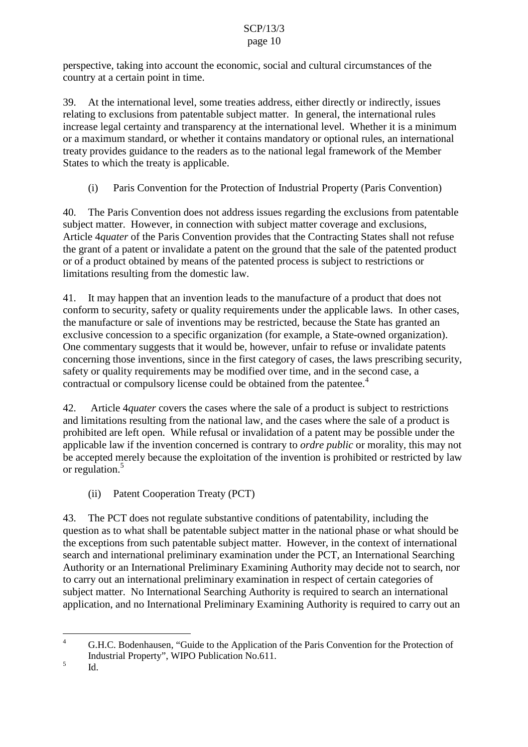perspective, taking into account the economic, social and cultural circumstances of the country at a certain point in time.

39. At the international level, some treaties address, either directly or indirectly, issues relating to exclusions from patentable subject matter. In general, the international rules increase legal certainty and transparency at the international level. Whether it is a minimum or a maximum standard, or whether it contains mandatory or optional rules, an international treaty provides guidance to the readers as to the national legal framework of the Member States to which the treaty is applicable.

(i) Paris Convention for the Protection of Industrial Property (Paris Convention)

40. The Paris Convention does not address issues regarding the exclusions from patentable subject matter. However, in connection with subject matter coverage and exclusions, Article 4*quater* of the Paris Convention provides that the Contracting States shall not refuse the grant of a patent or invalidate a patent on the ground that the sale of the patented product or of a product obtained by means of the patented process is subject to restrictions or limitations resulting from the domestic law.

41. It may happen that an invention leads to the manufacture of a product that does not conform to security, safety or quality requirements under the applicable laws. In other cases, the manufacture or sale of inventions may be restricted, because the State has granted an exclusive concession to a specific organization (for example, a State-owned organization). One commentary suggests that it would be, however, unfair to refuse or invalidate patents concerning those inventions, since in the first category of cases, the laws prescribing security, safety or quality requirements may be modified over time, and in the second case, a contractual or compulsory license could be obtained from the patentee.[4]

42. Article 4*quater* covers the cases where the sale of a product is subject to restrictions and limitations resulting from the national law, and the cases where the sale of a product is prohibited are left open. While refusal or invalidation of a patent may be possible under the applicable law if the invention concerned is contrary to *ordre public* or morality, this may not be accepted merely because the exploitation of the invention is prohibited or restricted by law or regulation.[5]

(ii) Patent Cooperation Treaty (PCT)

43. The PCT does not regulate substantive conditions of patentability, including the question as to what shall be patentable subject matter in the national phase or what should be the exceptions from such patentable subject matter. However, in the context of international search and international preliminary examination under the PCT, an International Searching Authority or an International Preliminary Examining Authority may decide not to search, nor to carry out an international preliminary examination in respect of certain categories of subject matter. No International Searching Authority is required to search an international application, and no International Preliminary Examining Authority is required to carry out an

---

[4] G.H.C. Bodenhausen, "Guide to the Application of the Paris Convention for the Protection of Industrial Property", WIPO Publication No.611.

[5] Id.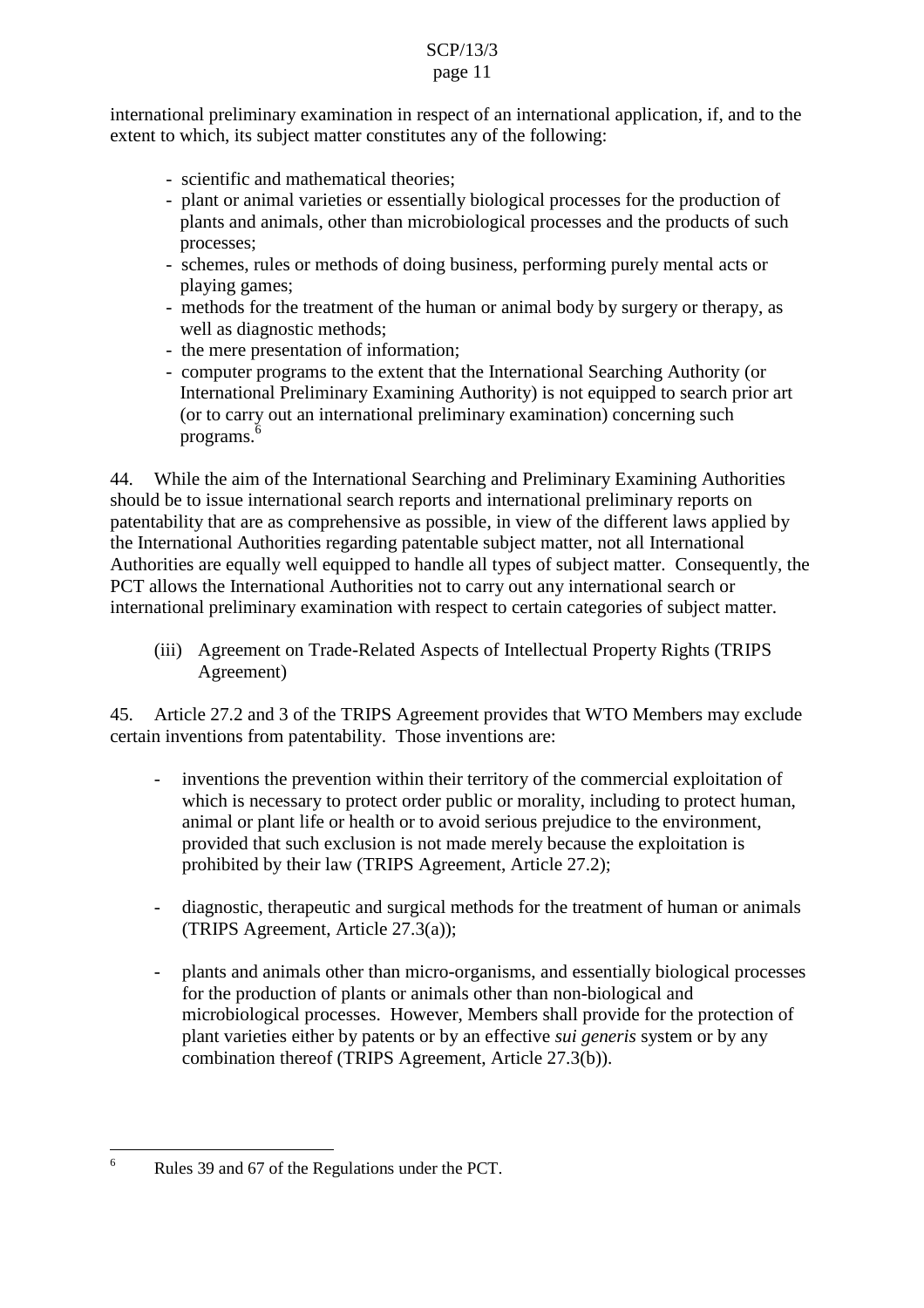international preliminary examination in respect of an international application, if, and to the extent to which, its subject matter constitutes any of the following:

- scientific and mathematical theories;
- plant or animal varieties or essentially biological processes for the production of plants and animals, other than microbiological processes and the products of such processes;
- schemes, rules or methods of doing business, performing purely mental acts or playing games;
- methods for the treatment of the human or animal body by surgery or therapy, as well as diagnostic methods;
- the mere presentation of information;
- computer programs to the extent that the International Searching Authority (or International Preliminary Examining Authority) is not equipped to search prior art (or to carry out an international preliminary examination) concerning such programs.[6]

44. While the aim of the International Searching and Preliminary Examining Authorities should be to issue international search reports and international preliminary reports on patentability that are as comprehensive as possible, in view of the different laws applied by the International Authorities regarding patentable subject matter, not all International Authorities are equally well equipped to handle all types of subject matter. Consequently, the PCT allows the International Authorities not to carry out any international search or international preliminary examination with respect to certain categories of subject matter.

(iii) Agreement on Trade-Related Aspects of Intellectual Property Rights (TRIPS Agreement)

45. Article 27.2 and 3 of the TRIPS Agreement provides that WTO Members may exclude certain inventions from patentability. Those inventions are:

- inventions the prevention within their territory of the commercial exploitation of which is necessary to protect order public or morality, including to protect human, animal or plant life or health or to avoid serious prejudice to the environment, provided that such exclusion is not made merely because the exploitation is prohibited by their law (TRIPS Agreement, Article 27.2);

- diagnostic, therapeutic and surgical methods for the treatment of human or animals (TRIPS Agreement, Article 27.3(a));

- plants and animals other than micro-organisms, and essentially biological processes for the production of plants or animals other than non-biological and microbiological processes. However, Members shall provide for the protection of plant varieties either by patents or by an effective *sui generis* system or by any combination thereof (TRIPS Agreement, Article 27.3(b)).

---

[6] Rules 39 and 67 of the Regulations under the PCT.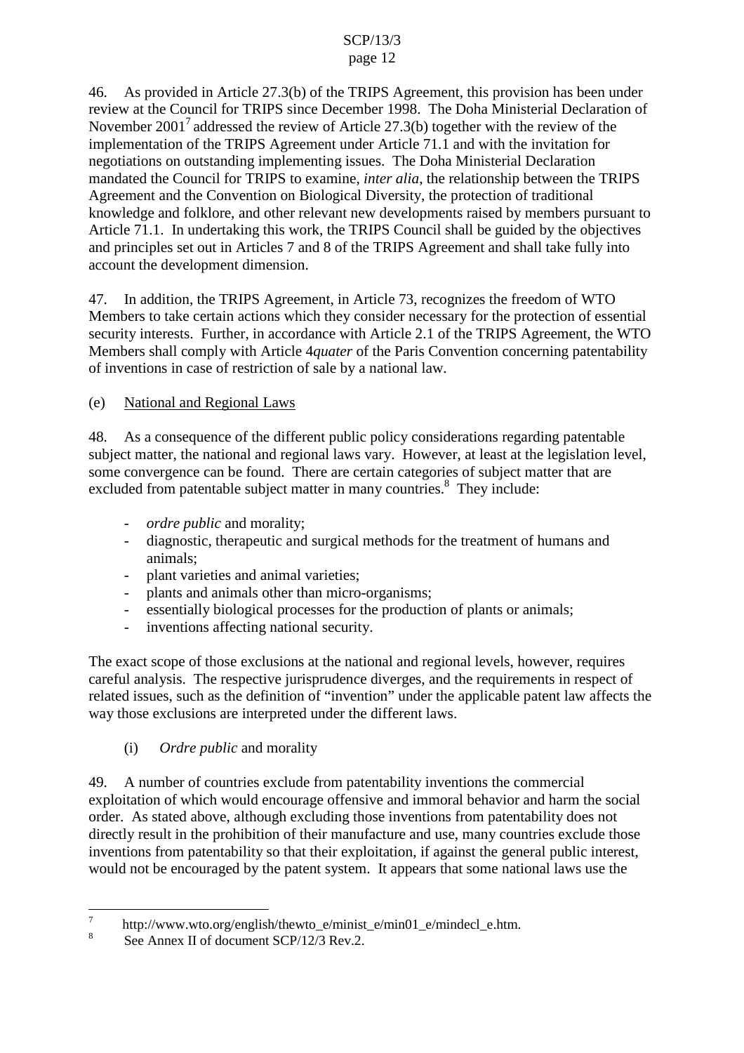46. As provided in Article 27.3(b) of the TRIPS Agreement, this provision has been under review at the Council for TRIPS since December 1998. The Doha Ministerial Declaration of November 2001[7] addressed the review of Article 27.3(b) together with the review of the implementation of the TRIPS Agreement under Article 71.1 and with the invitation for negotiations on outstanding implementing issues. The Doha Ministerial Declaration mandated the Council for TRIPS to examine, *inter alia,* the relationship between the TRIPS Agreement and the Convention on Biological Diversity, the protection of traditional knowledge and folklore, and other relevant new developments raised by members pursuant to Article 71.1. In undertaking this work, the TRIPS Council shall be guided by the objectives and principles set out in Articles 7 and 8 of the TRIPS Agreement and shall take fully into account the development dimension.

47. In addition, the TRIPS Agreement, in Article 73, recognizes the freedom of WTO Members to take certain actions which they consider necessary for the protection of essential security interests. Further, in accordance with Article 2.1 of the TRIPS Agreement, the WTO Members shall comply with Article 4*quater* of the Paris Convention concerning patentability of inventions in case of restriction of sale by a national law.

(e) National and Regional Laws

48. As a consequence of the different public policy considerations regarding patentable subject matter, the national and regional laws vary. However, at least at the legislation level, some convergence can be found. There are certain categories of subject matter that are excluded from patentable subject matter in many countries.[8] They include:

- *ordre public* and morality;
- diagnostic, therapeutic and surgical methods for the treatment of humans and animals;
- plant varieties and animal varieties;
- plants and animals other than micro-organisms;
- essentially biological processes for the production of plants or animals;
- inventions affecting national security.

The exact scope of those exclusions at the national and regional levels, however, requires careful analysis. The respective jurisprudence diverges, and the requirements in respect of related issues, such as the definition of "invention" under the applicable patent law affects the way those exclusions are interpreted under the different laws.

(i) *Ordre public* and morality

49. A number of countries exclude from patentability inventions the commercial exploitation of which would encourage offensive and immoral behavior and harm the social order. As stated above, although excluding those inventions from patentability does not directly result in the prohibition of their manufacture and use, many countries exclude those inventions from patentability so that their exploitation, if against the general public interest, would not be encouraged by the patent system. It appears that some national laws use the

---

[7] http://www.wto.org/english/thewto_e/minist_e/min01_e/mindecl_e.htm.

[8] See Annex II of document SCP/12/3 Rev.2.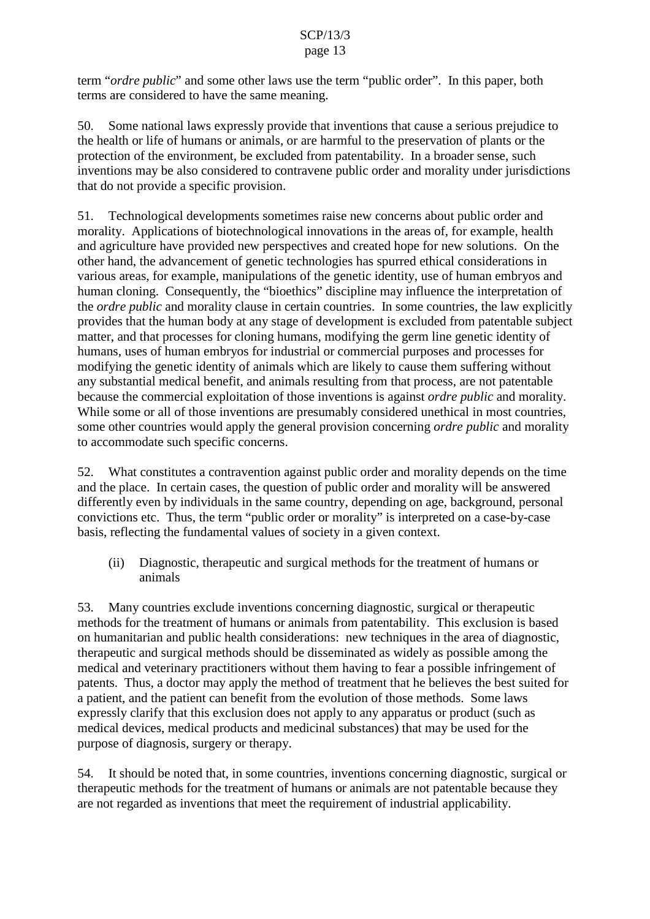term "*ordre public*" and some other laws use the term "public order". In this paper, both terms are considered to have the same meaning.

50. Some national laws expressly provide that inventions that cause a serious prejudice to the health or life of humans or animals, or are harmful to the preservation of plants or the protection of the environment, be excluded from patentability. In a broader sense, such inventions may be also considered to contravene public order and morality under jurisdictions that do not provide a specific provision.

51. Technological developments sometimes raise new concerns about public order and morality. Applications of biotechnological innovations in the areas of, for example, health and agriculture have provided new perspectives and created hope for new solutions. On the other hand, the advancement of genetic technologies has spurred ethical considerations in various areas, for example, manipulations of the genetic identity, use of human embryos and human cloning. Consequently, the "bioethics" discipline may influence the interpretation of the *ordre public* and morality clause in certain countries. In some countries, the law explicitly provides that the human body at any stage of development is excluded from patentable subject matter, and that processes for cloning humans, modifying the germ line genetic identity of humans, uses of human embryos for industrial or commercial purposes and processes for modifying the genetic identity of animals which are likely to cause them suffering without any substantial medical benefit, and animals resulting from that process, are not patentable because the commercial exploitation of those inventions is against *ordre public* and morality. While some or all of those inventions are presumably considered unethical in most countries, some other countries would apply the general provision concerning *ordre public* and morality to accommodate such specific concerns.

52. What constitutes a contravention against public order and morality depends on the time and the place. In certain cases, the question of public order and morality will be answered differently even by individuals in the same country, depending on age, background, personal convictions etc. Thus, the term "public order or morality" is interpreted on a case-by-case basis, reflecting the fundamental values of society in a given context.

(ii) Diagnostic, therapeutic and surgical methods for the treatment of humans or animals

53. Many countries exclude inventions concerning diagnostic, surgical or therapeutic methods for the treatment of humans or animals from patentability. This exclusion is based on humanitarian and public health considerations: new techniques in the area of diagnostic, therapeutic and surgical methods should be disseminated as widely as possible among the medical and veterinary practitioners without them having to fear a possible infringement of patents. Thus, a doctor may apply the method of treatment that he believes the best suited for a patient, and the patient can benefit from the evolution of those methods. Some laws expressly clarify that this exclusion does not apply to any apparatus or product (such as medical devices, medical products and medicinal substances) that may be used for the purpose of diagnosis, surgery or therapy.

54. It should be noted that, in some countries, inventions concerning diagnostic, surgical or therapeutic methods for the treatment of humans or animals are not patentable because they are not regarded as inventions that meet the requirement of industrial applicability.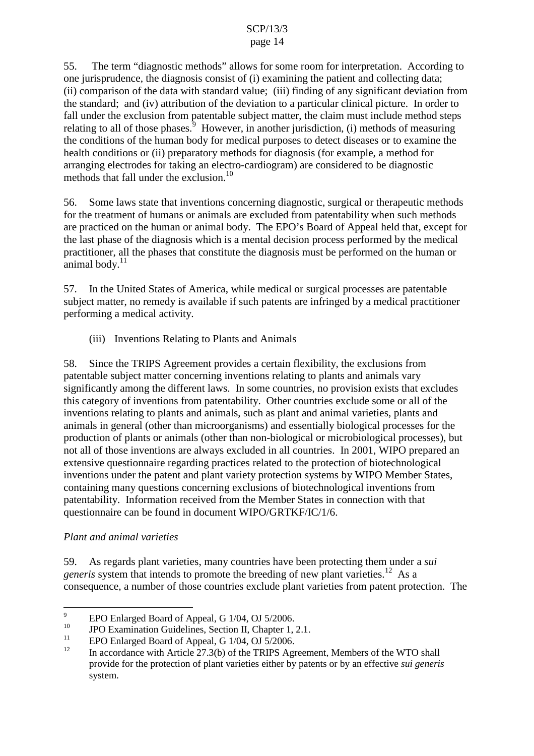55. The term "diagnostic methods" allows for some room for interpretation. According to one jurisprudence, the diagnosis consist of (i) examining the patient and collecting data; (ii) comparison of the data with standard value; (iii) finding of any significant deviation from the standard; and (iv) attribution of the deviation to a particular clinical picture. In order to fall under the exclusion from patentable subject matter, the claim must include method steps relating to all of those phases.[9] However, in another jurisdiction, (i) methods of measuring the conditions of the human body for medical purposes to detect diseases or to examine the health conditions or (ii) preparatory methods for diagnosis (for example, a method for arranging electrodes for taking an electro-cardiogram) are considered to be diagnostic methods that fall under the exclusion.[10]

56. Some laws state that inventions concerning diagnostic, surgical or therapeutic methods for the treatment of humans or animals are excluded from patentability when such methods are practiced on the human or animal body. The EPO's Board of Appeal held that, except for the last phase of the diagnosis which is a mental decision process performed by the medical practitioner, all the phases that constitute the diagnosis must be performed on the human or animal body.[11]

57. In the United States of America, while medical or surgical processes are patentable subject matter, no remedy is available if such patents are infringed by a medical practitioner performing a medical activity.

(iii) Inventions Relating to Plants and Animals

58. Since the TRIPS Agreement provides a certain flexibility, the exclusions from patentable subject matter concerning inventions relating to plants and animals vary significantly among the different laws. In some countries, no provision exists that excludes this category of inventions from patentability. Other countries exclude some or all of the inventions relating to plants and animals, such as plant and animal varieties, plants and animals in general (other than microorganisms) and essentially biological processes for the production of plants or animals (other than non-biological or microbiological processes), but not all of those inventions are always excluded in all countries. In 2001, WIPO prepared an extensive questionnaire regarding practices related to the protection of biotechnological inventions under the patent and plant variety protection systems by WIPO Member States, containing many questions concerning exclusions of biotechnological inventions from patentability. Information received from the Member States in connection with that questionnaire can be found in document WIPO/GRTKF/IC/1/6.

*Plant and animal varieties*

59. As regards plant varieties, many countries have been protecting them under a *sui generis* system that intends to promote the breeding of new plant varieties.[12] As a consequence, a number of those countries exclude plant varieties from patent protection. The

---

[9] EPO Enlarged Board of Appeal, G 1/04, OJ 5/2006.

[10] JPO Examination Guidelines, Section II, Chapter 1, 2.1.

[11] EPO Enlarged Board of Appeal, G 1/04, OJ 5/2006.

[12] In accordance with Article 27.3(b) of the TRIPS Agreement, Members of the WTO shall provide for the protection of plant varieties either by patents or by an effective *sui generis* system.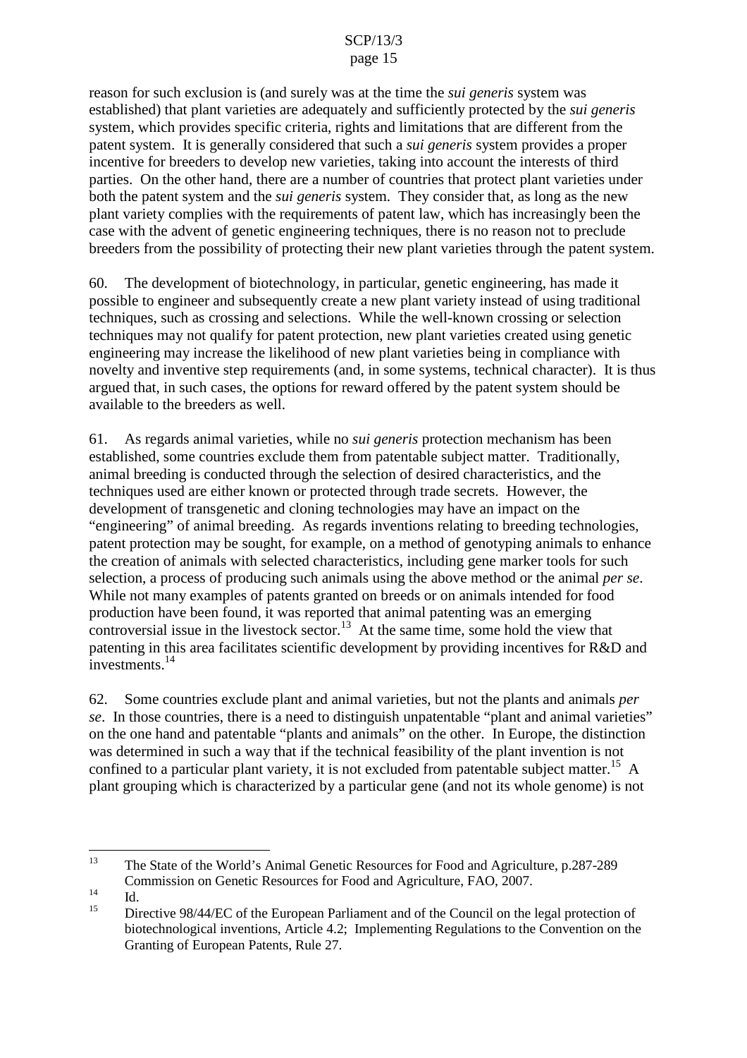reason for such exclusion is (and surely was at the time the *sui generis* system was established) that plant varieties are adequately and sufficiently protected by the *sui generis* system, which provides specific criteria, rights and limitations that are different from the patent system. It is generally considered that such a *sui generis* system provides a proper incentive for breeders to develop new varieties, taking into account the interests of third parties. On the other hand, there are a number of countries that protect plant varieties under both the patent system and the *sui generis* system. They consider that, as long as the new plant variety complies with the requirements of patent law, which has increasingly been the case with the advent of genetic engineering techniques, there is no reason not to preclude breeders from the possibility of protecting their new plant varieties through the patent system.

60. The development of biotechnology, in particular, genetic engineering, has made it possible to engineer and subsequently create a new plant variety instead of using traditional techniques, such as crossing and selections. While the well-known crossing or selection techniques may not qualify for patent protection, new plant varieties created using genetic engineering may increase the likelihood of new plant varieties being in compliance with novelty and inventive step requirements (and, in some systems, technical character). It is thus argued that, in such cases, the options for reward offered by the patent system should be available to the breeders as well.

61. As regards animal varieties, while no *sui generis* protection mechanism has been established, some countries exclude them from patentable subject matter. Traditionally, animal breeding is conducted through the selection of desired characteristics, and the techniques used are either known or protected through trade secrets. However, the development of transgenetic and cloning technologies may have an impact on the "engineering" of animal breeding. As regards inventions relating to breeding technologies, patent protection may be sought, for example, on a method of genotyping animals to enhance the creation of animals with selected characteristics, including gene marker tools for such selection, a process of producing such animals using the above method or the animal *per se*. While not many examples of patents granted on breeds or on animals intended for food production have been found, it was reported that animal patenting was an emerging controversial issue in the livestock sector.[13] At the same time, some hold the view that patenting in this area facilitates scientific development by providing incentives for R&D and investments.[14]

62. Some countries exclude plant and animal varieties, but not the plants and animals *per se*. In those countries, there is a need to distinguish unpatentable "plant and animal varieties" on the one hand and patentable "plants and animals" on the other. In Europe, the distinction was determined in such a way that if the technical feasibility of the plant invention is not confined to a particular plant variety, it is not excluded from patentable subject matter.[15] A plant grouping which is characterized by a particular gene (and not its whole genome) is not

---

[13] The State of the World's Animal Genetic Resources for Food and Agriculture, p.287-289 Commission on Genetic Resources for Food and Agriculture, FAO, 2007.

[14] Id.

[15] Directive 98/44/EC of the European Parliament and of the Council on the legal protection of biotechnological inventions, Article 4.2; Implementing Regulations to the Convention on the Granting of European Patents, Rule 27.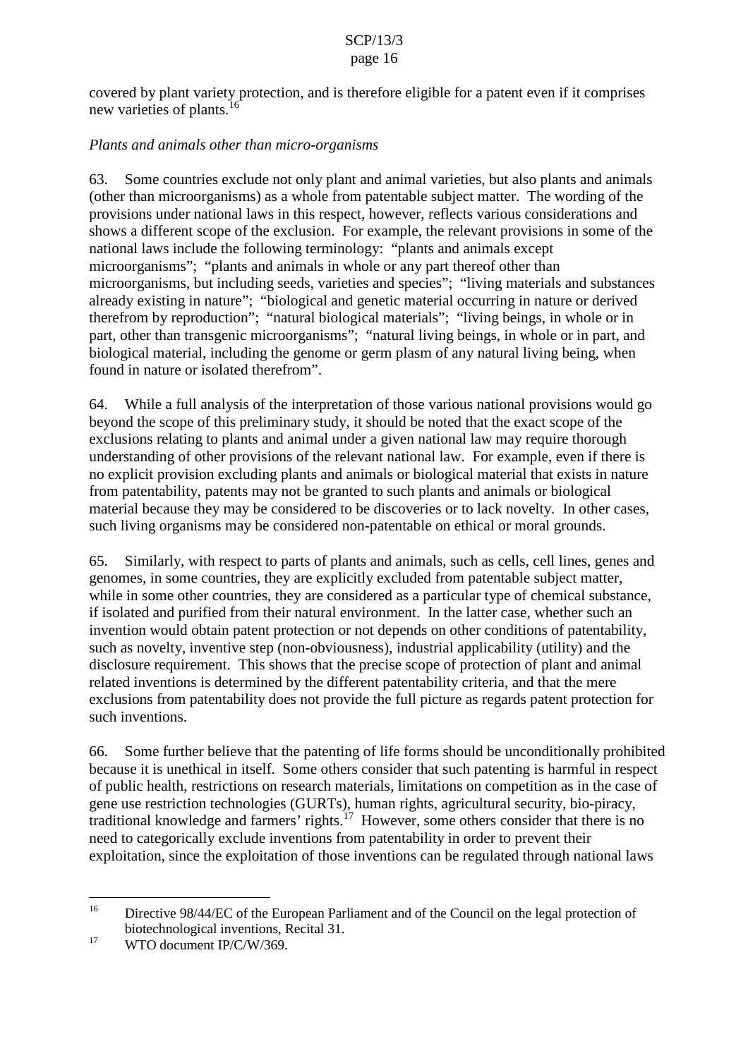covered by plant variety protection, and is therefore eligible for a patent even if it comprises new varieties of plants.[16]

*Plants and animals other than micro-organisms*

63. Some countries exclude not only plant and animal varieties, but also plants and animals (other than microorganisms) as a whole from patentable subject matter. The wording of the provisions under national laws in this respect, however, reflects various considerations and shows a different scope of the exclusion. For example, the relevant provisions in some of the national laws include the following terminology: "plants and animals except microorganisms"; "plants and animals in whole or any part thereof other than microorganisms, but including seeds, varieties and species"; "living materials and substances already existing in nature"; "biological and genetic material occurring in nature or derived therefrom by reproduction"; "natural biological materials"; "living beings, in whole or in part, other than transgenic microorganisms"; "natural living beings, in whole or in part, and biological material, including the genome or germ plasm of any natural living being, when found in nature or isolated therefrom".

64. While a full analysis of the interpretation of those various national provisions would go beyond the scope of this preliminary study, it should be noted that the exact scope of the exclusions relating to plants and animal under a given national law may require thorough understanding of other provisions of the relevant national law. For example, even if there is no explicit provision excluding plants and animals or biological material that exists in nature from patentability, patents may not be granted to such plants and animals or biological material because they may be considered to be discoveries or to lack novelty. In other cases, such living organisms may be considered non-patentable on ethical or moral grounds.

65. Similarly, with respect to parts of plants and animals, such as cells, cell lines, genes and genomes, in some countries, they are explicitly excluded from patentable subject matter, while in some other countries, they are considered as a particular type of chemical substance, if isolated and purified from their natural environment. In the latter case, whether such an invention would obtain patent protection or not depends on other conditions of patentability, such as novelty, inventive step (non-obviousness), industrial applicability (utility) and the disclosure requirement. This shows that the precise scope of protection of plant and animal related inventions is determined by the different patentability criteria, and that the mere exclusions from patentability does not provide the full picture as regards patent protection for such inventions.

66. Some further believe that the patenting of life forms should be unconditionally prohibited because it is unethical in itself. Some others consider that such patenting is harmful in respect of public health, restrictions on research materials, limitations on competition as in the case of gene use restriction technologies (GURTs), human rights, agricultural security, bio-piracy, traditional knowledge and farmers' rights.[17] However, some others consider that there is no need to categorically exclude inventions from patentability in order to prevent their exploitation, since the exploitation of those inventions can be regulated through national laws

---

[16] Directive 98/44/EC of the European Parliament and of the Council on the legal protection of biotechnological inventions, Recital 31.

[17] WTO document IP/C/W/369.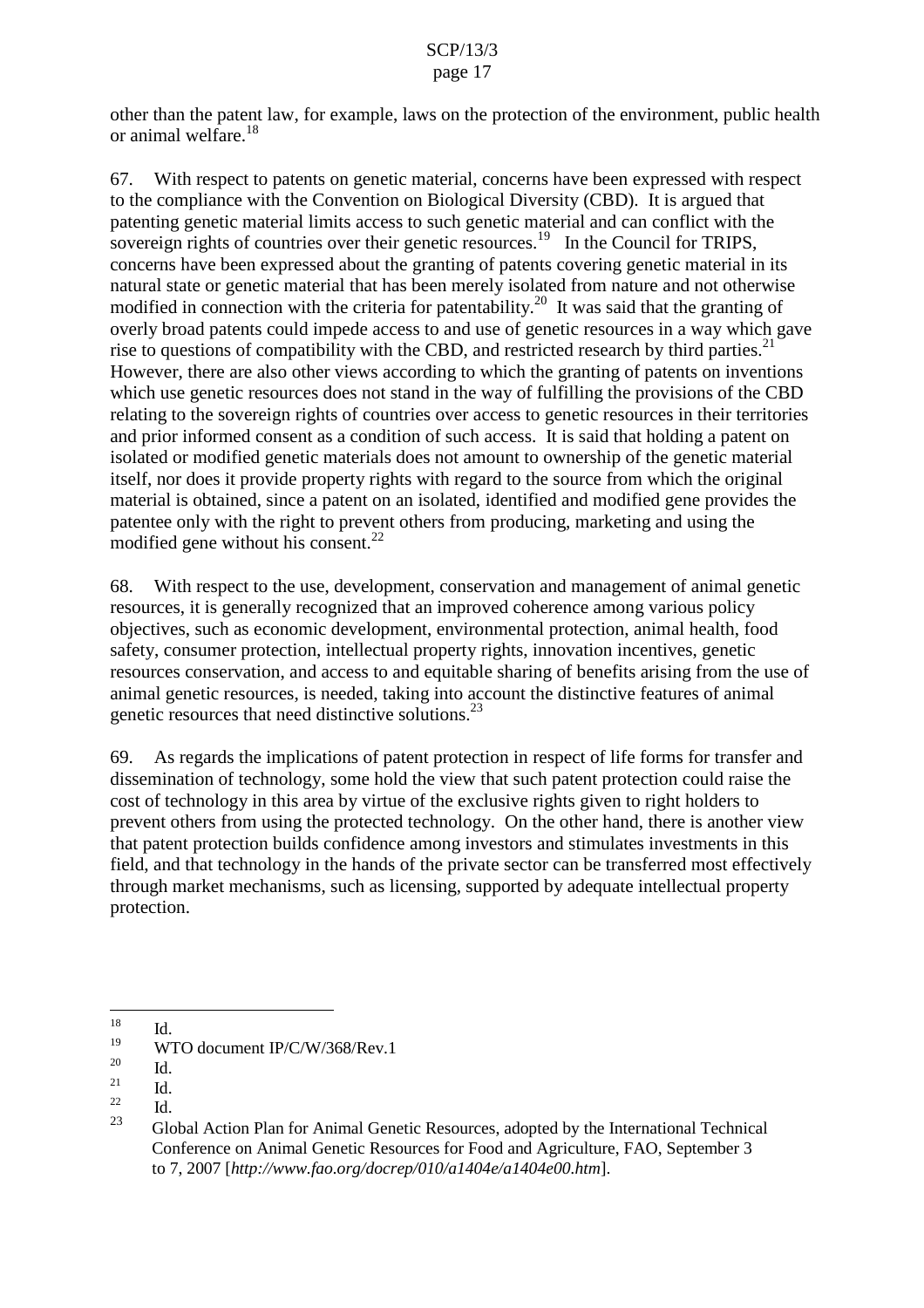other than the patent law, for example, laws on the protection of the environment, public health or animal welfare.[18]

67. With respect to patents on genetic material, concerns have been expressed with respect to the compliance with the Convention on Biological Diversity (CBD). It is argued that patenting genetic material limits access to such genetic material and can conflict with the sovereign rights of countries over their genetic resources.[19] In the Council for TRIPS, concerns have been expressed about the granting of patents covering genetic material in its natural state or genetic material that has been merely isolated from nature and not otherwise modified in connection with the criteria for patentability.[20] It was said that the granting of overly broad patents could impede access to and use of genetic resources in a way which gave rise to questions of compatibility with the CBD, and restricted research by third parties.[21] However, there are also other views according to which the granting of patents on inventions which use genetic resources does not stand in the way of fulfilling the provisions of the CBD relating to the sovereign rights of countries over access to genetic resources in their territories and prior informed consent as a condition of such access. It is said that holding a patent on isolated or modified genetic materials does not amount to ownership of the genetic material itself, nor does it provide property rights with regard to the source from which the original material is obtained, since a patent on an isolated, identified and modified gene provides the patentee only with the right to prevent others from producing, marketing and using the modified gene without his consent.[22]

68. With respect to the use, development, conservation and management of animal genetic resources, it is generally recognized that an improved coherence among various policy objectives, such as economic development, environmental protection, animal health, food safety, consumer protection, intellectual property rights, innovation incentives, genetic resources conservation, and access to and equitable sharing of benefits arising from the use of animal genetic resources, is needed, taking into account the distinctive features of animal genetic resources that need distinctive solutions.[23]

69. As regards the implications of patent protection in respect of life forms for transfer and dissemination of technology, some hold the view that such patent protection could raise the cost of technology in this area by virtue of the exclusive rights given to right holders to prevent others from using the protected technology. On the other hand, there is another view that patent protection builds confidence among investors and stimulates investments in this field, and that technology in the hands of the private sector can be transferred most effectively through market mechanisms, such as licensing, supported by adequate intellectual property protection.

---

[18] Id.

[19] WTO document IP/C/W/368/Rev.1

[20] Id.

[21] Id.

[22] Id.

[23] Global Action Plan for Animal Genetic Resources, adopted by the International Technical Conference on Animal Genetic Resources for Food and Agriculture, FAO, September 3 to 7, 2007 [*http://www.fao.org/docrep/010/a1404e/a1404e00.htm*].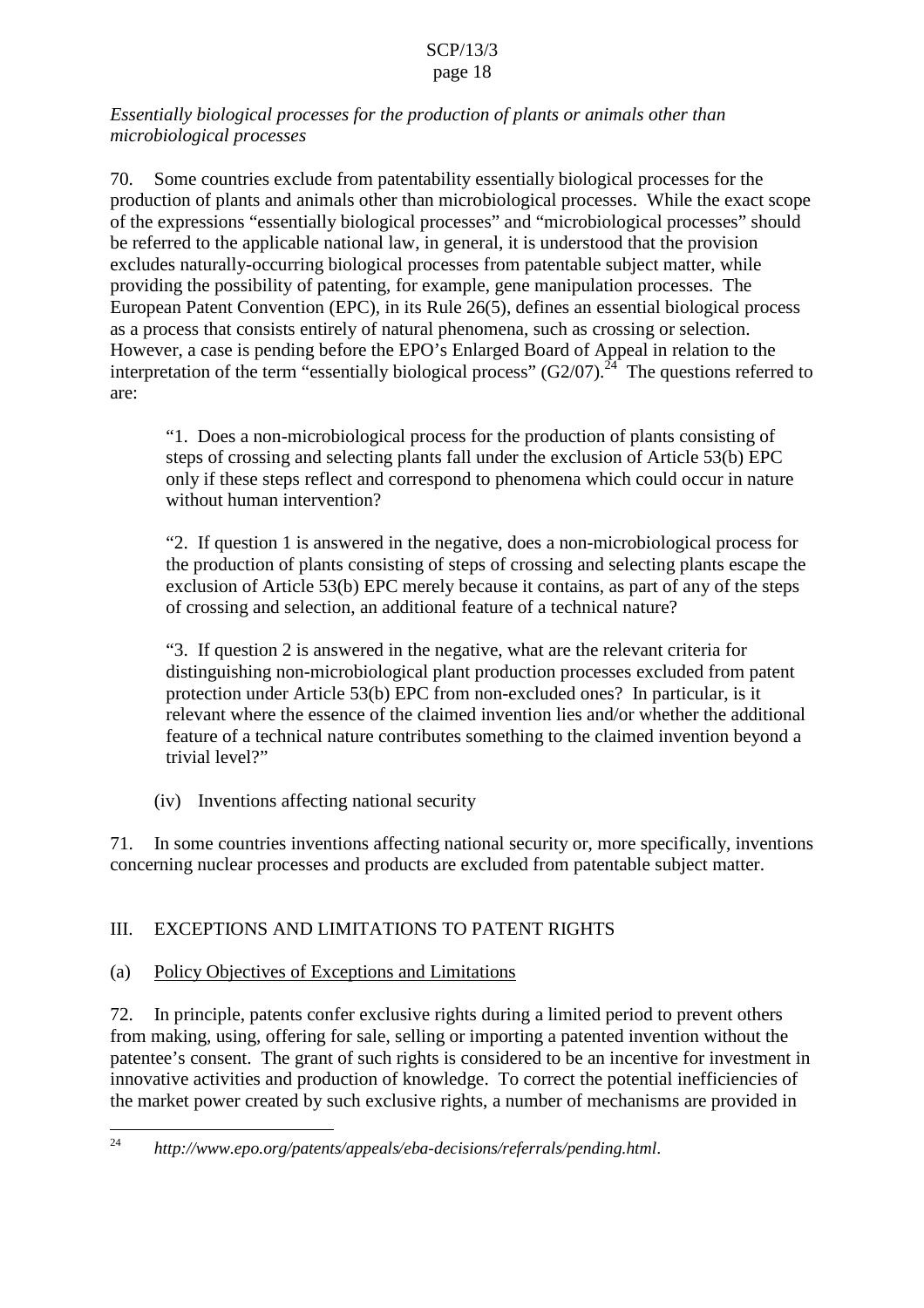*Essentially biological processes for the production of plants or animals other than microbiological processes*

70. Some countries exclude from patentability essentially biological processes for the production of plants and animals other than microbiological processes. While the exact scope of the expressions "essentially biological processes" and "microbiological processes" should be referred to the applicable national law, in general, it is understood that the provision excludes naturally-occurring biological processes from patentable subject matter, while providing the possibility of patenting, for example, gene manipulation processes. The European Patent Convention (EPC), in its Rule 26(5), defines an essential biological process as a process that consists entirely of natural phenomena, such as crossing or selection. However, a case is pending before the EPO's Enlarged Board of Appeal in relation to the interpretation of the term "essentially biological process" (G2/07).[24] The questions referred to are:

> "1. Does a non-microbiological process for the production of plants consisting of steps of crossing and selecting plants fall under the exclusion of Article 53(b) EPC only if these steps reflect and correspond to phenomena which could occur in nature without human intervention?
>
> "2. If question 1 is answered in the negative, does a non-microbiological process for the production of plants consisting of steps of crossing and selecting plants escape the exclusion of Article 53(b) EPC merely because it contains, as part of any of the steps of crossing and selection, an additional feature of a technical nature?
>
> "3. If question 2 is answered in the negative, what are the relevant criteria for distinguishing non-microbiological plant production processes excluded from patent protection under Article 53(b) EPC from non-excluded ones? In particular, is it relevant where the essence of the claimed invention lies and/or whether the additional feature of a technical nature contributes something to the claimed invention beyond a trivial level?"

(iv) Inventions affecting national security

71. In some countries inventions affecting national security or, more specifically, inventions concerning nuclear processes and products are excluded from patentable subject matter.

## III. EXCEPTIONS AND LIMITATIONS TO PATENT RIGHTS

### (a) Policy Objectives of Exceptions and Limitations

72. In principle, patents confer exclusive rights during a limited period to prevent others from making, using, offering for sale, selling or importing a patented invention without the patentee's consent. The grant of such rights is considered to be an incentive for investment in innovative activities and production of knowledge. To correct the potential inefficiencies of the market power created by such exclusive rights, a number of mechanisms are provided in

---

[24] *http://www.epo.org/patents/appeals/eba-decisions/referrals/pending.html*.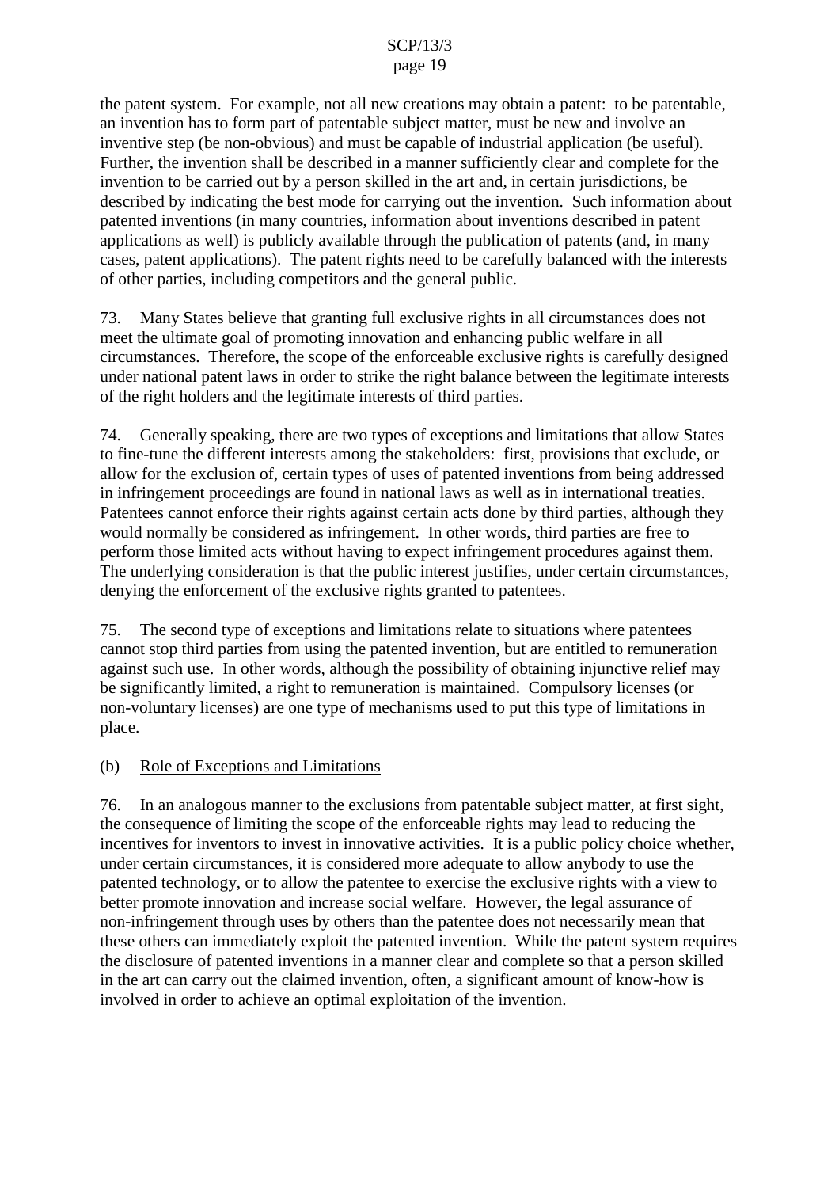the patent system. For example, not all new creations may obtain a patent: to be patentable, an invention has to form part of patentable subject matter, must be new and involve an inventive step (be non-obvious) and must be capable of industrial application (be useful). Further, the invention shall be described in a manner sufficiently clear and complete for the invention to be carried out by a person skilled in the art and, in certain jurisdictions, be described by indicating the best mode for carrying out the invention. Such information about patented inventions (in many countries, information about inventions described in patent applications as well) is publicly available through the publication of patents (and, in many cases, patent applications). The patent rights need to be carefully balanced with the interests of other parties, including competitors and the general public.

73. Many States believe that granting full exclusive rights in all circumstances does not meet the ultimate goal of promoting innovation and enhancing public welfare in all circumstances. Therefore, the scope of the enforceable exclusive rights is carefully designed under national patent laws in order to strike the right balance between the legitimate interests of the right holders and the legitimate interests of third parties.

74. Generally speaking, there are two types of exceptions and limitations that allow States to fine-tune the different interests among the stakeholders: first, provisions that exclude, or allow for the exclusion of, certain types of uses of patented inventions from being addressed in infringement proceedings are found in national laws as well as in international treaties. Patentees cannot enforce their rights against certain acts done by third parties, although they would normally be considered as infringement. In other words, third parties are free to perform those limited acts without having to expect infringement procedures against them. The underlying consideration is that the public interest justifies, under certain circumstances, denying the enforcement of the exclusive rights granted to patentees.

75. The second type of exceptions and limitations relate to situations where patentees cannot stop third parties from using the patented invention, but are entitled to remuneration against such use. In other words, although the possibility of obtaining injunctive relief may be significantly limited, a right to remuneration is maintained. Compulsory licenses (or non-voluntary licenses) are one type of mechanisms used to put this type of limitations in place.

(b) Role of Exceptions and Limitations

76. In an analogous manner to the exclusions from patentable subject matter, at first sight, the consequence of limiting the scope of the enforceable rights may lead to reducing the incentives for inventors to invest in innovative activities. It is a public policy choice whether, under certain circumstances, it is considered more adequate to allow anybody to use the patented technology, or to allow the patentee to exercise the exclusive rights with a view to better promote innovation and increase social welfare. However, the legal assurance of non-infringement through uses by others than the patentee does not necessarily mean that these others can immediately exploit the patented invention. While the patent system requires the disclosure of patented inventions in a manner clear and complete so that a person skilled in the art can carry out the claimed invention, often, a significant amount of know-how is involved in order to achieve an optimal exploitation of the invention.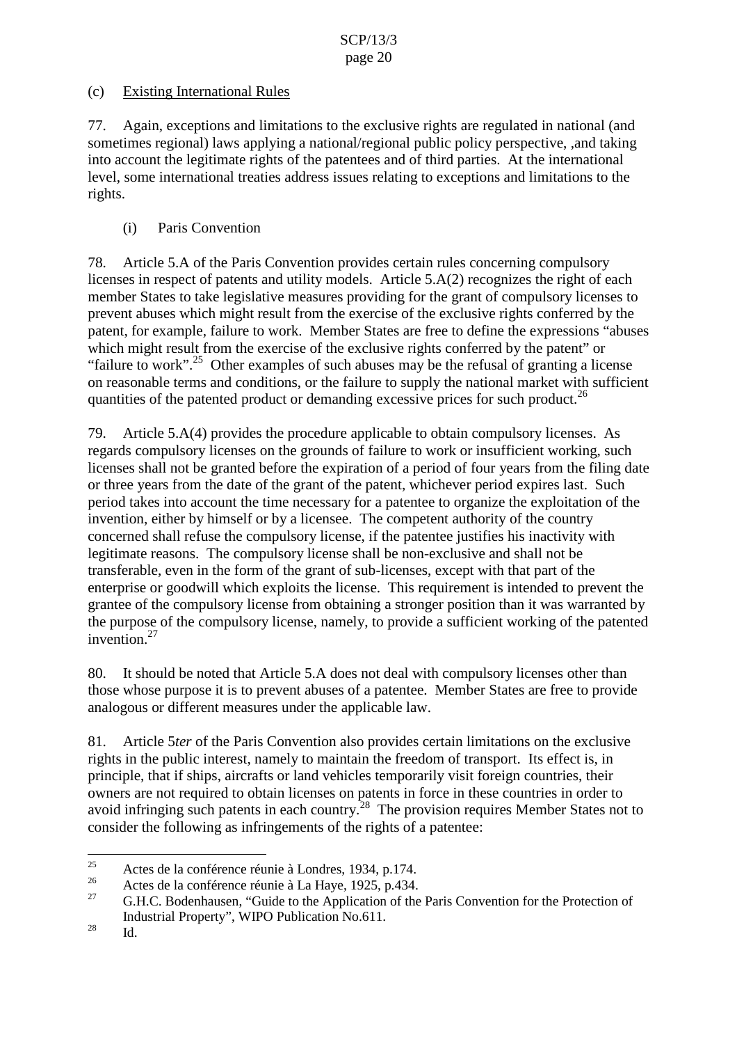(c) Existing International Rules

77. Again, exceptions and limitations to the exclusive rights are regulated in national (and sometimes regional) laws applying a national/regional public policy perspective, ,and taking into account the legitimate rights of the patentees and of third parties. At the international level, some international treaties address issues relating to exceptions and limitations to the rights.

(i) Paris Convention

78. Article 5.A of the Paris Convention provides certain rules concerning compulsory licenses in respect of patents and utility models. Article 5.A(2) recognizes the right of each member States to take legislative measures providing for the grant of compulsory licenses to prevent abuses which might result from the exercise of the exclusive rights conferred by the patent, for example, failure to work. Member States are free to define the expressions "abuses which might result from the exercise of the exclusive rights conferred by the patent" or "failure to work".[25] Other examples of such abuses may be the refusal of granting a license on reasonable terms and conditions, or the failure to supply the national market with sufficient quantities of the patented product or demanding excessive prices for such product.[26]

79. Article 5.A(4) provides the procedure applicable to obtain compulsory licenses. As regards compulsory licenses on the grounds of failure to work or insufficient working, such licenses shall not be granted before the expiration of a period of four years from the filing date or three years from the date of the grant of the patent, whichever period expires last. Such period takes into account the time necessary for a patentee to organize the exploitation of the invention, either by himself or by a licensee. The competent authority of the country concerned shall refuse the compulsory license, if the patentee justifies his inactivity with legitimate reasons. The compulsory license shall be non-exclusive and shall not be transferable, even in the form of the grant of sub-licenses, except with that part of the enterprise or goodwill which exploits the license. This requirement is intended to prevent the grantee of the compulsory license from obtaining a stronger position than it was warranted by the purpose of the compulsory license, namely, to provide a sufficient working of the patented invention.[27]

80. It should be noted that Article 5.A does not deal with compulsory licenses other than those whose purpose it is to prevent abuses of a patentee. Member States are free to provide analogous or different measures under the applicable law.

81. Article 5*ter* of the Paris Convention also provides certain limitations on the exclusive rights in the public interest, namely to maintain the freedom of transport. Its effect is, in principle, that if ships, aircrafts or land vehicles temporarily visit foreign countries, their owners are not required to obtain licenses on patents in force in these countries in order to avoid infringing such patents in each country.[28] The provision requires Member States not to consider the following as infringements of the rights of a patentee:

---

[25] Actes de la conférence réunie à Londres, 1934, p.174.

[26] Actes de la conférence réunie à La Haye, 1925, p.434.

[27] G.H.C. Bodenhausen, "Guide to the Application of the Paris Convention for the Protection of Industrial Property", WIPO Publication No.611.

[28] Id.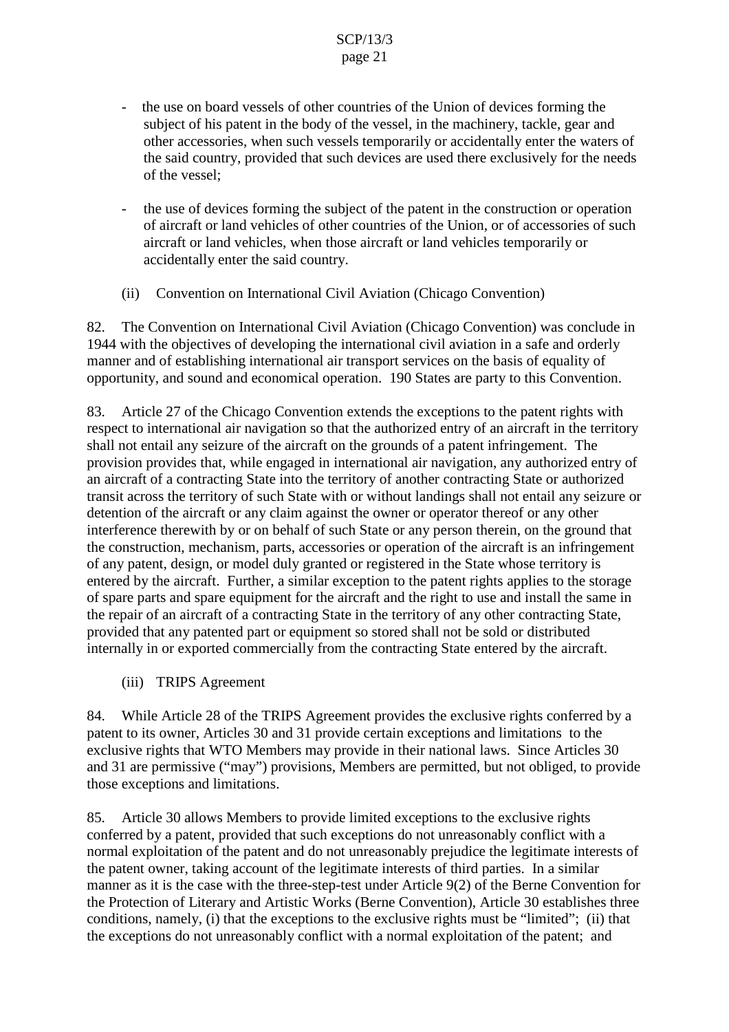- the use on board vessels of other countries of the Union of devices forming the subject of his patent in the body of the vessel, in the machinery, tackle, gear and other accessories, when such vessels temporarily or accidentally enter the waters of the said country, provided that such devices are used there exclusively for the needs of the vessel;

- the use of devices forming the subject of the patent in the construction or operation of aircraft or land vehicles of other countries of the Union, or of accessories of such aircraft or land vehicles, when those aircraft or land vehicles temporarily or accidentally enter the said country.

(ii) Convention on International Civil Aviation (Chicago Convention)

82. The Convention on International Civil Aviation (Chicago Convention) was conclude in 1944 with the objectives of developing the international civil aviation in a safe and orderly manner and of establishing international air transport services on the basis of equality of opportunity, and sound and economical operation. 190 States are party to this Convention.

83. Article 27 of the Chicago Convention extends the exceptions to the patent rights with respect to international air navigation so that the authorized entry of an aircraft in the territory shall not entail any seizure of the aircraft on the grounds of a patent infringement. The provision provides that, while engaged in international air navigation, any authorized entry of an aircraft of a contracting State into the territory of another contracting State or authorized transit across the territory of such State with or without landings shall not entail any seizure or detention of the aircraft or any claim against the owner or operator thereof or any other interference therewith by or on behalf of such State or any person therein, on the ground that the construction, mechanism, parts, accessories or operation of the aircraft is an infringement of any patent, design, or model duly granted or registered in the State whose territory is entered by the aircraft. Further, a similar exception to the patent rights applies to the storage of spare parts and spare equipment for the aircraft and the right to use and install the same in the repair of an aircraft of a contracting State in the territory of any other contracting State, provided that any patented part or equipment so stored shall not be sold or distributed internally in or exported commercially from the contracting State entered by the aircraft.

(iii) TRIPS Agreement

84. While Article 28 of the TRIPS Agreement provides the exclusive rights conferred by a patent to its owner, Articles 30 and 31 provide certain exceptions and limitations to the exclusive rights that WTO Members may provide in their national laws. Since Articles 30 and 31 are permissive ("may") provisions, Members are permitted, but not obliged, to provide those exceptions and limitations.

85. Article 30 allows Members to provide limited exceptions to the exclusive rights conferred by a patent, provided that such exceptions do not unreasonably conflict with a normal exploitation of the patent and do not unreasonably prejudice the legitimate interests of the patent owner, taking account of the legitimate interests of third parties. In a similar manner as it is the case with the three-step-test under Article 9(2) of the Berne Convention for the Protection of Literary and Artistic Works (Berne Convention), Article 30 establishes three conditions, namely, (i) that the exceptions to the exclusive rights must be "limited"; (ii) that the exceptions do not unreasonably conflict with a normal exploitation of the patent; and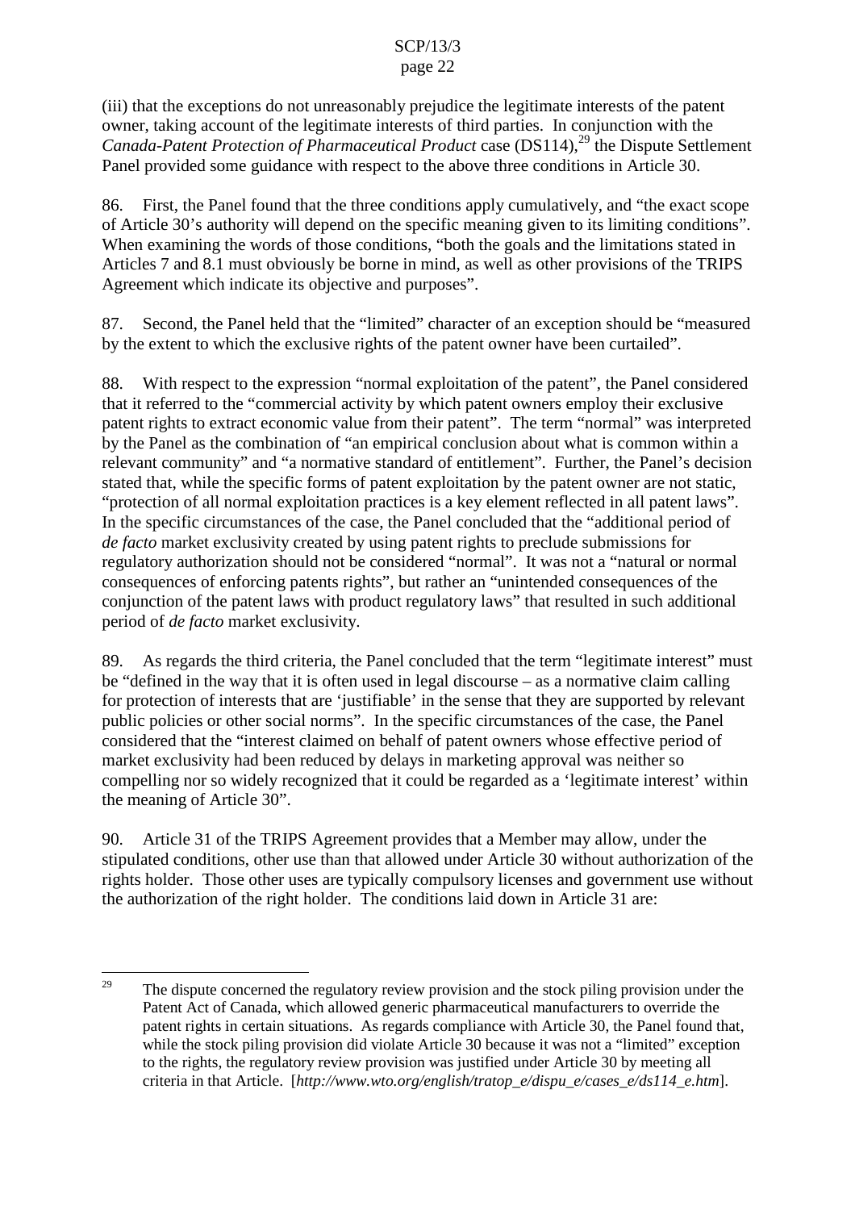(iii) that the exceptions do not unreasonably prejudice the legitimate interests of the patent owner, taking account of the legitimate interests of third parties. In conjunction with the *Canada-Patent Protection of Pharmaceutical Product* case (DS114),[29] the Dispute Settlement Panel provided some guidance with respect to the above three conditions in Article 30.

86. First, the Panel found that the three conditions apply cumulatively, and "the exact scope of Article 30's authority will depend on the specific meaning given to its limiting conditions". When examining the words of those conditions, "both the goals and the limitations stated in Articles 7 and 8.1 must obviously be borne in mind, as well as other provisions of the TRIPS Agreement which indicate its objective and purposes".

87. Second, the Panel held that the "limited" character of an exception should be "measured by the extent to which the exclusive rights of the patent owner have been curtailed".

88. With respect to the expression "normal exploitation of the patent", the Panel considered that it referred to the "commercial activity by which patent owners employ their exclusive patent rights to extract economic value from their patent". The term "normal" was interpreted by the Panel as the combination of "an empirical conclusion about what is common within a relevant community" and "a normative standard of entitlement". Further, the Panel's decision stated that, while the specific forms of patent exploitation by the patent owner are not static, "protection of all normal exploitation practices is a key element reflected in all patent laws". In the specific circumstances of the case, the Panel concluded that the "additional period of *de facto* market exclusivity created by using patent rights to preclude submissions for regulatory authorization should not be considered "normal". It was not a "natural or normal consequences of enforcing patents rights", but rather an "unintended consequences of the conjunction of the patent laws with product regulatory laws" that resulted in such additional period of *de facto* market exclusivity.

89. As regards the third criteria, the Panel concluded that the term "legitimate interest" must be "defined in the way that it is often used in legal discourse – as a normative claim calling for protection of interests that are 'justifiable' in the sense that they are supported by relevant public policies or other social norms". In the specific circumstances of the case, the Panel considered that the "interest claimed on behalf of patent owners whose effective period of market exclusivity had been reduced by delays in marketing approval was neither so compelling nor so widely recognized that it could be regarded as a 'legitimate interest' within the meaning of Article 30".

90. Article 31 of the TRIPS Agreement provides that a Member may allow, under the stipulated conditions, other use than that allowed under Article 30 without authorization of the rights holder. Those other uses are typically compulsory licenses and government use without the authorization of the right holder. The conditions laid down in Article 31 are:

---

[29] The dispute concerned the regulatory review provision and the stock piling provision under the Patent Act of Canada, which allowed generic pharmaceutical manufacturers to override the patent rights in certain situations. As regards compliance with Article 30, the Panel found that, while the stock piling provision did violate Article 30 because it was not a "limited" exception to the rights, the regulatory review provision was justified under Article 30 by meeting all criteria in that Article. [*http://www.wto.org/english/tratop_e/dispu_e/cases_e/ds114_e.htm*].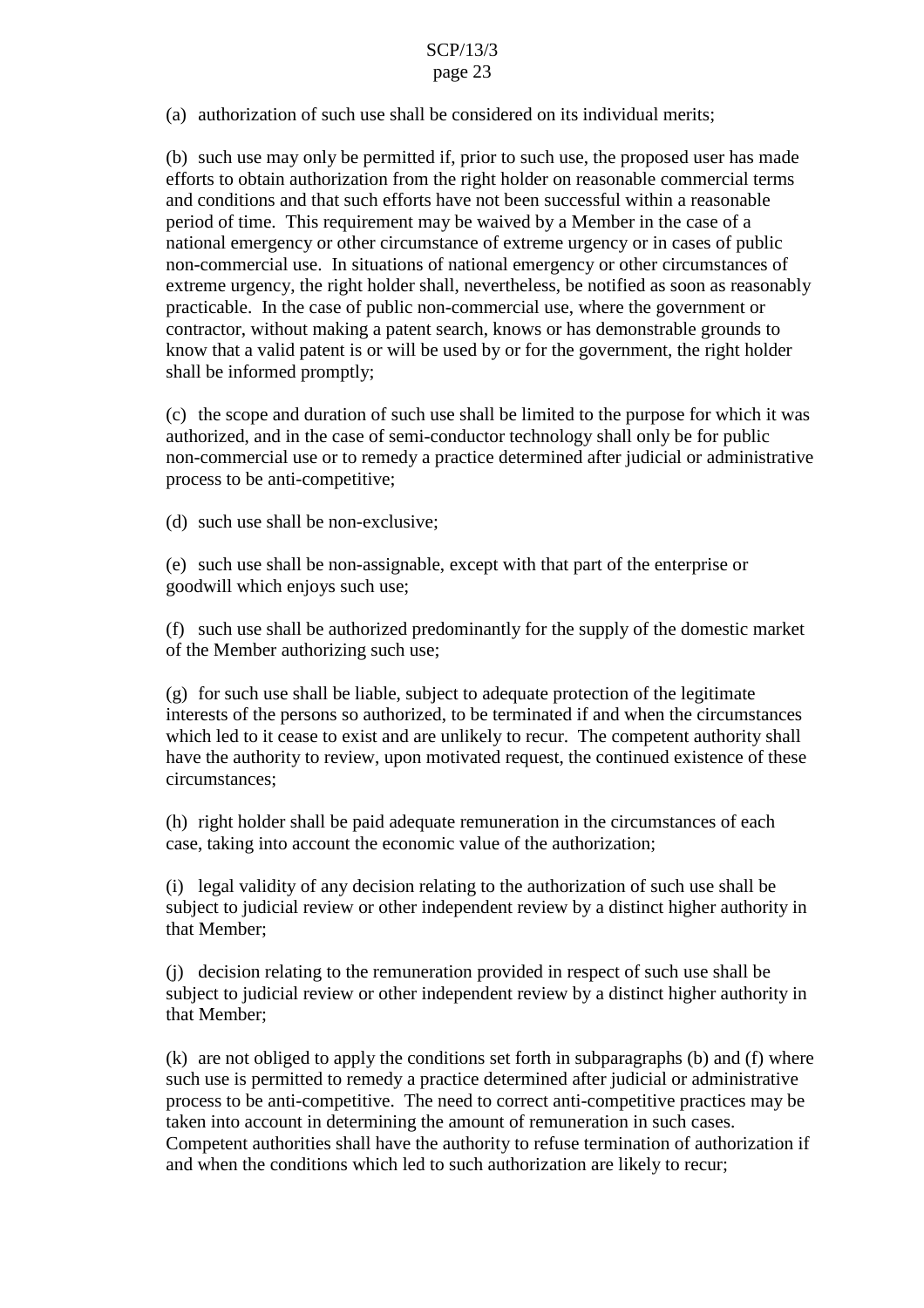(a) authorization of such use shall be considered on its individual merits;

(b) such use may only be permitted if, prior to such use, the proposed user has made efforts to obtain authorization from the right holder on reasonable commercial terms and conditions and that such efforts have not been successful within a reasonable period of time. This requirement may be waived by a Member in the case of a national emergency or other circumstance of extreme urgency or in cases of public non-commercial use. In situations of national emergency or other circumstances of extreme urgency, the right holder shall, nevertheless, be notified as soon as reasonably practicable. In the case of public non-commercial use, where the government or contractor, without making a patent search, knows or has demonstrable grounds to know that a valid patent is or will be used by or for the government, the right holder shall be informed promptly;

(c) the scope and duration of such use shall be limited to the purpose for which it was authorized, and in the case of semi-conductor technology shall only be for public non-commercial use or to remedy a practice determined after judicial or administrative process to be anti-competitive;

(d) such use shall be non-exclusive;

(e) such use shall be non-assignable, except with that part of the enterprise or goodwill which enjoys such use;

(f) such use shall be authorized predominantly for the supply of the domestic market of the Member authorizing such use;

(g) for such use shall be liable, subject to adequate protection of the legitimate interests of the persons so authorized, to be terminated if and when the circumstances which led to it cease to exist and are unlikely to recur. The competent authority shall have the authority to review, upon motivated request, the continued existence of these circumstances;

(h) right holder shall be paid adequate remuneration in the circumstances of each case, taking into account the economic value of the authorization;

(i) legal validity of any decision relating to the authorization of such use shall be subject to judicial review or other independent review by a distinct higher authority in that Member;

(j) decision relating to the remuneration provided in respect of such use shall be subject to judicial review or other independent review by a distinct higher authority in that Member;

(k) are not obliged to apply the conditions set forth in subparagraphs (b) and (f) where such use is permitted to remedy a practice determined after judicial or administrative process to be anti-competitive. The need to correct anti-competitive practices may be taken into account in determining the amount of remuneration in such cases. Competent authorities shall have the authority to refuse termination of authorization if and when the conditions which led to such authorization are likely to recur;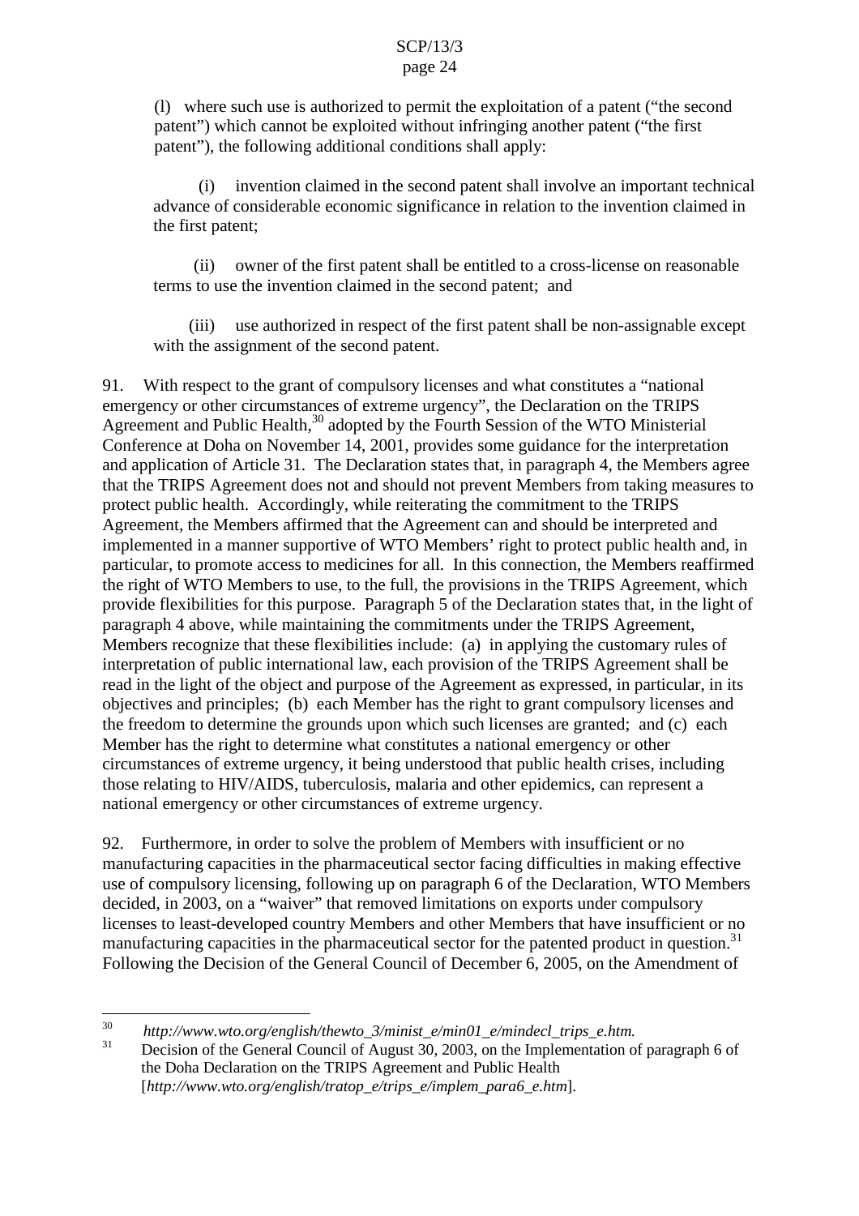(l) where such use is authorized to permit the exploitation of a patent ("the second patent") which cannot be exploited without infringing another patent ("the first patent"), the following additional conditions shall apply:

(i) invention claimed in the second patent shall involve an important technical advance of considerable economic significance in relation to the invention claimed in the first patent;

(ii) owner of the first patent shall be entitled to a cross-license on reasonable terms to use the invention claimed in the second patent; and

(iii) use authorized in respect of the first patent shall be non-assignable except with the assignment of the second patent.

91. With respect to the grant of compulsory licenses and what constitutes a "national emergency or other circumstances of extreme urgency", the Declaration on the TRIPS Agreement and Public Health,[30] adopted by the Fourth Session of the WTO Ministerial Conference at Doha on November 14, 2001, provides some guidance for the interpretation and application of Article 31. The Declaration states that, in paragraph 4, the Members agree that the TRIPS Agreement does not and should not prevent Members from taking measures to protect public health. Accordingly, while reiterating the commitment to the TRIPS Agreement, the Members affirmed that the Agreement can and should be interpreted and implemented in a manner supportive of WTO Members' right to protect public health and, in particular, to promote access to medicines for all. In this connection, the Members reaffirmed the right of WTO Members to use, to the full, the provisions in the TRIPS Agreement, which provide flexibilities for this purpose. Paragraph 5 of the Declaration states that, in the light of paragraph 4 above, while maintaining the commitments under the TRIPS Agreement, Members recognize that these flexibilities include: (a) in applying the customary rules of interpretation of public international law, each provision of the TRIPS Agreement shall be read in the light of the object and purpose of the Agreement as expressed, in particular, in its objectives and principles; (b) each Member has the right to grant compulsory licenses and the freedom to determine the grounds upon which such licenses are granted; and (c) each Member has the right to determine what constitutes a national emergency or other circumstances of extreme urgency, it being understood that public health crises, including those relating to HIV/AIDS, tuberculosis, malaria and other epidemics, can represent a national emergency or other circumstances of extreme urgency.

92. Furthermore, in order to solve the problem of Members with insufficient or no manufacturing capacities in the pharmaceutical sector facing difficulties in making effective use of compulsory licensing, following up on paragraph 6 of the Declaration, WTO Members decided, in 2003, on a "waiver" that removed limitations on exports under compulsory licenses to least-developed country Members and other Members that have insufficient or no manufacturing capacities in the pharmaceutical sector for the patented product in question.[31] Following the Decision of the General Council of December 6, 2005, on the Amendment of

---

[30] *http://www.wto.org/english/thewto_3/minist_e/min01_e/mindecl_trips_e.htm.*

[31] Decision of the General Council of August 30, 2003, on the Implementation of paragraph 6 of the Doha Declaration on the TRIPS Agreement and Public Health [*http://www.wto.org/english/tratop_e/trips_e/implem_para6_e.htm*].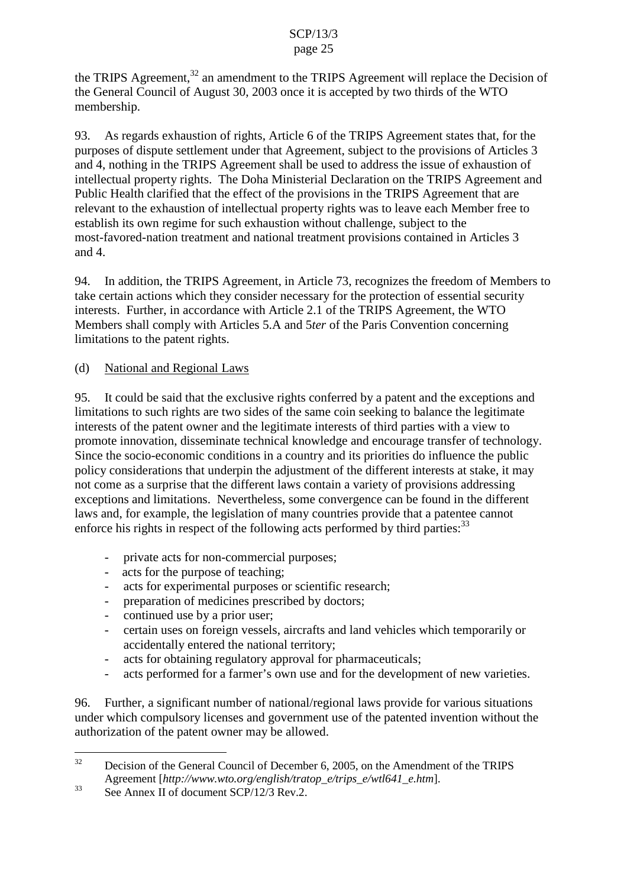the TRIPS Agreement,[32] an amendment to the TRIPS Agreement will replace the Decision of the General Council of August 30, 2003 once it is accepted by two thirds of the WTO membership.

93. As regards exhaustion of rights, Article 6 of the TRIPS Agreement states that, for the purposes of dispute settlement under that Agreement, subject to the provisions of Articles 3 and 4, nothing in the TRIPS Agreement shall be used to address the issue of exhaustion of intellectual property rights. The Doha Ministerial Declaration on the TRIPS Agreement and Public Health clarified that the effect of the provisions in the TRIPS Agreement that are relevant to the exhaustion of intellectual property rights was to leave each Member free to establish its own regime for such exhaustion without challenge, subject to the most-favored-nation treatment and national treatment provisions contained in Articles 3 and 4.

94. In addition, the TRIPS Agreement, in Article 73, recognizes the freedom of Members to take certain actions which they consider necessary for the protection of essential security interests. Further, in accordance with Article 2.1 of the TRIPS Agreement, the WTO Members shall comply with Articles 5.A and 5*ter* of the Paris Convention concerning limitations to the patent rights.

(d) National and Regional Laws

95. It could be said that the exclusive rights conferred by a patent and the exceptions and limitations to such rights are two sides of the same coin seeking to balance the legitimate interests of the patent owner and the legitimate interests of third parties with a view to promote innovation, disseminate technical knowledge and encourage transfer of technology. Since the socio-economic conditions in a country and its priorities do influence the public policy considerations that underpin the adjustment of the different interests at stake, it may not come as a surprise that the different laws contain a variety of provisions addressing exceptions and limitations. Nevertheless, some convergence can be found in the different laws and, for example, the legislation of many countries provide that a patentee cannot enforce his rights in respect of the following acts performed by third parties:[33]

- private acts for non-commercial purposes;
- acts for the purpose of teaching;
- acts for experimental purposes or scientific research;
- preparation of medicines prescribed by doctors;
- continued use by a prior user;
- certain uses on foreign vessels, aircrafts and land vehicles which temporarily or accidentally entered the national territory;
- acts for obtaining regulatory approval for pharmaceuticals;
- acts performed for a farmer's own use and for the development of new varieties.

96. Further, a significant number of national/regional laws provide for various situations under which compulsory licenses and government use of the patented invention without the authorization of the patent owner may be allowed.

---

[32] Decision of the General Council of December 6, 2005, on the Amendment of the TRIPS Agreement [*http://www.wto.org/english/tratop_e/trips_e/wtl641_e.htm*].

[33] See Annex II of document SCP/12/3 Rev.2.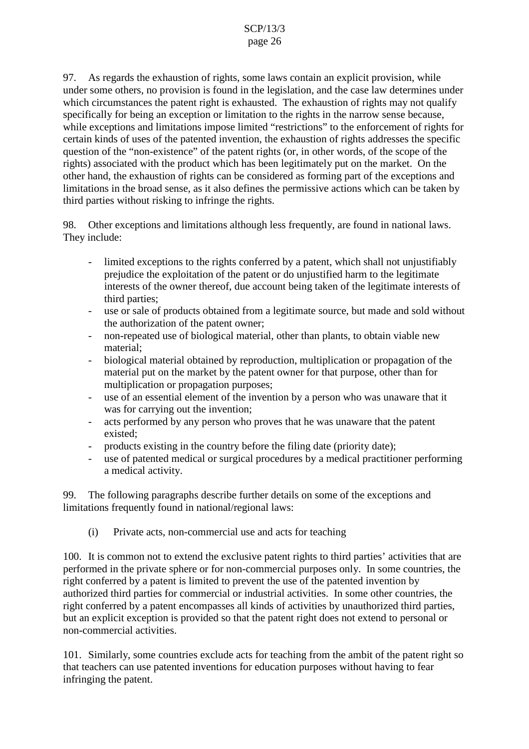97. As regards the exhaustion of rights, some laws contain an explicit provision, while under some others, no provision is found in the legislation, and the case law determines under which circumstances the patent right is exhausted. The exhaustion of rights may not qualify specifically for being an exception or limitation to the rights in the narrow sense because, while exceptions and limitations impose limited "restrictions" to the enforcement of rights for certain kinds of uses of the patented invention, the exhaustion of rights addresses the specific question of the "non-existence" of the patent rights (or, in other words, of the scope of the rights) associated with the product which has been legitimately put on the market. On the other hand, the exhaustion of rights can be considered as forming part of the exceptions and limitations in the broad sense, as it also defines the permissive actions which can be taken by third parties without risking to infringe the rights.

98. Other exceptions and limitations although less frequently, are found in national laws. They include:

- limited exceptions to the rights conferred by a patent, which shall not unjustifiably prejudice the exploitation of the patent or do unjustified harm to the legitimate interests of the owner thereof, due account being taken of the legitimate interests of third parties;
- use or sale of products obtained from a legitimate source, but made and sold without the authorization of the patent owner;
- non-repeated use of biological material, other than plants, to obtain viable new material;
- biological material obtained by reproduction, multiplication or propagation of the material put on the market by the patent owner for that purpose, other than for multiplication or propagation purposes;
- use of an essential element of the invention by a person who was unaware that it was for carrying out the invention;
- acts performed by any person who proves that he was unaware that the patent existed;
- products existing in the country before the filing date (priority date);
- use of patented medical or surgical procedures by a medical practitioner performing a medical activity.

99. The following paragraphs describe further details on some of the exceptions and limitations frequently found in national/regional laws:

(i) Private acts, non-commercial use and acts for teaching

100. It is common not to extend the exclusive patent rights to third parties' activities that are performed in the private sphere or for non-commercial purposes only. In some countries, the right conferred by a patent is limited to prevent the use of the patented invention by authorized third parties for commercial or industrial activities. In some other countries, the right conferred by a patent encompasses all kinds of activities by unauthorized third parties, but an explicit exception is provided so that the patent right does not extend to personal or non-commercial activities.

101. Similarly, some countries exclude acts for teaching from the ambit of the patent right so that teachers can use patented inventions for education purposes without having to fear infringing the patent.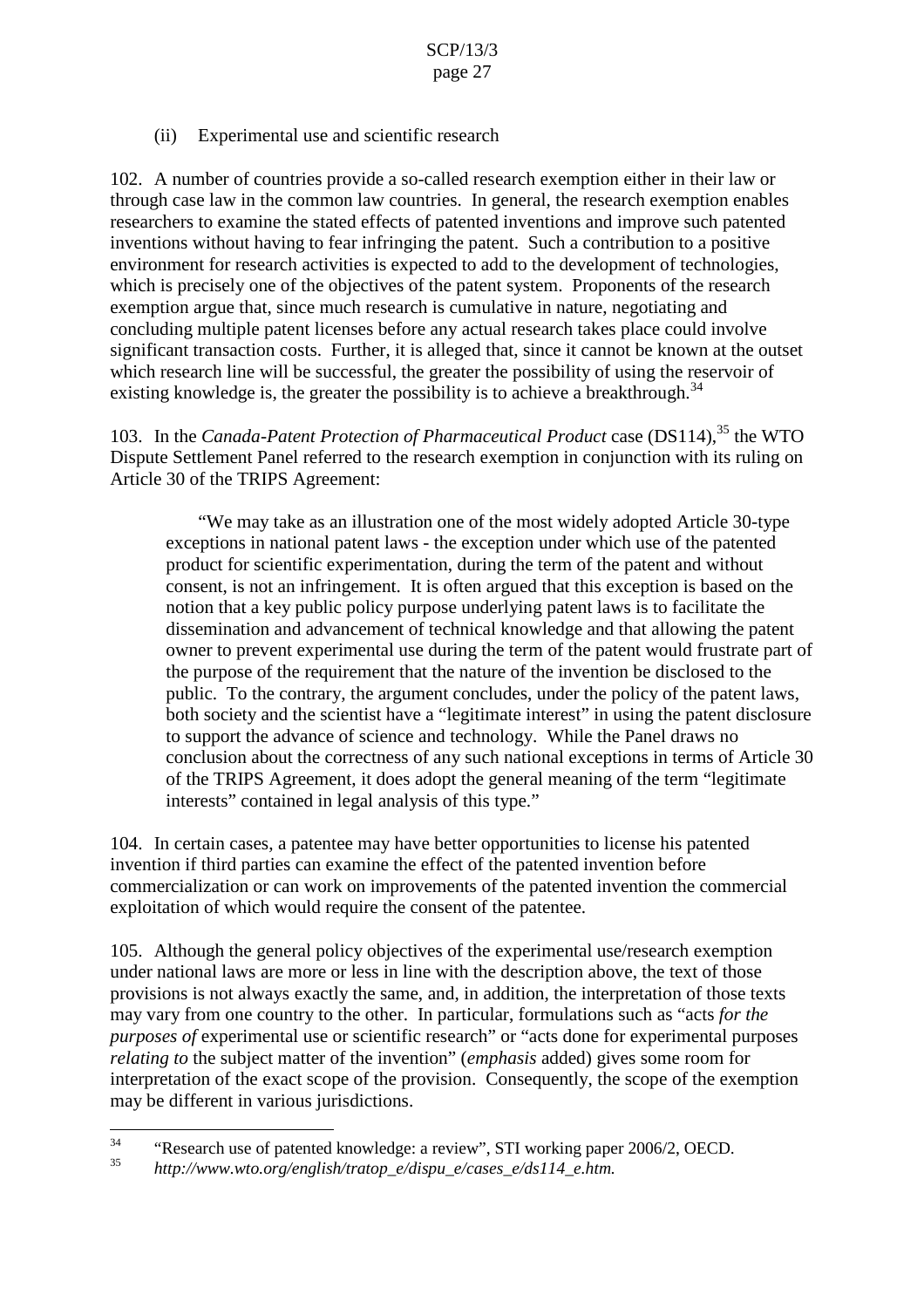(ii) Experimental use and scientific research

102. A number of countries provide a so-called research exemption either in their law or through case law in the common law countries. In general, the research exemption enables researchers to examine the stated effects of patented inventions and improve such patented inventions without having to fear infringing the patent. Such a contribution to a positive environment for research activities is expected to add to the development of technologies, which is precisely one of the objectives of the patent system. Proponents of the research exemption argue that, since much research is cumulative in nature, negotiating and concluding multiple patent licenses before any actual research takes place could involve significant transaction costs. Further, it is alleged that, since it cannot be known at the outset which research line will be successful, the greater the possibility of using the reservoir of existing knowledge is, the greater the possibility is to achieve a breakthrough.[34]

103. In the *Canada-Patent Protection of Pharmaceutical Product* case (DS114),[35] the WTO Dispute Settlement Panel referred to the research exemption in conjunction with its ruling on Article 30 of the TRIPS Agreement:

> "We may take as an illustration one of the most widely adopted Article 30-type exceptions in national patent laws - the exception under which use of the patented product for scientific experimentation, during the term of the patent and without consent, is not an infringement. It is often argued that this exception is based on the notion that a key public policy purpose underlying patent laws is to facilitate the dissemination and advancement of technical knowledge and that allowing the patent owner to prevent experimental use during the term of the patent would frustrate part of the purpose of the requirement that the nature of the invention be disclosed to the public. To the contrary, the argument concludes, under the policy of the patent laws, both society and the scientist have a "legitimate interest" in using the patent disclosure to support the advance of science and technology. While the Panel draws no conclusion about the correctness of any such national exceptions in terms of Article 30 of the TRIPS Agreement, it does adopt the general meaning of the term "legitimate interests" contained in legal analysis of this type."

104. In certain cases, a patentee may have better opportunities to license his patented invention if third parties can examine the effect of the patented invention before commercialization or can work on improvements of the patented invention the commercial exploitation of which would require the consent of the patentee.

105. Although the general policy objectives of the experimental use/research exemption under national laws are more or less in line with the description above, the text of those provisions is not always exactly the same, and, in addition, the interpretation of those texts may vary from one country to the other. In particular, formulations such as "acts *for the purposes of* experimental use or scientific research" or "acts done for experimental purposes *relating to* the subject matter of the invention" (*emphasis* added) gives some room for interpretation of the exact scope of the provision. Consequently, the scope of the exemption may be different in various jurisdictions.

---

[34] "Research use of patented knowledge: a review", STI working paper 2006/2, OECD.

[35] *http://www.wto.org/english/tratop_e/dispu_e/cases_e/ds114_e.htm.*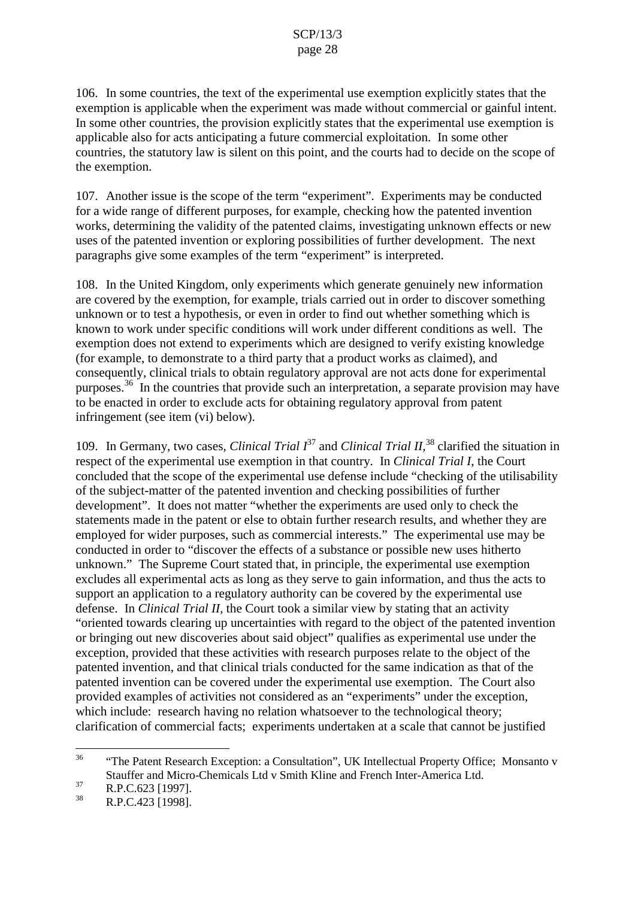106. In some countries, the text of the experimental use exemption explicitly states that the exemption is applicable when the experiment was made without commercial or gainful intent. In some other countries, the provision explicitly states that the experimental use exemption is applicable also for acts anticipating a future commercial exploitation. In some other countries, the statutory law is silent on this point, and the courts had to decide on the scope of the exemption.

107. Another issue is the scope of the term "experiment". Experiments may be conducted for a wide range of different purposes, for example, checking how the patented invention works, determining the validity of the patented claims, investigating unknown effects or new uses of the patented invention or exploring possibilities of further development. The next paragraphs give some examples of the term "experiment" is interpreted.

108. In the United Kingdom, only experiments which generate genuinely new information are covered by the exemption, for example, trials carried out in order to discover something unknown or to test a hypothesis, or even in order to find out whether something which is known to work under specific conditions will work under different conditions as well. The exemption does not extend to experiments which are designed to verify existing knowledge (for example, to demonstrate to a third party that a product works as claimed), and consequently, clinical trials to obtain regulatory approval are not acts done for experimental purposes.[36] In the countries that provide such an interpretation, a separate provision may have to be enacted in order to exclude acts for obtaining regulatory approval from patent infringement (see item (vi) below).

109. In Germany, two cases, *Clinical Trial I*[37] and *Clinical Trial II*,[38] clarified the situation in respect of the experimental use exemption in that country. In *Clinical Trial I*, the Court concluded that the scope of the experimental use defense include "checking of the utilisability of the subject-matter of the patented invention and checking possibilities of further development". It does not matter "whether the experiments are used only to check the statements made in the patent or else to obtain further research results, and whether they are employed for wider purposes, such as commercial interests." The experimental use may be conducted in order to "discover the effects of a substance or possible new uses hitherto unknown." The Supreme Court stated that, in principle, the experimental use exemption excludes all experimental acts as long as they serve to gain information, and thus the acts to support an application to a regulatory authority can be covered by the experimental use defense. In *Clinical Trial II*, the Court took a similar view by stating that an activity "oriented towards clearing up uncertainties with regard to the object of the patented invention or bringing out new discoveries about said object" qualifies as experimental use under the exception, provided that these activities with research purposes relate to the object of the patented invention, and that clinical trials conducted for the same indication as that of the patented invention can be covered under the experimental use exemption. The Court also provided examples of activities not considered as an "experiments" under the exception, which include: research having no relation whatsoever to the technological theory; clarification of commercial facts; experiments undertaken at a scale that cannot be justified

---

[36] "The Patent Research Exception: a Consultation", UK Intellectual Property Office; Monsanto v Stauffer and Micro-Chemicals Ltd v Smith Kline and French Inter-America Ltd.

[37] R.P.C.623 [1997].

[38] R.P.C.423 [1998].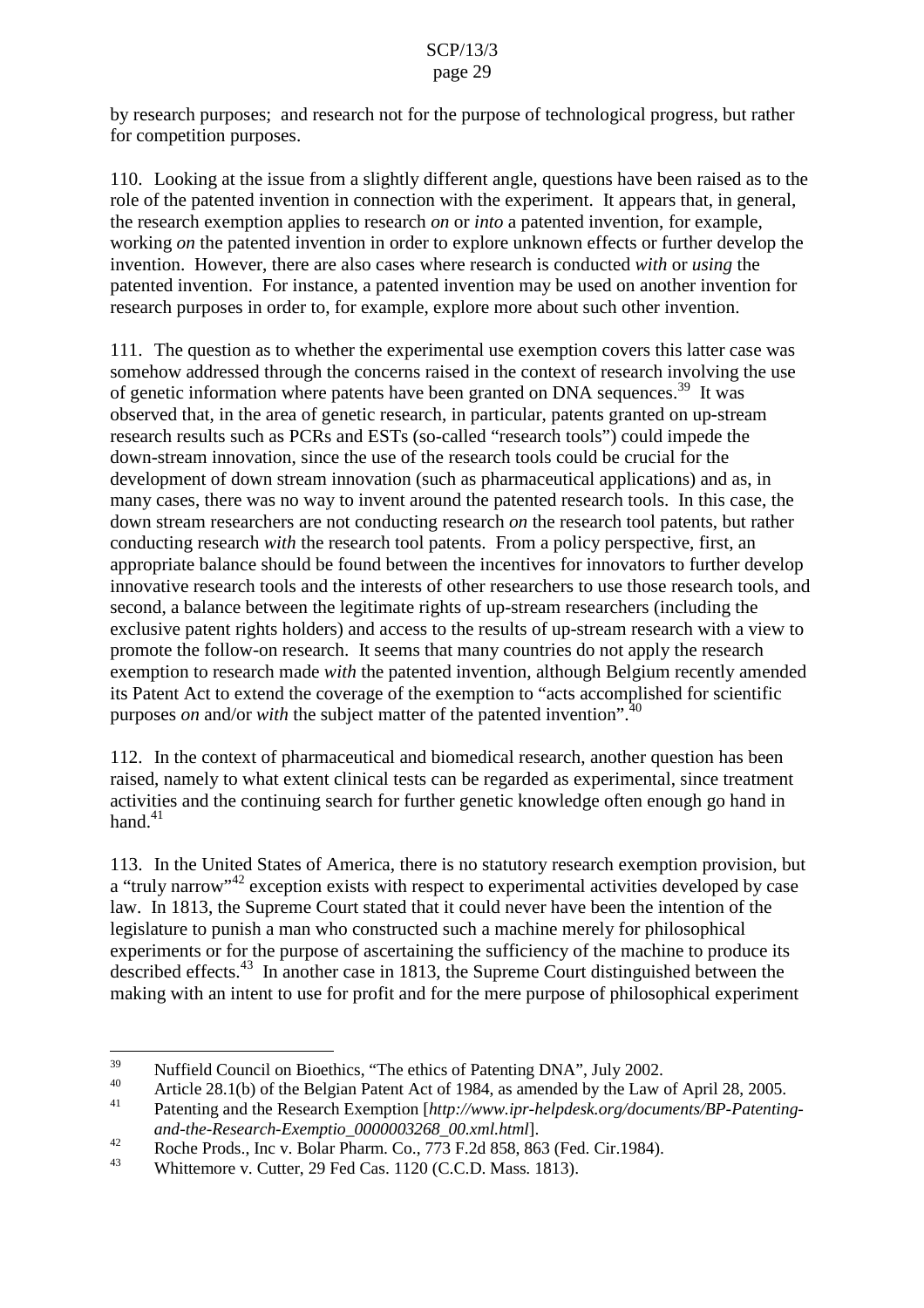by research purposes; and research not for the purpose of technological progress, but rather for competition purposes.

110. Looking at the issue from a slightly different angle, questions have been raised as to the role of the patented invention in connection with the experiment. It appears that, in general, the research exemption applies to research *on* or *into* a patented invention, for example, working *on* the patented invention in order to explore unknown effects or further develop the invention. However, there are also cases where research is conducted *with* or *using* the patented invention. For instance, a patented invention may be used on another invention for research purposes in order to, for example, explore more about such other invention.

111. The question as to whether the experimental use exemption covers this latter case was somehow addressed through the concerns raised in the context of research involving the use of genetic information where patents have been granted on DNA sequences.[39] It was observed that, in the area of genetic research, in particular, patents granted on up-stream research results such as PCRs and ESTs (so-called "research tools") could impede the down-stream innovation, since the use of the research tools could be crucial for the development of down stream innovation (such as pharmaceutical applications) and as, in many cases, there was no way to invent around the patented research tools. In this case, the down stream researchers are not conducting research *on* the research tool patents, but rather conducting research *with* the research tool patents. From a policy perspective, first, an appropriate balance should be found between the incentives for innovators to further develop innovative research tools and the interests of other researchers to use those research tools, and second, a balance between the legitimate rights of up-stream researchers (including the exclusive patent rights holders) and access to the results of up-stream research with a view to promote the follow-on research. It seems that many countries do not apply the research exemption to research made *with* the patented invention, although Belgium recently amended its Patent Act to extend the coverage of the exemption to "acts accomplished for scientific purposes *on* and/or *with* the subject matter of the patented invention".[40]

112. In the context of pharmaceutical and biomedical research, another question has been raised, namely to what extent clinical tests can be regarded as experimental, since treatment activities and the continuing search for further genetic knowledge often enough go hand in hand.[41]

113. In the United States of America, there is no statutory research exemption provision, but a "truly narrow"[42] exception exists with respect to experimental activities developed by case law. In 1813, the Supreme Court stated that it could never have been the intention of the legislature to punish a man who constructed such a machine merely for philosophical experiments or for the purpose of ascertaining the sufficiency of the machine to produce its described effects.[43] In another case in 1813, the Supreme Court distinguished between the making with an intent to use for profit and for the mere purpose of philosophical experiment

---

[39] Nuffield Council on Bioethics, "The ethics of Patenting DNA", July 2002.

[40] Article 28.1(b) of the Belgian Patent Act of 1984, as amended by the Law of April 28, 2005.

[41] Patenting and the Research Exemption [*http://www.ipr-helpdesk.org/documents/BP-Patenting-and-the-Research-Exemptio_0000003268_00.xml.html*].

[42] Roche Prods., Inc v. Bolar Pharm. Co., 773 F.2d 858, 863 (Fed. Cir.1984).

[43] Whittemore v. Cutter, 29 Fed Cas. 1120 (C.C.D. Mass. 1813).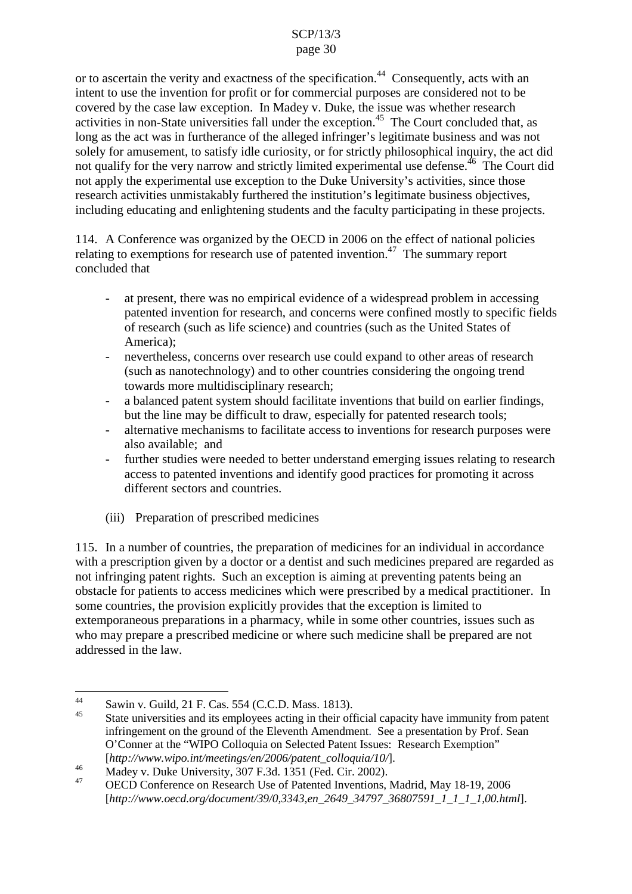or to ascertain the verity and exactness of the specification.[44] Consequently, acts with an intent to use the invention for profit or for commercial purposes are considered not to be covered by the case law exception. In Madey v. Duke, the issue was whether research activities in non-State universities fall under the exception.[45] The Court concluded that, as long as the act was in furtherance of the alleged infringer's legitimate business and was not solely for amusement, to satisfy idle curiosity, or for strictly philosophical inquiry, the act did not qualify for the very narrow and strictly limited experimental use defense.[46] The Court did not apply the experimental use exception to the Duke University's activities, since those research activities unmistakably furthered the institution's legitimate business objectives, including educating and enlightening students and the faculty participating in these projects.

114. A Conference was organized by the OECD in 2006 on the effect of national policies relating to exemptions for research use of patented invention.[47] The summary report concluded that

- at present, there was no empirical evidence of a widespread problem in accessing patented invention for research, and concerns were confined mostly to specific fields of research (such as life science) and countries (such as the United States of America);
- nevertheless, concerns over research use could expand to other areas of research (such as nanotechnology) and to other countries considering the ongoing trend towards more multidisciplinary research;
- a balanced patent system should facilitate inventions that build on earlier findings, but the line may be difficult to draw, especially for patented research tools;
- alternative mechanisms to facilitate access to inventions for research purposes were also available; and
- further studies were needed to better understand emerging issues relating to research access to patented inventions and identify good practices for promoting it across different sectors and countries.

(iii) Preparation of prescribed medicines

115. In a number of countries, the preparation of medicines for an individual in accordance with a prescription given by a doctor or a dentist and such medicines prepared are regarded as not infringing patent rights. Such an exception is aiming at preventing patents being an obstacle for patients to access medicines which were prescribed by a medical practitioner. In some countries, the provision explicitly provides that the exception is limited to extemporaneous preparations in a pharmacy, while in some other countries, issues such as who may prepare a prescribed medicine or where such medicine shall be prepared are not addressed in the law.

---

[44] Sawin v. Guild, 21 F. Cas. 554 (C.C.D. Mass. 1813).

[45] State universities and its employees acting in their official capacity have immunity from patent infringement on the ground of the Eleventh Amendment. See a presentation by Prof. Sean O'Conner at the "WIPO Colloquia on Selected Patent Issues: Research Exemption" [*http://www.wipo.int/meetings/en/2006/patent_colloquia/10/*].

[46] Madey v. Duke University, 307 F.3d. 1351 (Fed. Cir. 2002).

[47] OECD Conference on Research Use of Patented Inventions, Madrid, May 18-19, 2006 [*http://www.oecd.org/document/39/0,3343,en_2649_34797_36807591_1_1_1_1,00.html*].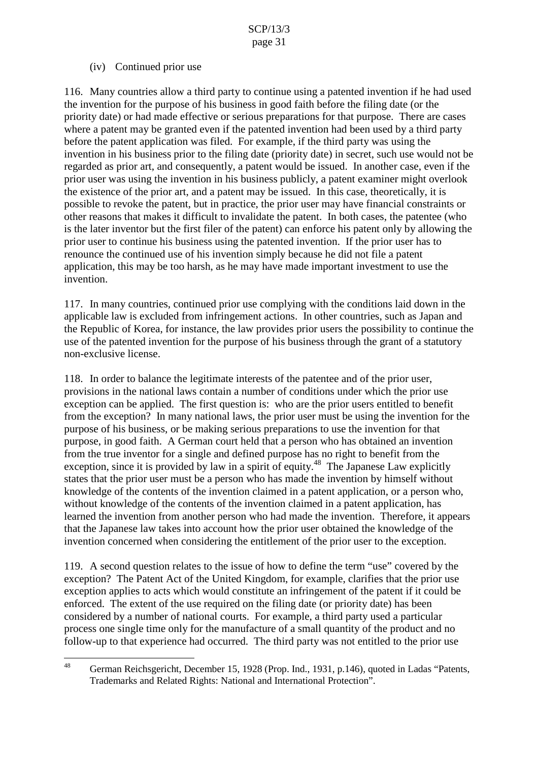(iv) Continued prior use

116. Many countries allow a third party to continue using a patented invention if he had used the invention for the purpose of his business in good faith before the filing date (or the priority date) or had made effective or serious preparations for that purpose. There are cases where a patent may be granted even if the patented invention had been used by a third party before the patent application was filed. For example, if the third party was using the invention in his business prior to the filing date (priority date) in secret, such use would not be regarded as prior art, and consequently, a patent would be issued. In another case, even if the prior user was using the invention in his business publicly, a patent examiner might overlook the existence of the prior art, and a patent may be issued. In this case, theoretically, it is possible to revoke the patent, but in practice, the prior user may have financial constraints or other reasons that makes it difficult to invalidate the patent. In both cases, the patentee (who is the later inventor but the first filer of the patent) can enforce his patent only by allowing the prior user to continue his business using the patented invention. If the prior user has to renounce the continued use of his invention simply because he did not file a patent application, this may be too harsh, as he may have made important investment to use the invention.

117. In many countries, continued prior use complying with the conditions laid down in the applicable law is excluded from infringement actions. In other countries, such as Japan and the Republic of Korea, for instance, the law provides prior users the possibility to continue the use of the patented invention for the purpose of his business through the grant of a statutory non-exclusive license.

118. In order to balance the legitimate interests of the patentee and of the prior user, provisions in the national laws contain a number of conditions under which the prior use exception can be applied. The first question is: who are the prior users entitled to benefit from the exception? In many national laws, the prior user must be using the invention for the purpose of his business, or be making serious preparations to use the invention for that purpose, in good faith. A German court held that a person who has obtained an invention from the true inventor for a single and defined purpose has no right to benefit from the exception, since it is provided by law in a spirit of equity.[48] The Japanese Law explicitly states that the prior user must be a person who has made the invention by himself without knowledge of the contents of the invention claimed in a patent application, or a person who, without knowledge of the contents of the invention claimed in a patent application, has learned the invention from another person who had made the invention. Therefore, it appears that the Japanese law takes into account how the prior user obtained the knowledge of the invention concerned when considering the entitlement of the prior user to the exception.

119. A second question relates to the issue of how to define the term "use" covered by the exception? The Patent Act of the United Kingdom, for example, clarifies that the prior use exception applies to acts which would constitute an infringement of the patent if it could be enforced. The extent of the use required on the filing date (or priority date) has been considered by a number of national courts. For example, a third party used a particular process one single time only for the manufacture of a small quantity of the product and no follow-up to that experience had occurred. The third party was not entitled to the prior use

---

[48] German Reichsgericht, December 15, 1928 (Prop. Ind., 1931, p.146), quoted in Ladas "Patents, Trademarks and Related Rights: National and International Protection".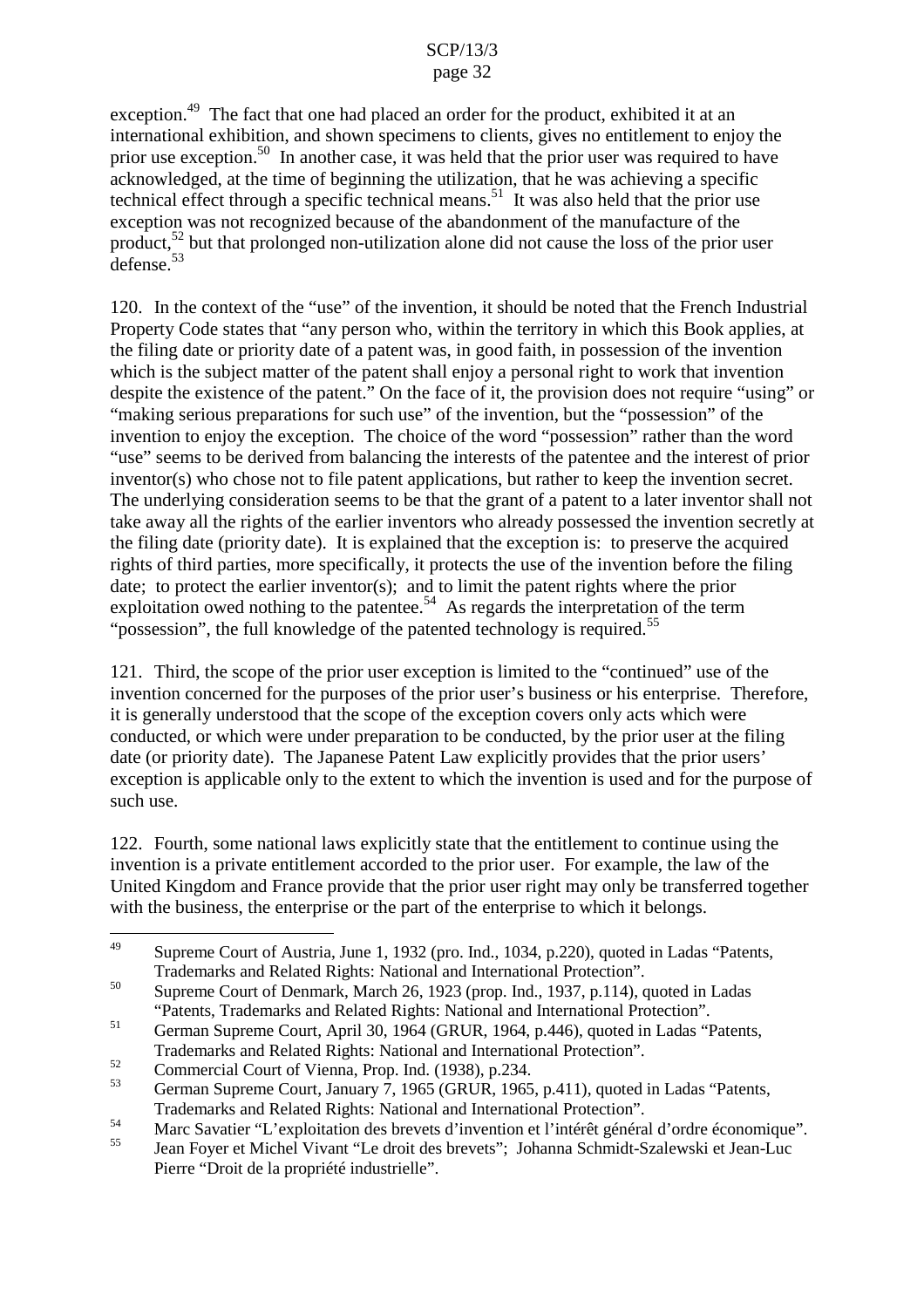exception.[49] The fact that one had placed an order for the product, exhibited it at an international exhibition, and shown specimens to clients, gives no entitlement to enjoy the prior use exception.[50] In another case, it was held that the prior user was required to have acknowledged, at the time of beginning the utilization, that he was achieving a specific technical effect through a specific technical means.[51] It was also held that the prior use exception was not recognized because of the abandonment of the manufacture of the product,[52] but that prolonged non-utilization alone did not cause the loss of the prior user defense.[53]

120. In the context of the "use" of the invention, it should be noted that the French Industrial Property Code states that "any person who, within the territory in which this Book applies, at the filing date or priority date of a patent was, in good faith, in possession of the invention which is the subject matter of the patent shall enjoy a personal right to work that invention despite the existence of the patent." On the face of it, the provision does not require "using" or "making serious preparations for such use" of the invention, but the "possession" of the invention to enjoy the exception. The choice of the word "possession" rather than the word "use" seems to be derived from balancing the interests of the patentee and the interest of prior inventor(s) who chose not to file patent applications, but rather to keep the invention secret. The underlying consideration seems to be that the grant of a patent to a later inventor shall not take away all the rights of the earlier inventors who already possessed the invention secretly at the filing date (priority date). It is explained that the exception is: to preserve the acquired rights of third parties, more specifically, it protects the use of the invention before the filing date; to protect the earlier inventor(s); and to limit the patent rights where the prior exploitation owed nothing to the patentee.[54] As regards the interpretation of the term "possession", the full knowledge of the patented technology is required.[55]

121. Third, the scope of the prior user exception is limited to the "continued" use of the invention concerned for the purposes of the prior user's business or his enterprise. Therefore, it is generally understood that the scope of the exception covers only acts which were conducted, or which were under preparation to be conducted, by the prior user at the filing date (or priority date). The Japanese Patent Law explicitly provides that the prior users' exception is applicable only to the extent to which the invention is used and for the purpose of such use.

122. Fourth, some national laws explicitly state that the entitlement to continue using the invention is a private entitlement accorded to the prior user. For example, the law of the United Kingdom and France provide that the prior user right may only be transferred together with the business, the enterprise or the part of the enterprise to which it belongs.

---

[49] Supreme Court of Austria, June 1, 1932 (pro. Ind., 1034, p.220), quoted in Ladas "Patents, Trademarks and Related Rights: National and International Protection".

[50] Supreme Court of Denmark, March 26, 1923 (prop. Ind., 1937, p.114), quoted in Ladas "Patents, Trademarks and Related Rights: National and International Protection".

[51] German Supreme Court, April 30, 1964 (GRUR, 1964, p.446), quoted in Ladas "Patents, Trademarks and Related Rights: National and International Protection".

[52] Commercial Court of Vienna, Prop. Ind. (1938), p.234.

[53] German Supreme Court, January 7, 1965 (GRUR, 1965, p.411), quoted in Ladas "Patents, Trademarks and Related Rights: National and International Protection".

[54] Marc Savatier "L'exploitation des brevets d'invention et l'intérêt général d'ordre économique".

[55] Jean Foyer et Michel Vivant "Le droit des brevets"; Johanna Schmidt-Szalewski et Jean-Luc Pierre "Droit de la propriété industrielle".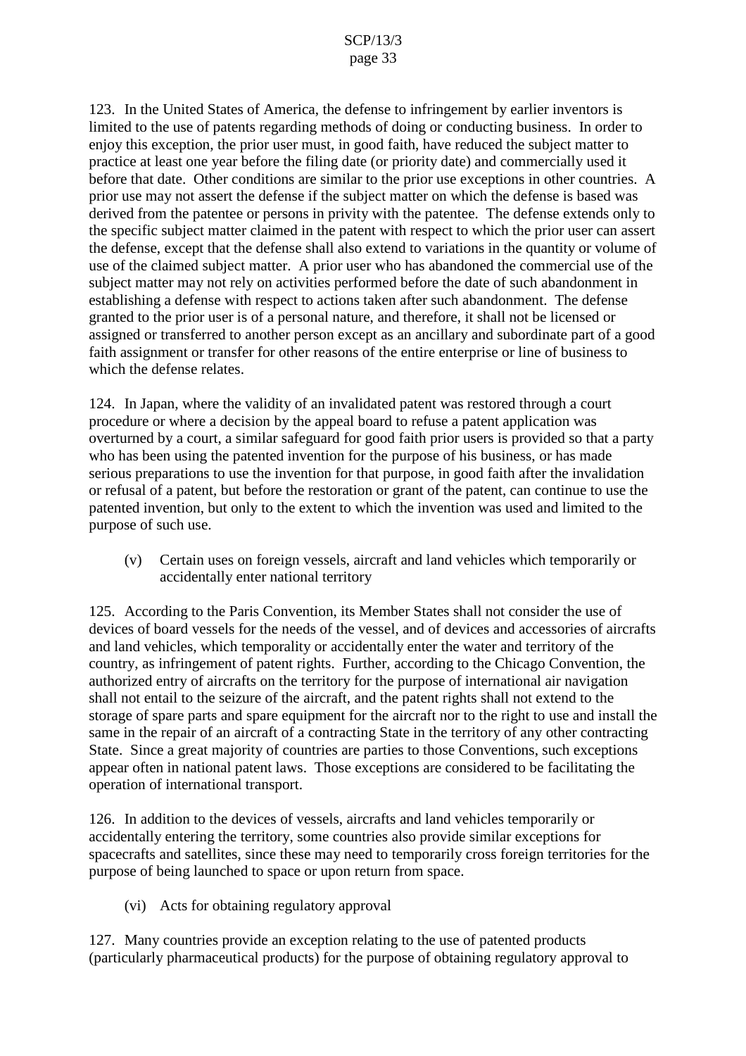123. In the United States of America, the defense to infringement by earlier inventors is limited to the use of patents regarding methods of doing or conducting business. In order to enjoy this exception, the prior user must, in good faith, have reduced the subject matter to practice at least one year before the filing date (or priority date) and commercially used it before that date. Other conditions are similar to the prior use exceptions in other countries. A prior use may not assert the defense if the subject matter on which the defense is based was derived from the patentee or persons in privity with the patentee. The defense extends only to the specific subject matter claimed in the patent with respect to which the prior user can assert the defense, except that the defense shall also extend to variations in the quantity or volume of use of the claimed subject matter. A prior user who has abandoned the commercial use of the subject matter may not rely on activities performed before the date of such abandonment in establishing a defense with respect to actions taken after such abandonment. The defense granted to the prior user is of a personal nature, and therefore, it shall not be licensed or assigned or transferred to another person except as an ancillary and subordinate part of a good faith assignment or transfer for other reasons of the entire enterprise or line of business to which the defense relates.

124. In Japan, where the validity of an invalidated patent was restored through a court procedure or where a decision by the appeal board to refuse a patent application was overturned by a court, a similar safeguard for good faith prior users is provided so that a party who has been using the patented invention for the purpose of his business, or has made serious preparations to use the invention for that purpose, in good faith after the invalidation or refusal of a patent, but before the restoration or grant of the patent, can continue to use the patented invention, but only to the extent to which the invention was used and limited to the purpose of such use.

(v) Certain uses on foreign vessels, aircraft and land vehicles which temporarily or accidentally enter national territory

125. According to the Paris Convention, its Member States shall not consider the use of devices of board vessels for the needs of the vessel, and of devices and accessories of aircrafts and land vehicles, which temporality or accidentally enter the water and territory of the country, as infringement of patent rights. Further, according to the Chicago Convention, the authorized entry of aircrafts on the territory for the purpose of international air navigation shall not entail to the seizure of the aircraft, and the patent rights shall not extend to the storage of spare parts and spare equipment for the aircraft nor to the right to use and install the same in the repair of an aircraft of a contracting State in the territory of any other contracting State. Since a great majority of countries are parties to those Conventions, such exceptions appear often in national patent laws. Those exceptions are considered to be facilitating the operation of international transport.

126. In addition to the devices of vessels, aircrafts and land vehicles temporarily or accidentally entering the territory, some countries also provide similar exceptions for spacecrafts and satellites, since these may need to temporarily cross foreign territories for the purpose of being launched to space or upon return from space.

(vi) Acts for obtaining regulatory approval

127. Many countries provide an exception relating to the use of patented products (particularly pharmaceutical products) for the purpose of obtaining regulatory approval to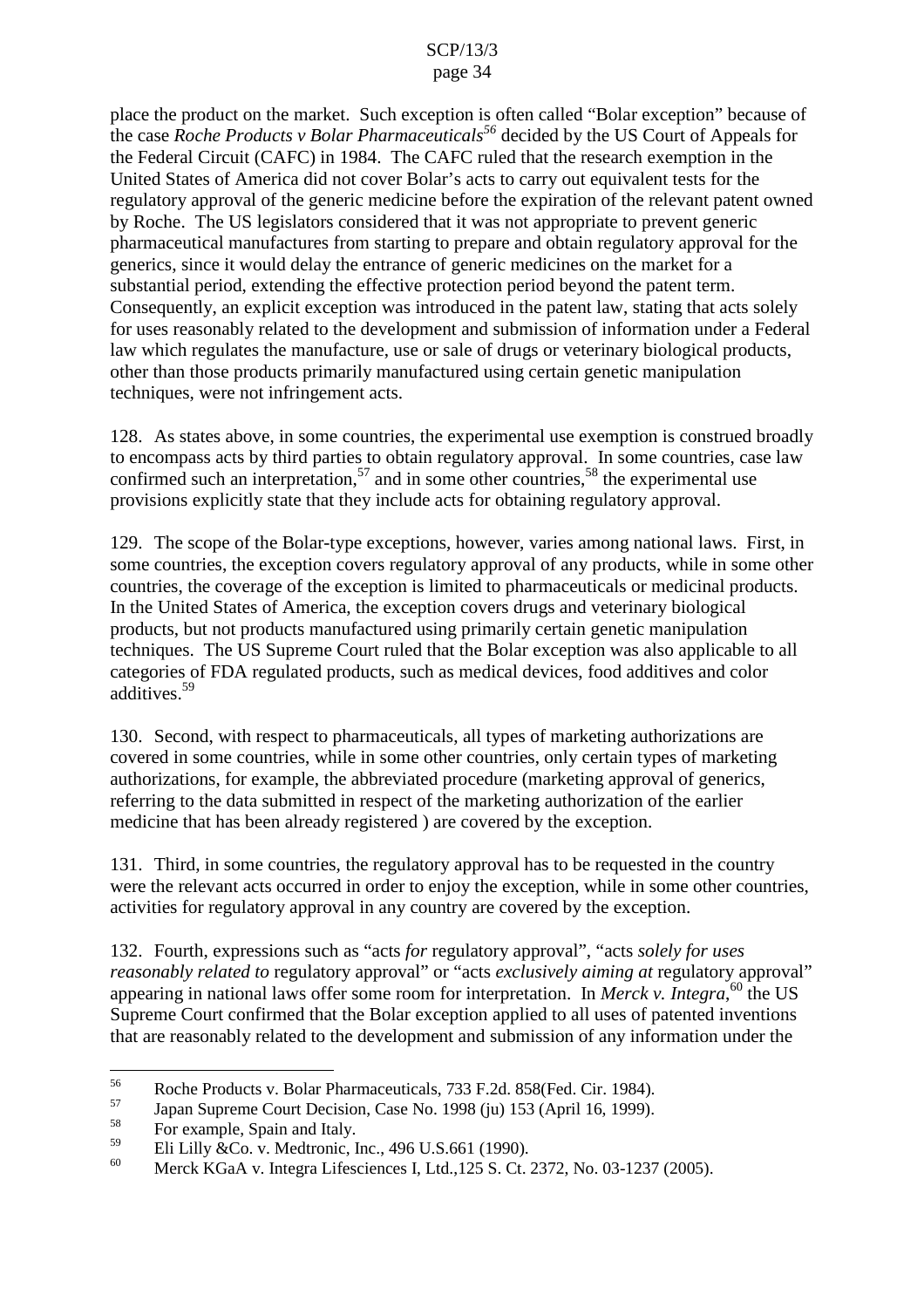place the product on the market. Such exception is often called "Bolar exception" because of the case *Roche Products v Bolar Pharmaceuticals*[56] decided by the US Court of Appeals for the Federal Circuit (CAFC) in 1984. The CAFC ruled that the research exemption in the United States of America did not cover Bolar's acts to carry out equivalent tests for the regulatory approval of the generic medicine before the expiration of the relevant patent owned by Roche. The US legislators considered that it was not appropriate to prevent generic pharmaceutical manufactures from starting to prepare and obtain regulatory approval for the generics, since it would delay the entrance of generic medicines on the market for a substantial period, extending the effective protection period beyond the patent term. Consequently, an explicit exception was introduced in the patent law, stating that acts solely for uses reasonably related to the development and submission of information under a Federal law which regulates the manufacture, use or sale of drugs or veterinary biological products, other than those products primarily manufactured using certain genetic manipulation techniques, were not infringement acts.

128. As states above, in some countries, the experimental use exemption is construed broadly to encompass acts by third parties to obtain regulatory approval. In some countries, case law confirmed such an interpretation,[57] and in some other countries,[58] the experimental use provisions explicitly state that they include acts for obtaining regulatory approval.

129. The scope of the Bolar-type exceptions, however, varies among national laws. First, in some countries, the exception covers regulatory approval of any products, while in some other countries, the coverage of the exception is limited to pharmaceuticals or medicinal products. In the United States of America, the exception covers drugs and veterinary biological products, but not products manufactured using primarily certain genetic manipulation techniques. The US Supreme Court ruled that the Bolar exception was also applicable to all categories of FDA regulated products, such as medical devices, food additives and color additives.[59]

130. Second, with respect to pharmaceuticals, all types of marketing authorizations are covered in some countries, while in some other countries, only certain types of marketing authorizations, for example, the abbreviated procedure (marketing approval of generics, referring to the data submitted in respect of the marketing authorization of the earlier medicine that has been already registered ) are covered by the exception.

131. Third, in some countries, the regulatory approval has to be requested in the country were the relevant acts occurred in order to enjoy the exception, while in some other countries, activities for regulatory approval in any country are covered by the exception.

132. Fourth, expressions such as "acts *for* regulatory approval", "acts *solely for uses reasonably related to* regulatory approval" or "acts *exclusively aiming at* regulatory approval" appearing in national laws offer some room for interpretation. In *Merck v. Integra*,[60] the US Supreme Court confirmed that the Bolar exception applied to all uses of patented inventions that are reasonably related to the development and submission of any information under the

---

[56] Roche Products v. Bolar Pharmaceuticals, 733 F.2d. 858(Fed. Cir. 1984).

[57] Japan Supreme Court Decision, Case No. 1998 (ju) 153 (April 16, 1999).

[58] For example, Spain and Italy.

[59] Eli Lilly &Co. v. Medtronic, Inc., 496 U.S.661 (1990).

[60] Merck KGaA v. Integra Lifesciences I, Ltd.,125 S. Ct. 2372, No. 03-1237 (2005).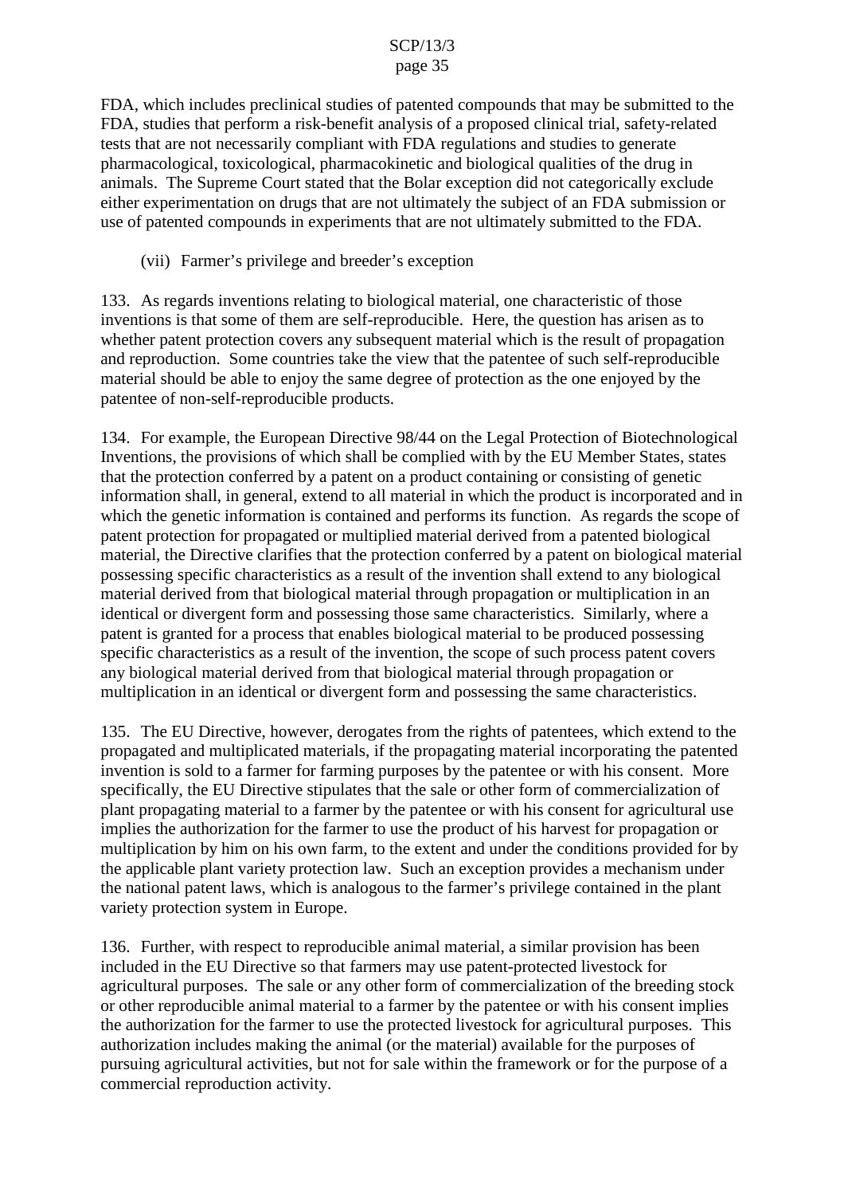FDA, which includes preclinical studies of patented compounds that may be submitted to the FDA, studies that perform a risk-benefit analysis of a proposed clinical trial, safety-related tests that are not necessarily compliant with FDA regulations and studies to generate pharmacological, toxicological, pharmacokinetic and biological qualities of the drug in animals. The Supreme Court stated that the Bolar exception did not categorically exclude either experimentation on drugs that are not ultimately the subject of an FDA submission or use of patented compounds in experiments that are not ultimately submitted to the FDA.

(vii) Farmer's privilege and breeder's exception

133. As regards inventions relating to biological material, one characteristic of those inventions is that some of them are self-reproducible. Here, the question has arisen as to whether patent protection covers any subsequent material which is the result of propagation and reproduction. Some countries take the view that the patentee of such self-reproducible material should be able to enjoy the same degree of protection as the one enjoyed by the patentee of non-self-reproducible products.

134. For example, the European Directive 98/44 on the Legal Protection of Biotechnological Inventions, the provisions of which shall be complied with by the EU Member States, states that the protection conferred by a patent on a product containing or consisting of genetic information shall, in general, extend to all material in which the product is incorporated and in which the genetic information is contained and performs its function. As regards the scope of patent protection for propagated or multiplied material derived from a patented biological material, the Directive clarifies that the protection conferred by a patent on biological material possessing specific characteristics as a result of the invention shall extend to any biological material derived from that biological material through propagation or multiplication in an identical or divergent form and possessing those same characteristics. Similarly, where a patent is granted for a process that enables biological material to be produced possessing specific characteristics as a result of the invention, the scope of such process patent covers any biological material derived from that biological material through propagation or multiplication in an identical or divergent form and possessing the same characteristics.

135. The EU Directive, however, derogates from the rights of patentees, which extend to the propagated and multiplicated materials, if the propagating material incorporating the patented invention is sold to a farmer for farming purposes by the patentee or with his consent. More specifically, the EU Directive stipulates that the sale or other form of commercialization of plant propagating material to a farmer by the patentee or with his consent for agricultural use implies the authorization for the farmer to use the product of his harvest for propagation or multiplication by him on his own farm, to the extent and under the conditions provided for by the applicable plant variety protection law. Such an exception provides a mechanism under the national patent laws, which is analogous to the farmer's privilege contained in the plant variety protection system in Europe.

136. Further, with respect to reproducible animal material, a similar provision has been included in the EU Directive so that farmers may use patent-protected livestock for agricultural purposes. The sale or any other form of commercialization of the breeding stock or other reproducible animal material to a farmer by the patentee or with his consent implies the authorization for the farmer to use the protected livestock for agricultural purposes. This authorization includes making the animal (or the material) available for the purposes of pursuing agricultural activities, but not for sale within the framework or for the purpose of a commercial reproduction activity.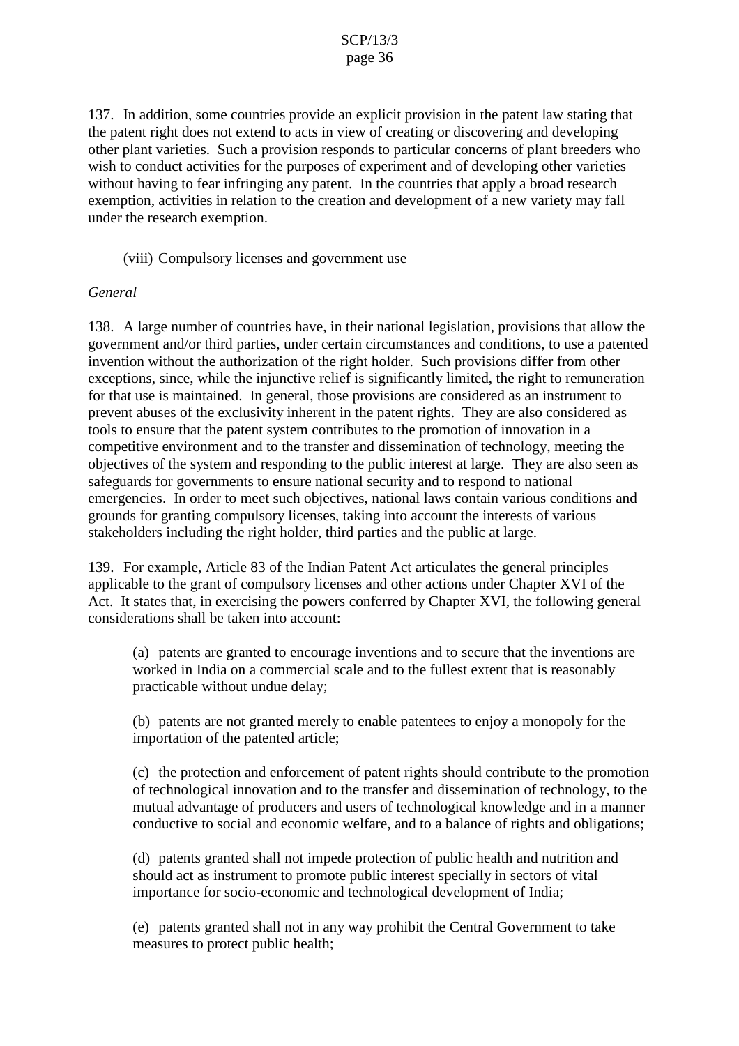137. In addition, some countries provide an explicit provision in the patent law stating that the patent right does not extend to acts in view of creating or discovering and developing other plant varieties. Such a provision responds to particular concerns of plant breeders who wish to conduct activities for the purposes of experiment and of developing other varieties without having to fear infringing any patent. In the countries that apply a broad research exemption, activities in relation to the creation and development of a new variety may fall under the research exemption.

(viii) Compulsory licenses and government use

*General*

138. A large number of countries have, in their national legislation, provisions that allow the government and/or third parties, under certain circumstances and conditions, to use a patented invention without the authorization of the right holder. Such provisions differ from other exceptions, since, while the injunctive relief is significantly limited, the right to remuneration for that use is maintained. In general, those provisions are considered as an instrument to prevent abuses of the exclusivity inherent in the patent rights. They are also considered as tools to ensure that the patent system contributes to the promotion of innovation in a competitive environment and to the transfer and dissemination of technology, meeting the objectives of the system and responding to the public interest at large. They are also seen as safeguards for governments to ensure national security and to respond to national emergencies. In order to meet such objectives, national laws contain various conditions and grounds for granting compulsory licenses, taking into account the interests of various stakeholders including the right holder, third parties and the public at large.

139. For example, Article 83 of the Indian Patent Act articulates the general principles applicable to the grant of compulsory licenses and other actions under Chapter XVI of the Act. It states that, in exercising the powers conferred by Chapter XVI, the following general considerations shall be taken into account:

(a) patents are granted to encourage inventions and to secure that the inventions are worked in India on a commercial scale and to the fullest extent that is reasonably practicable without undue delay;

(b) patents are not granted merely to enable patentees to enjoy a monopoly for the importation of the patented article;

(c) the protection and enforcement of patent rights should contribute to the promotion of technological innovation and to the transfer and dissemination of technology, to the mutual advantage of producers and users of technological knowledge and in a manner conductive to social and economic welfare, and to a balance of rights and obligations;

(d) patents granted shall not impede protection of public health and nutrition and should act as instrument to promote public interest specially in sectors of vital importance for socio-economic and technological development of India;

(e) patents granted shall not in any way prohibit the Central Government to take measures to protect public health;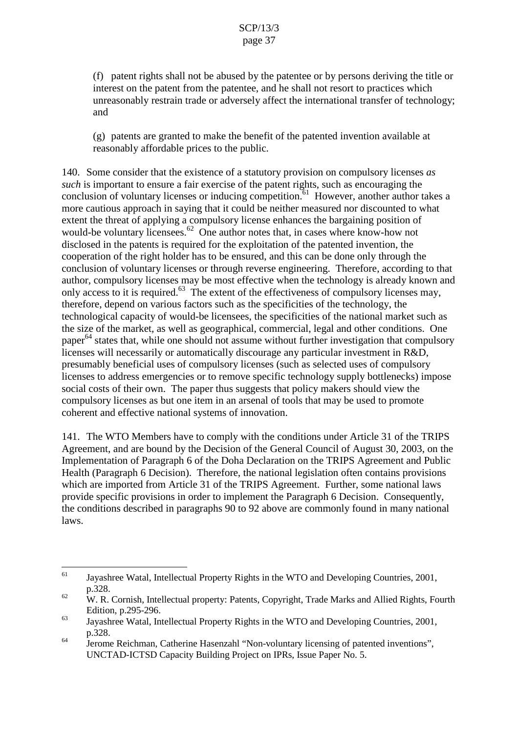(f) patent rights shall not be abused by the patentee or by persons deriving the title or interest on the patent from the patentee, and he shall not resort to practices which unreasonably restrain trade or adversely affect the international transfer of technology; and

(g) patents are granted to make the benefit of the patented invention available at reasonably affordable prices to the public.

140. Some consider that the existence of a statutory provision on compulsory licenses *as such* is important to ensure a fair exercise of the patent rights, such as encouraging the conclusion of voluntary licenses or inducing competition.[61] However, another author takes a more cautious approach in saying that it could be neither measured nor discounted to what extent the threat of applying a compulsory license enhances the bargaining position of would-be voluntary licensees.[62] One author notes that, in cases where know-how not disclosed in the patents is required for the exploitation of the patented invention, the cooperation of the right holder has to be ensured, and this can be done only through the conclusion of voluntary licenses or through reverse engineering. Therefore, according to that author, compulsory licenses may be most effective when the technology is already known and only access to it is required.[63] The extent of the effectiveness of compulsory licenses may, therefore, depend on various factors such as the specificities of the technology, the technological capacity of would-be licensees, the specificities of the national market such as the size of the market, as well as geographical, commercial, legal and other conditions. One paper[64] states that, while one should not assume without further investigation that compulsory licenses will necessarily or automatically discourage any particular investment in R&D, presumably beneficial uses of compulsory licenses (such as selected uses of compulsory licenses to address emergencies or to remove specific technology supply bottlenecks) impose social costs of their own. The paper thus suggests that policy makers should view the compulsory licenses as but one item in an arsenal of tools that may be used to promote coherent and effective national systems of innovation.

141. The WTO Members have to comply with the conditions under Article 31 of the TRIPS Agreement, and are bound by the Decision of the General Council of August 30, 2003, on the Implementation of Paragraph 6 of the Doha Declaration on the TRIPS Agreement and Public Health (Paragraph 6 Decision). Therefore, the national legislation often contains provisions which are imported from Article 31 of the TRIPS Agreement. Further, some national laws provide specific provisions in order to implement the Paragraph 6 Decision. Consequently, the conditions described in paragraphs 90 to 92 above are commonly found in many national laws.

---

[61] Jayashree Watal, Intellectual Property Rights in the WTO and Developing Countries, 2001, p.328.

[62] W. R. Cornish, Intellectual property: Patents, Copyright, Trade Marks and Allied Rights, Fourth Edition, p.295-296.

[63] Jayashree Watal, Intellectual Property Rights in the WTO and Developing Countries, 2001, p.328.

[64] Jerome Reichman, Catherine Hasenzahl "Non-voluntary licensing of patented inventions", UNCTAD-ICTSD Capacity Building Project on IPRs, Issue Paper No. 5.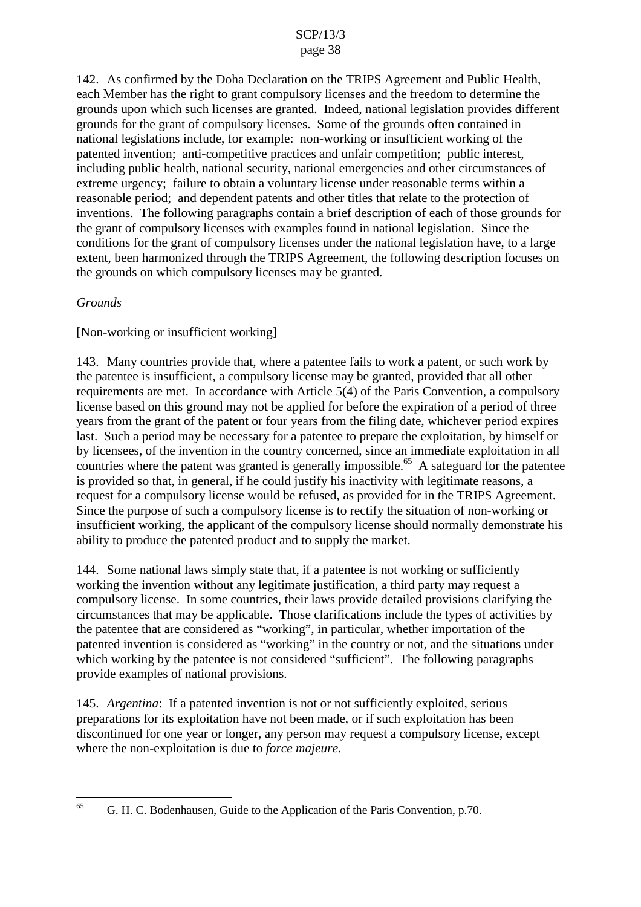142. As confirmed by the Doha Declaration on the TRIPS Agreement and Public Health, each Member has the right to grant compulsory licenses and the freedom to determine the grounds upon which such licenses are granted. Indeed, national legislation provides different grounds for the grant of compulsory licenses. Some of the grounds often contained in national legislations include, for example: non-working or insufficient working of the patented invention; anti-competitive practices and unfair competition; public interest, including public health, national security, national emergencies and other circumstances of extreme urgency; failure to obtain a voluntary license under reasonable terms within a reasonable period; and dependent patents and other titles that relate to the protection of inventions. The following paragraphs contain a brief description of each of those grounds for the grant of compulsory licenses with examples found in national legislation. Since the conditions for the grant of compulsory licenses under the national legislation have, to a large extent, been harmonized through the TRIPS Agreement, the following description focuses on the grounds on which compulsory licenses may be granted.

*Grounds*

[Non-working or insufficient working]

143. Many countries provide that, where a patentee fails to work a patent, or such work by the patentee is insufficient, a compulsory license may be granted, provided that all other requirements are met. In accordance with Article 5(4) of the Paris Convention, a compulsory license based on this ground may not be applied for before the expiration of a period of three years from the grant of the patent or four years from the filing date, whichever period expires last. Such a period may be necessary for a patentee to prepare the exploitation, by himself or by licensees, of the invention in the country concerned, since an immediate exploitation in all countries where the patent was granted is generally impossible.[65] A safeguard for the patentee is provided so that, in general, if he could justify his inactivity with legitimate reasons, a request for a compulsory license would be refused, as provided for in the TRIPS Agreement. Since the purpose of such a compulsory license is to rectify the situation of non-working or insufficient working, the applicant of the compulsory license should normally demonstrate his ability to produce the patented product and to supply the market.

144. Some national laws simply state that, if a patentee is not working or sufficiently working the invention without any legitimate justification, a third party may request a compulsory license. In some countries, their laws provide detailed provisions clarifying the circumstances that may be applicable. Those clarifications include the types of activities by the patentee that are considered as "working", in particular, whether importation of the patented invention is considered as "working" in the country or not, and the situations under which working by the patentee is not considered "sufficient". The following paragraphs provide examples of national provisions.

145. *Argentina*: If a patented invention is not or not sufficiently exploited, serious preparations for its exploitation have not been made, or if such exploitation has been discontinued for one year or longer, any person may request a compulsory license, except where the non-exploitation is due to *force majeure*.

---

[65] G. H. C. Bodenhausen, Guide to the Application of the Paris Convention, p.70.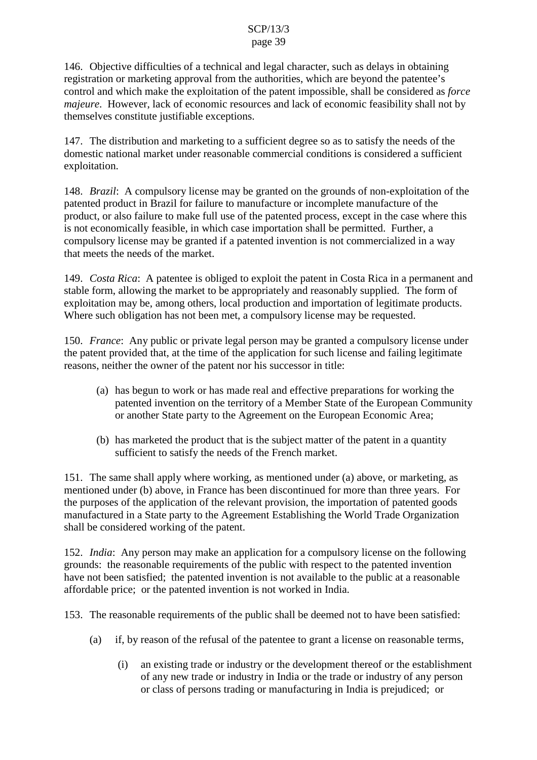146. Objective difficulties of a technical and legal character, such as delays in obtaining registration or marketing approval from the authorities, which are beyond the patentee's control and which make the exploitation of the patent impossible, shall be considered as *force majeure*. However, lack of economic resources and lack of economic feasibility shall not by themselves constitute justifiable exceptions.

147. The distribution and marketing to a sufficient degree so as to satisfy the needs of the domestic national market under reasonable commercial conditions is considered a sufficient exploitation.

148. *Brazil*: A compulsory license may be granted on the grounds of non-exploitation of the patented product in Brazil for failure to manufacture or incomplete manufacture of the product, or also failure to make full use of the patented process, except in the case where this is not economically feasible, in which case importation shall be permitted. Further, a compulsory license may be granted if a patented invention is not commercialized in a way that meets the needs of the market.

149. *Costa Rica*: A patentee is obliged to exploit the patent in Costa Rica in a permanent and stable form, allowing the market to be appropriately and reasonably supplied. The form of exploitation may be, among others, local production and importation of legitimate products. Where such obligation has not been met, a compulsory license may be requested.

150. *France*: Any public or private legal person may be granted a compulsory license under the patent provided that, at the time of the application for such license and failing legitimate reasons, neither the owner of the patent nor his successor in title:

(a) has begun to work or has made real and effective preparations for working the patented invention on the territory of a Member State of the European Community or another State party to the Agreement on the European Economic Area;

(b) has marketed the product that is the subject matter of the patent in a quantity sufficient to satisfy the needs of the French market.

151. The same shall apply where working, as mentioned under (a) above, or marketing, as mentioned under (b) above, in France has been discontinued for more than three years. For the purposes of the application of the relevant provision, the importation of patented goods manufactured in a State party to the Agreement Establishing the World Trade Organization shall be considered working of the patent.

152. *India*: Any person may make an application for a compulsory license on the following grounds: the reasonable requirements of the public with respect to the patented invention have not been satisfied; the patented invention is not available to the public at a reasonable affordable price; or the patented invention is not worked in India.

153. The reasonable requirements of the public shall be deemed not to have been satisfied:

(a) if, by reason of the refusal of the patentee to grant a license on reasonable terms,

(i) an existing trade or industry or the development thereof or the establishment of any new trade or industry in India or the trade or industry of any person or class of persons trading or manufacturing in India is prejudiced; or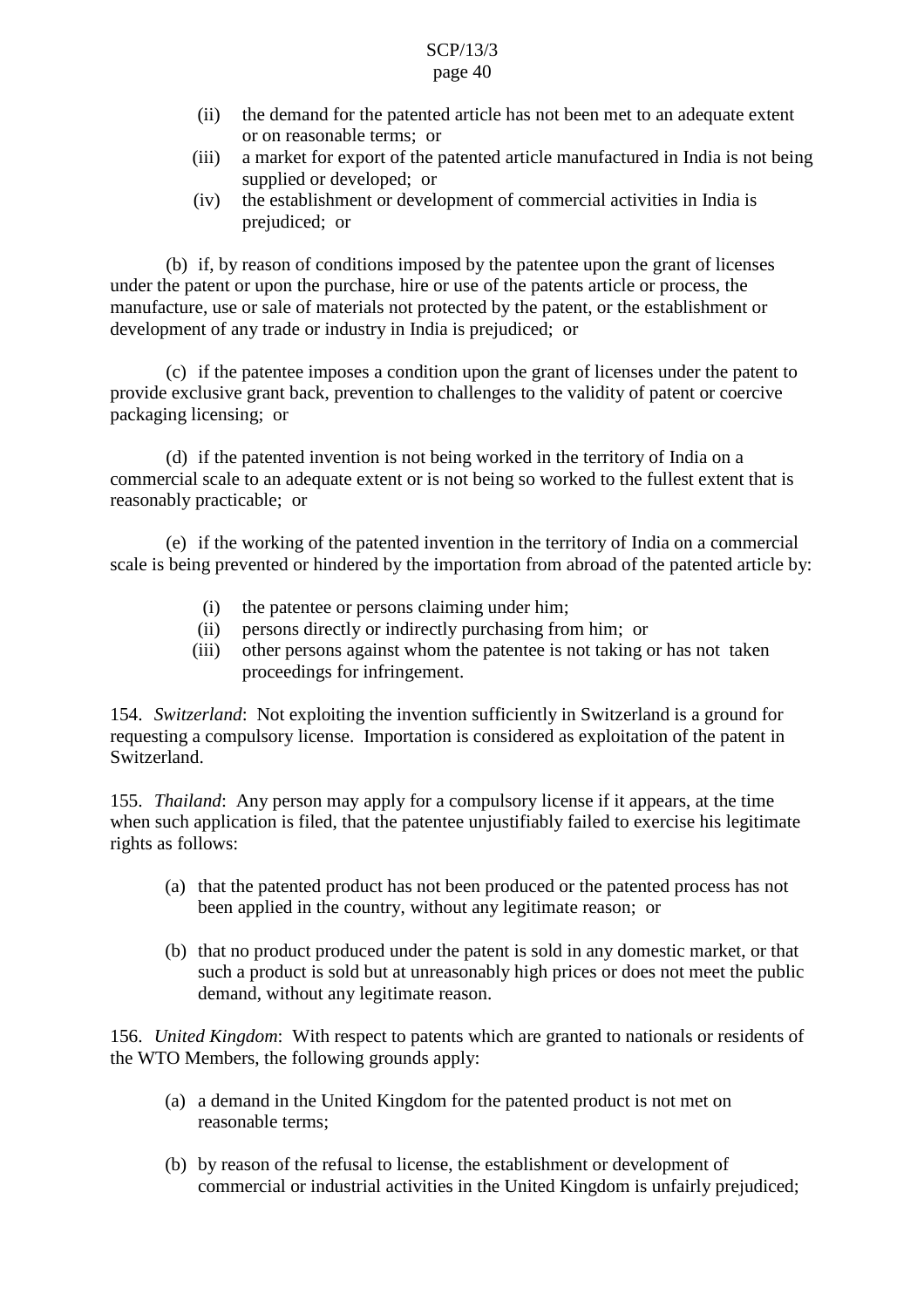(ii) the demand for the patented article has not been met to an adequate extent or on reasonable terms; or

(iii) a market for export of the patented article manufactured in India is not being supplied or developed; or

(iv) the establishment or development of commercial activities in India is prejudiced; or

(b) if, by reason of conditions imposed by the patentee upon the grant of licenses under the patent or upon the purchase, hire or use of the patents article or process, the manufacture, use or sale of materials not protected by the patent, or the establishment or development of any trade or industry in India is prejudiced; or

(c) if the patentee imposes a condition upon the grant of licenses under the patent to provide exclusive grant back, prevention to challenges to the validity of patent or coercive packaging licensing; or

(d) if the patented invention is not being worked in the territory of India on a commercial scale to an adequate extent or is not being so worked to the fullest extent that is reasonably practicable; or

(e) if the working of the patented invention in the territory of India on a commercial scale is being prevented or hindered by the importation from abroad of the patented article by:

(i) the patentee or persons claiming under him;

(ii) persons directly or indirectly purchasing from him; or

(iii) other persons against whom the patentee is not taking or has not taken proceedings for infringement.

154. *Switzerland*: Not exploiting the invention sufficiently in Switzerland is a ground for requesting a compulsory license. Importation is considered as exploitation of the patent in Switzerland.

155. *Thailand*: Any person may apply for a compulsory license if it appears, at the time when such application is filed, that the patentee unjustifiably failed to exercise his legitimate rights as follows:

(a) that the patented product has not been produced or the patented process has not been applied in the country, without any legitimate reason; or

(b) that no product produced under the patent is sold in any domestic market, or that such a product is sold but at unreasonably high prices or does not meet the public demand, without any legitimate reason.

156. *United Kingdom*: With respect to patents which are granted to nationals or residents of the WTO Members, the following grounds apply:

(a) a demand in the United Kingdom for the patented product is not met on reasonable terms;

(b) by reason of the refusal to license, the establishment or development of commercial or industrial activities in the United Kingdom is unfairly prejudiced;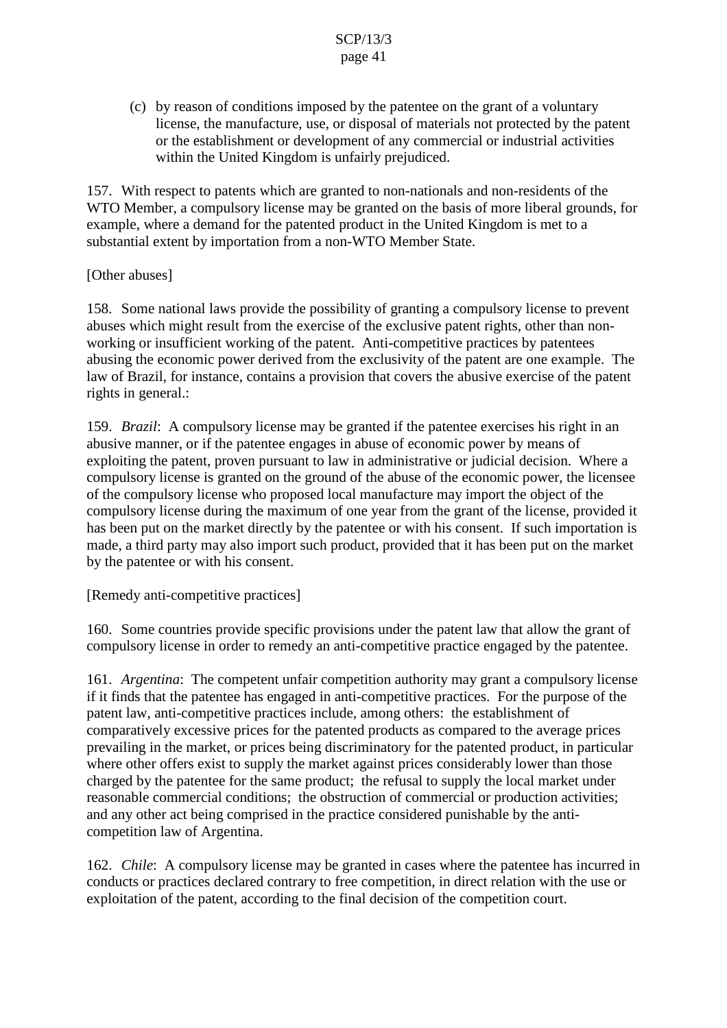(c) by reason of conditions imposed by the patentee on the grant of a voluntary license, the manufacture, use, or disposal of materials not protected by the patent or the establishment or development of any commercial or industrial activities within the United Kingdom is unfairly prejudiced.

157. With respect to patents which are granted to non-nationals and non-residents of the WTO Member, a compulsory license may be granted on the basis of more liberal grounds, for example, where a demand for the patented product in the United Kingdom is met to a substantial extent by importation from a non-WTO Member State.

[Other abuses]

158. Some national laws provide the possibility of granting a compulsory license to prevent abuses which might result from the exercise of the exclusive patent rights, other than non-working or insufficient working of the patent. Anti-competitive practices by patentees abusing the economic power derived from the exclusivity of the patent are one example. The law of Brazil, for instance, contains a provision that covers the abusive exercise of the patent rights in general.:

159. *Brazil*: A compulsory license may be granted if the patentee exercises his right in an abusive manner, or if the patentee engages in abuse of economic power by means of exploiting the patent, proven pursuant to law in administrative or judicial decision. Where a compulsory license is granted on the ground of the abuse of the economic power, the licensee of the compulsory license who proposed local manufacture may import the object of the compulsory license during the maximum of one year from the grant of the license, provided it has been put on the market directly by the patentee or with his consent. If such importation is made, a third party may also import such product, provided that it has been put on the market by the patentee or with his consent.

[Remedy anti-competitive practices]

160. Some countries provide specific provisions under the patent law that allow the grant of compulsory license in order to remedy an anti-competitive practice engaged by the patentee.

161. *Argentina*: The competent unfair competition authority may grant a compulsory license if it finds that the patentee has engaged in anti-competitive practices. For the purpose of the patent law, anti-competitive practices include, among others: the establishment of comparatively excessive prices for the patented products as compared to the average prices prevailing in the market, or prices being discriminatory for the patented product, in particular where other offers exist to supply the market against prices considerably lower than those charged by the patentee for the same product; the refusal to supply the local market under reasonable commercial conditions; the obstruction of commercial or production activities; and any other act being comprised in the practice considered punishable by the anti-competition law of Argentina.

162. *Chile*: A compulsory license may be granted in cases where the patentee has incurred in conducts or practices declared contrary to free competition, in direct relation with the use or exploitation of the patent, according to the final decision of the competition court.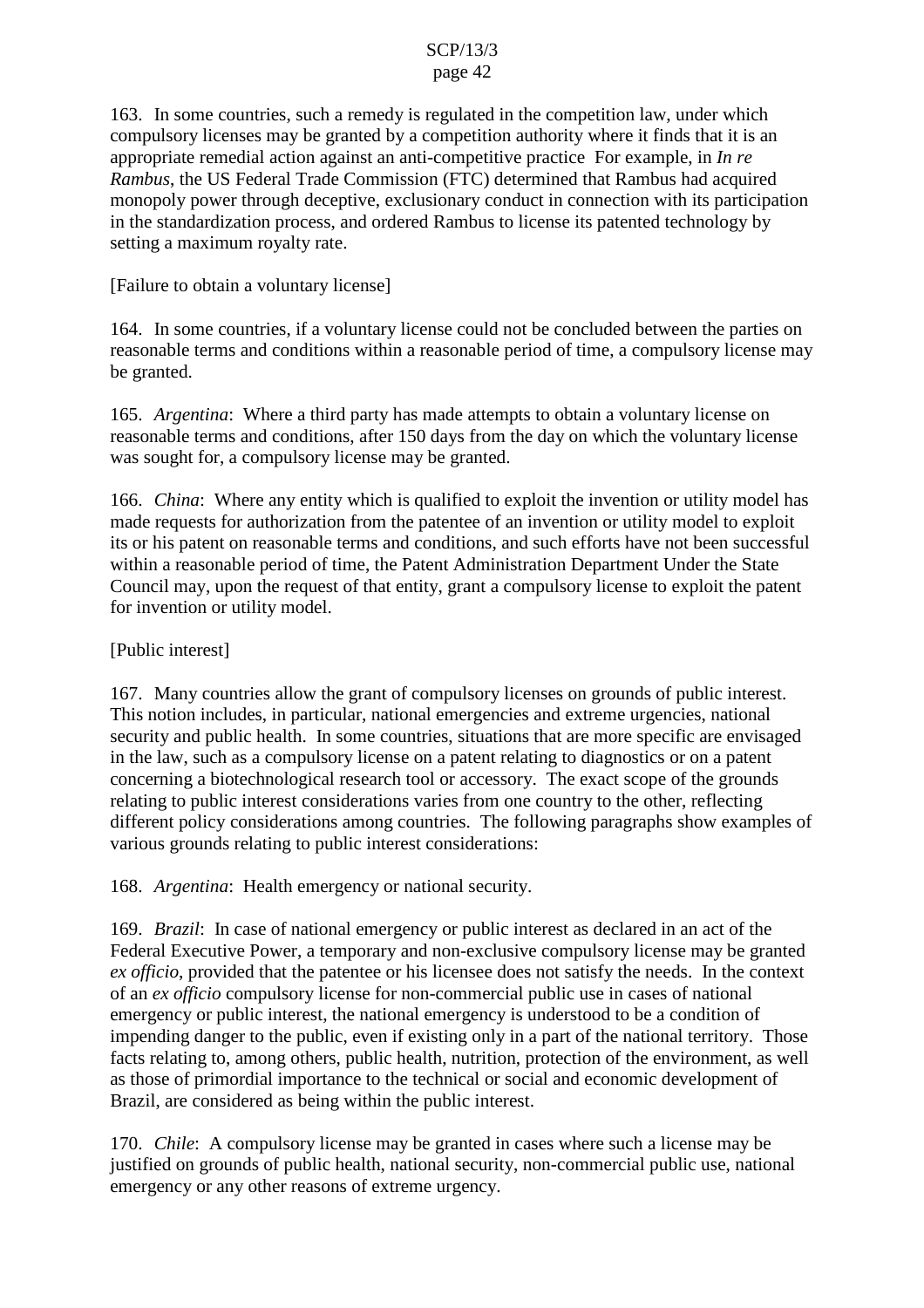163. In some countries, such a remedy is regulated in the competition law, under which compulsory licenses may be granted by a competition authority where it finds that it is an appropriate remedial action against an anti-competitive practice For example, in *In re Rambus*, the US Federal Trade Commission (FTC) determined that Rambus had acquired monopoly power through deceptive, exclusionary conduct in connection with its participation in the standardization process, and ordered Rambus to license its patented technology by setting a maximum royalty rate.

[Failure to obtain a voluntary license]

164. In some countries, if a voluntary license could not be concluded between the parties on reasonable terms and conditions within a reasonable period of time, a compulsory license may be granted.

165. *Argentina*: Where a third party has made attempts to obtain a voluntary license on reasonable terms and conditions, after 150 days from the day on which the voluntary license was sought for, a compulsory license may be granted.

166. *China*: Where any entity which is qualified to exploit the invention or utility model has made requests for authorization from the patentee of an invention or utility model to exploit its or his patent on reasonable terms and conditions, and such efforts have not been successful within a reasonable period of time, the Patent Administration Department Under the State Council may, upon the request of that entity, grant a compulsory license to exploit the patent for invention or utility model.

[Public interest]

167. Many countries allow the grant of compulsory licenses on grounds of public interest. This notion includes, in particular, national emergencies and extreme urgencies, national security and public health. In some countries, situations that are more specific are envisaged in the law, such as a compulsory license on a patent relating to diagnostics or on a patent concerning a biotechnological research tool or accessory. The exact scope of the grounds relating to public interest considerations varies from one country to the other, reflecting different policy considerations among countries. The following paragraphs show examples of various grounds relating to public interest considerations:

168. *Argentina*: Health emergency or national security.

169. *Brazil*: In case of national emergency or public interest as declared in an act of the Federal Executive Power, a temporary and non-exclusive compulsory license may be granted *ex officio*, provided that the patentee or his licensee does not satisfy the needs. In the context of an *ex officio* compulsory license for non-commercial public use in cases of national emergency or public interest, the national emergency is understood to be a condition of impending danger to the public, even if existing only in a part of the national territory. Those facts relating to, among others, public health, nutrition, protection of the environment, as well as those of primordial importance to the technical or social and economic development of Brazil, are considered as being within the public interest.

170. *Chile*: A compulsory license may be granted in cases where such a license may be justified on grounds of public health, national security, non-commercial public use, national emergency or any other reasons of extreme urgency.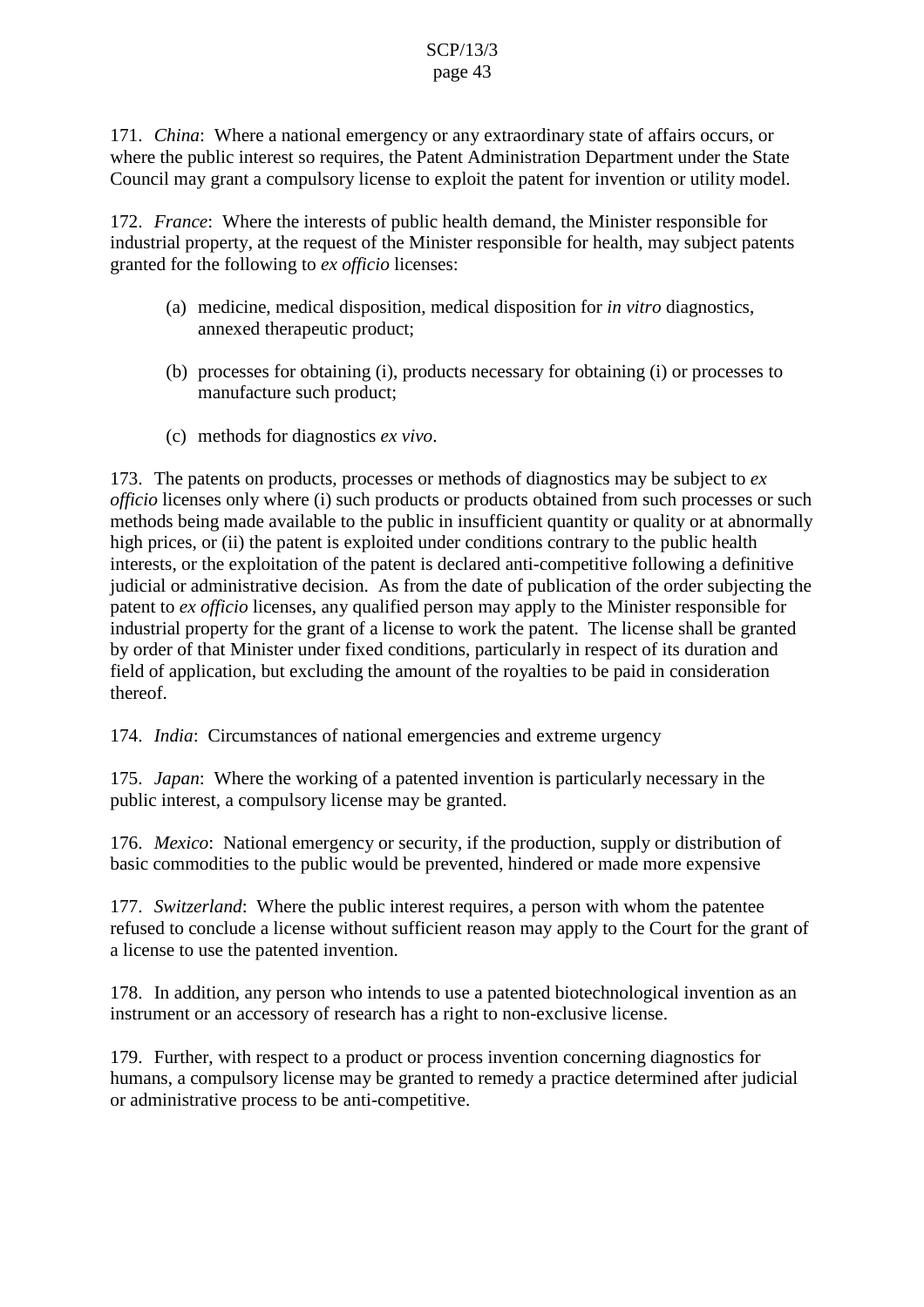171. *China*: Where a national emergency or any extraordinary state of affairs occurs, or where the public interest so requires, the Patent Administration Department under the State Council may grant a compulsory license to exploit the patent for invention or utility model.

172. *France*: Where the interests of public health demand, the Minister responsible for industrial property, at the request of the Minister responsible for health, may subject patents granted for the following to *ex officio* licenses:

(a) medicine, medical disposition, medical disposition for *in vitro* diagnostics, annexed therapeutic product;

(b) processes for obtaining (i), products necessary for obtaining (i) or processes to manufacture such product;

(c) methods for diagnostics *ex vivo*.

173. The patents on products, processes or methods of diagnostics may be subject to *ex officio* licenses only where (i) such products or products obtained from such processes or such methods being made available to the public in insufficient quantity or quality or at abnormally high prices, or (ii) the patent is exploited under conditions contrary to the public health interests, or the exploitation of the patent is declared anti-competitive following a definitive judicial or administrative decision. As from the date of publication of the order subjecting the patent to *ex officio* licenses, any qualified person may apply to the Minister responsible for industrial property for the grant of a license to work the patent. The license shall be granted by order of that Minister under fixed conditions, particularly in respect of its duration and field of application, but excluding the amount of the royalties to be paid in consideration thereof.

174. *India*: Circumstances of national emergencies and extreme urgency

175. *Japan*: Where the working of a patented invention is particularly necessary in the public interest, a compulsory license may be granted.

176. *Mexico*: National emergency or security, if the production, supply or distribution of basic commodities to the public would be prevented, hindered or made more expensive

177. *Switzerland*: Where the public interest requires, a person with whom the patentee refused to conclude a license without sufficient reason may apply to the Court for the grant of a license to use the patented invention.

178. In addition, any person who intends to use a patented biotechnological invention as an instrument or an accessory of research has a right to non-exclusive license.

179. Further, with respect to a product or process invention concerning diagnostics for humans, a compulsory license may be granted to remedy a practice determined after judicial or administrative process to be anti-competitive.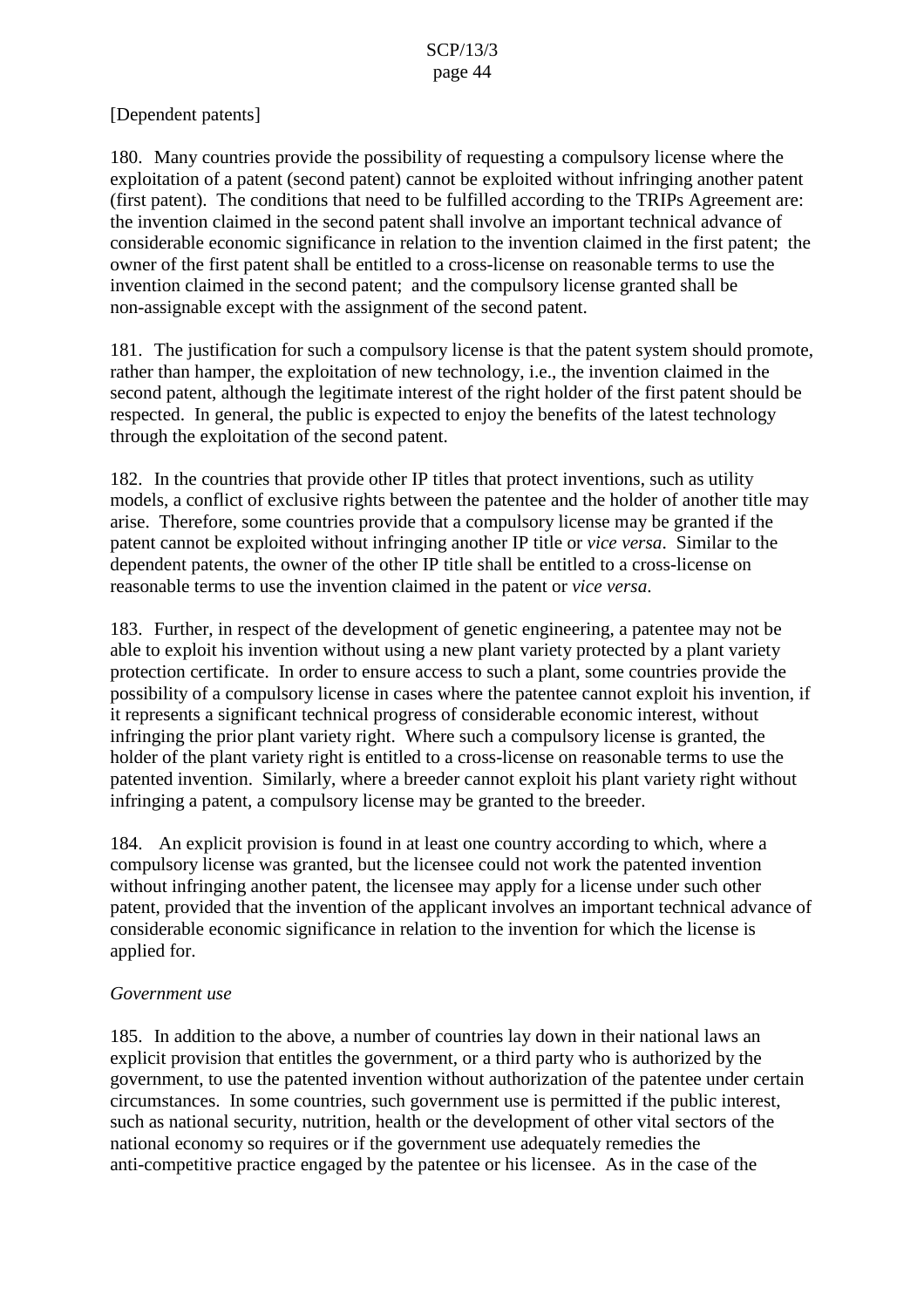[Dependent patents]

180. Many countries provide the possibility of requesting a compulsory license where the exploitation of a patent (second patent) cannot be exploited without infringing another patent (first patent). The conditions that need to be fulfilled according to the TRIPs Agreement are: the invention claimed in the second patent shall involve an important technical advance of considerable economic significance in relation to the invention claimed in the first patent; the owner of the first patent shall be entitled to a cross-license on reasonable terms to use the invention claimed in the second patent; and the compulsory license granted shall be non-assignable except with the assignment of the second patent.

181. The justification for such a compulsory license is that the patent system should promote, rather than hamper, the exploitation of new technology, i.e., the invention claimed in the second patent, although the legitimate interest of the right holder of the first patent should be respected. In general, the public is expected to enjoy the benefits of the latest technology through the exploitation of the second patent.

182. In the countries that provide other IP titles that protect inventions, such as utility models, a conflict of exclusive rights between the patentee and the holder of another title may arise. Therefore, some countries provide that a compulsory license may be granted if the patent cannot be exploited without infringing another IP title or *vice versa*. Similar to the dependent patents, the owner of the other IP title shall be entitled to a cross-license on reasonable terms to use the invention claimed in the patent or *vice versa*.

183. Further, in respect of the development of genetic engineering, a patentee may not be able to exploit his invention without using a new plant variety protected by a plant variety protection certificate. In order to ensure access to such a plant, some countries provide the possibility of a compulsory license in cases where the patentee cannot exploit his invention, if it represents a significant technical progress of considerable economic interest, without infringing the prior plant variety right. Where such a compulsory license is granted, the holder of the plant variety right is entitled to a cross-license on reasonable terms to use the patented invention. Similarly, where a breeder cannot exploit his plant variety right without infringing a patent, a compulsory license may be granted to the breeder.

184. An explicit provision is found in at least one country according to which, where a compulsory license was granted, but the licensee could not work the patented invention without infringing another patent, the licensee may apply for a license under such other patent, provided that the invention of the applicant involves an important technical advance of considerable economic significance in relation to the invention for which the license is applied for.

*Government use*

185. In addition to the above, a number of countries lay down in their national laws an explicit provision that entitles the government, or a third party who is authorized by the government, to use the patented invention without authorization of the patentee under certain circumstances. In some countries, such government use is permitted if the public interest, such as national security, nutrition, health or the development of other vital sectors of the national economy so requires or if the government use adequately remedies the anti-competitive practice engaged by the patentee or his licensee. As in the case of the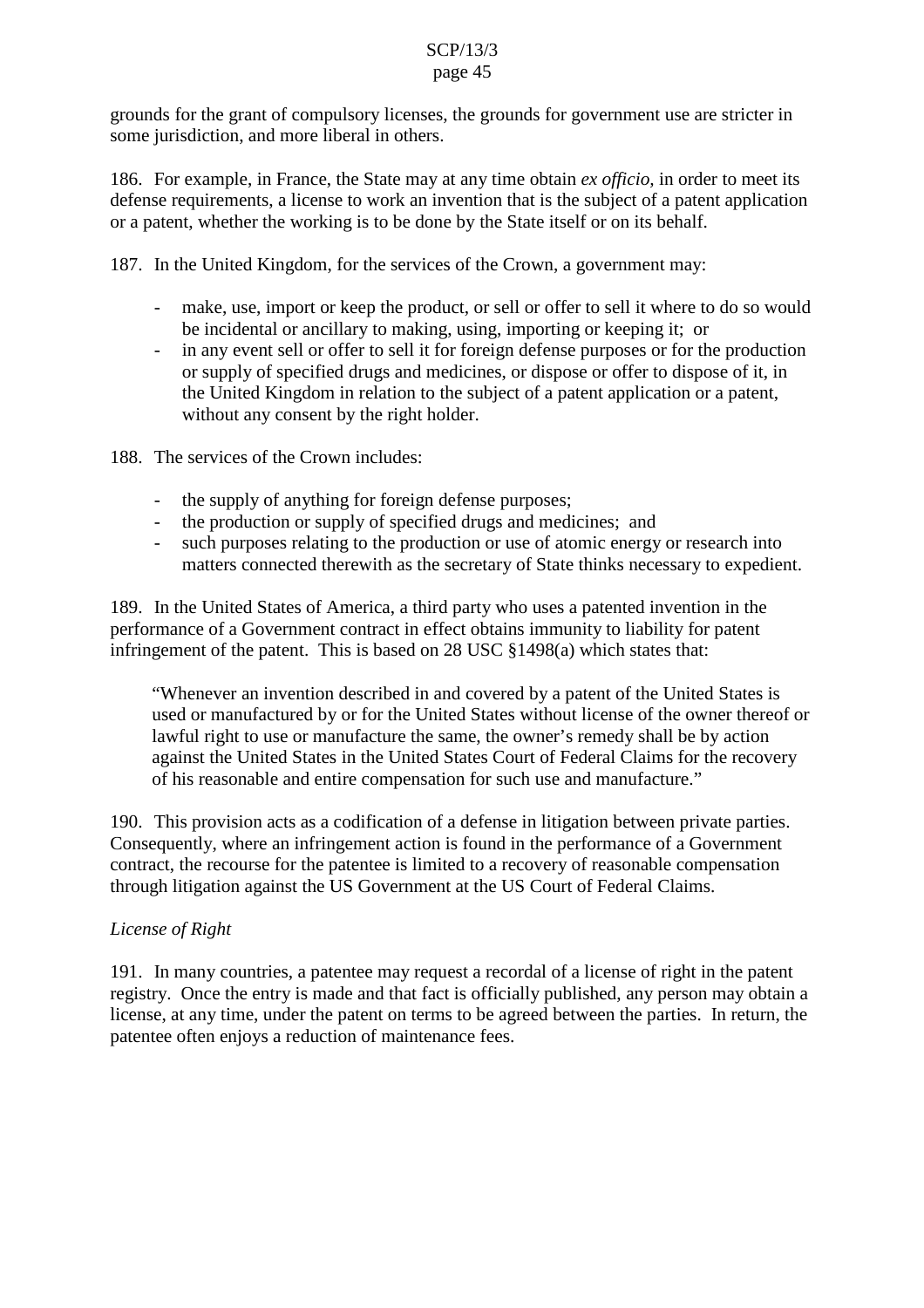grounds for the grant of compulsory licenses, the grounds for government use are stricter in some jurisdiction, and more liberal in others.

186. For example, in France, the State may at any time obtain *ex officio,* in order to meet its defense requirements, a license to work an invention that is the subject of a patent application or a patent, whether the working is to be done by the State itself or on its behalf.

187. In the United Kingdom, for the services of the Crown, a government may:

- make, use, import or keep the product, or sell or offer to sell it where to do so would be incidental or ancillary to making, using, importing or keeping it; or
- in any event sell or offer to sell it for foreign defense purposes or for the production or supply of specified drugs and medicines, or dispose or offer to dispose of it, in the United Kingdom in relation to the subject of a patent application or a patent, without any consent by the right holder.

188. The services of the Crown includes:

- the supply of anything for foreign defense purposes;
- the production or supply of specified drugs and medicines; and
- such purposes relating to the production or use of atomic energy or research into matters connected therewith as the secretary of State thinks necessary to expedient.

189. In the United States of America, a third party who uses a patented invention in the performance of a Government contract in effect obtains immunity to liability for patent infringement of the patent. This is based on 28 USC §1498(a) which states that:

> "Whenever an invention described in and covered by a patent of the United States is used or manufactured by or for the United States without license of the owner thereof or lawful right to use or manufacture the same, the owner's remedy shall be by action against the United States in the United States Court of Federal Claims for the recovery of his reasonable and entire compensation for such use and manufacture."

190. This provision acts as a codification of a defense in litigation between private parties. Consequently, where an infringement action is found in the performance of a Government contract, the recourse for the patentee is limited to a recovery of reasonable compensation through litigation against the US Government at the US Court of Federal Claims.

*License of Right*

191. In many countries, a patentee may request a recordal of a license of right in the patent registry. Once the entry is made and that fact is officially published, any person may obtain a license, at any time, under the patent on terms to be agreed between the parties. In return, the patentee often enjoys a reduction of maintenance fees.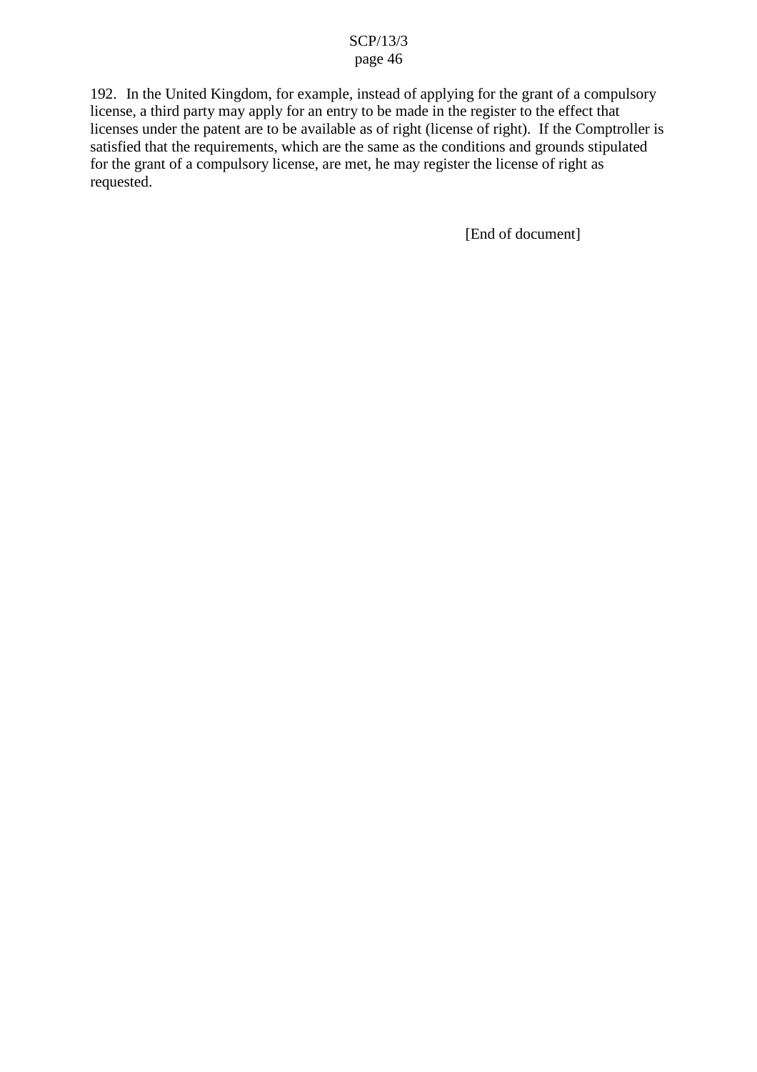192. In the United Kingdom, for example, instead of applying for the grant of a compulsory license, a third party may apply for an entry to be made in the register to the effect that licenses under the patent are to be available as of right (license of right). If the Comptroller is satisfied that the requirements, which are the same as the conditions and grounds stipulated for the grant of a compulsory license, are met, he may register the license of right as requested.

[End of document]